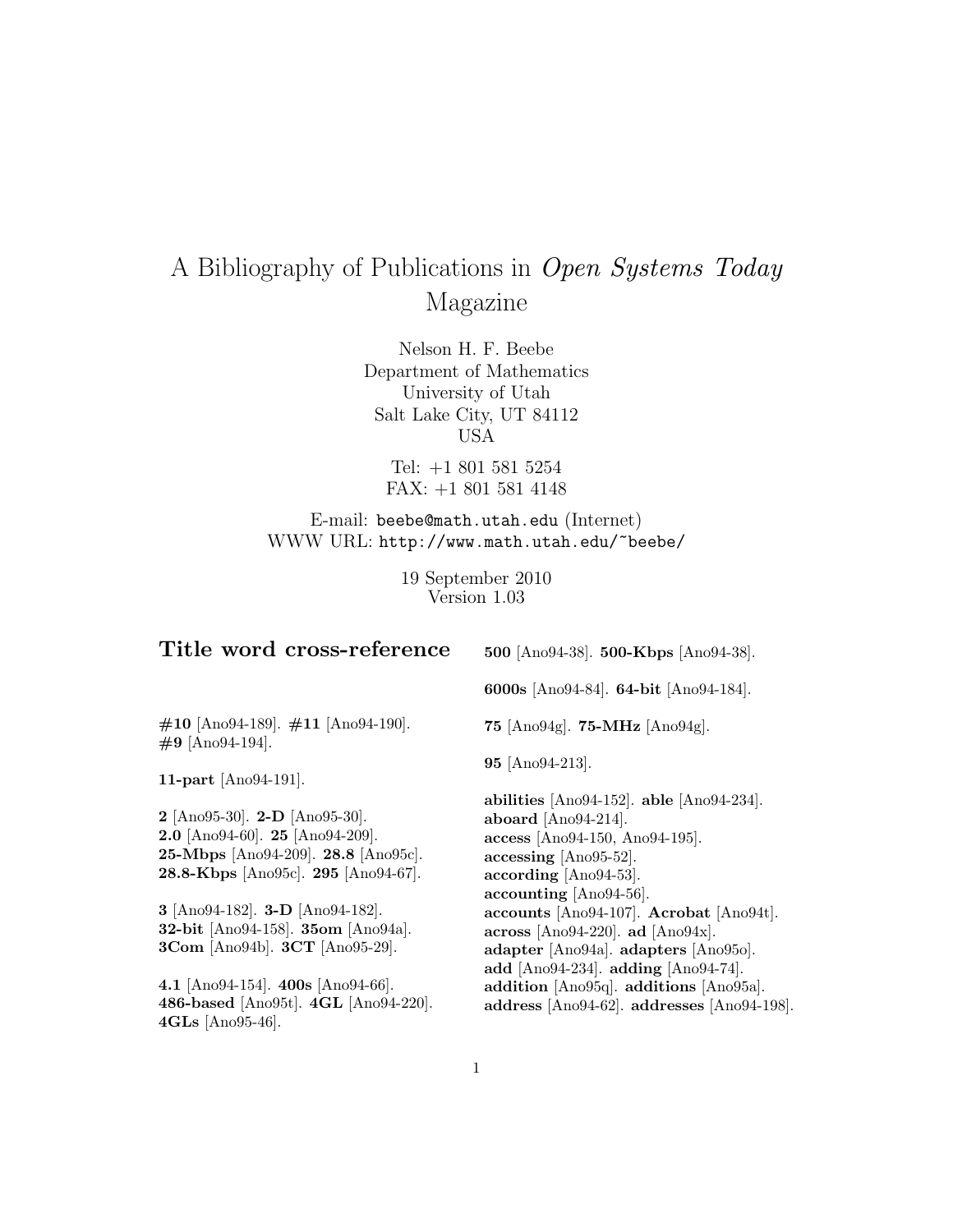# A Bibliography of Publications in *Open Systems Today* Magazine

Nelson H. F. Beebe
Department of Mathematics
University of Utah
Salt Lake City, UT 84112
USA

Tel: +1 801 581 5254
FAX: +1 801 581 4148

E-mail: beebe@math.utah.edu (Internet)
WWW URL: http://www.math.utah.edu/~beebe/

19 September 2010
Version 1.03

## Title word cross-reference

**#10** [Ano94-189]. **#11** [Ano94-190]. **#9** [Ano94-194].

**11-part** [Ano94-191].

**2** [Ano95-30]. **2-D** [Ano95-30]. **2.0** [Ano94-60]. **25** [Ano94-209]. **25-Mbps** [Ano94-209]. **28.8** [Ano95c]. **28.8-Kbps** [Ano95c]. **295** [Ano94-67].

**3** [Ano94-182]. **3-D** [Ano94-182]. **32-bit** [Ano94-158]. **35om** [Ano94a]. **3Com** [Ano94b]. **3CT** [Ano95-29].

**4.1** [Ano94-154]. **400s** [Ano94-66]. **486-based** [Ano95t]. **4GL** [Ano94-220]. **4GLs** [Ano95-46].

**500** [Ano94-38]. **500-Kbps** [Ano94-38].

**6000s** [Ano94-84]. **64-bit** [Ano94-184].

**75** [Ano94g]. **75-MHz** [Ano94g].

**95** [Ano94-213].

**abilities** [Ano94-152]. **able** [Ano94-234]. **aboard** [Ano94-214]. **access** [Ano94-150, Ano94-195]. **accessing** [Ano95-52]. **according** [Ano94-53]. **accounting** [Ano94-56]. **accounts** [Ano94-107]. **Acrobat** [Ano94t]. **across** [Ano94-220]. **ad** [Ano94x]. **adapter** [Ano94a]. **adapters** [Ano95o]. **add** [Ano94-234]. **adding** [Ano94-74]. **addition** [Ano95q]. **additions** [Ano95a]. **address** [Ano94-62]. **addresses** [Ano94-198].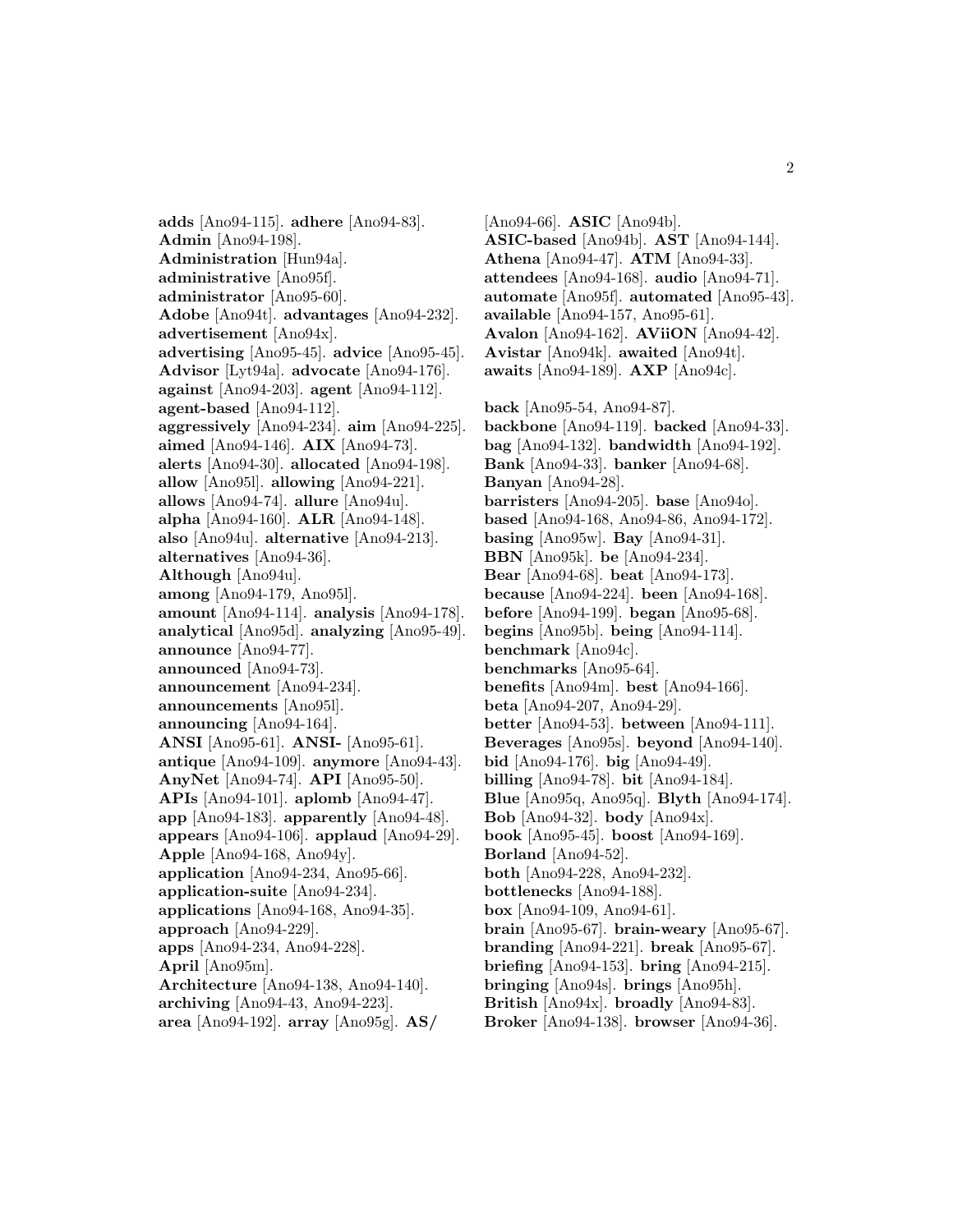**adds** [Ano94-115]. **adhere** [Ano94-83]. **Admin** [Ano94-198]. **Administration** [Hun94a]. **administrative** [Ano95f]. **administrator** [Ano95-60]. **Adobe** [Ano94t]. **advantages** [Ano94-232]. **advertisement** [Ano94x]. **advertising** [Ano95-45]. **advice** [Ano95-45]. **Advisor** [Lyt94a]. **advocate** [Ano94-176]. **against** [Ano94-203]. **agent** [Ano94-112]. **agent-based** [Ano94-112]. **aggressively** [Ano94-234]. **aim** [Ano94-225]. **aimed** [Ano94-146]. **AIX** [Ano94-73]. **alerts** [Ano94-30]. **allocated** [Ano94-198]. **allow** [Ano95l]. **allowing** [Ano94-221]. **allows** [Ano94-74]. **allure** [Ano94u]. **alpha** [Ano94-160]. **ALR** [Ano94-148]. **also** [Ano94u]. **alternative** [Ano94-213]. **alternatives** [Ano94-36]. **Although** [Ano94u]. **among** [Ano94-179, Ano95l]. **amount** [Ano94-114]. **analysis** [Ano94-178]. **analytical** [Ano95d]. **analyzing** [Ano95-49]. **announce** [Ano94-77]. **announced** [Ano94-73]. **announcement** [Ano94-234]. **announcements** [Ano95l]. **announcing** [Ano94-164]. **ANSI** [Ano95-61]. **ANSI-** [Ano95-61]. **antique** [Ano94-109]. **anymore** [Ano94-43]. **AnyNet** [Ano94-74]. **API** [Ano95-50]. **APIs** [Ano94-101]. **aplomb** [Ano94-47]. **app** [Ano94-183]. **apparently** [Ano94-48]. **appears** [Ano94-106]. **applaud** [Ano94-29]. **Apple** [Ano94-168, Ano94y]. **application** [Ano94-234, Ano95-66]. **application-suite** [Ano94-234]. **applications** [Ano94-168, Ano94-35]. **approach** [Ano94-229]. **apps** [Ano94-234, Ano94-228]. **April** [Ano95m]. **Architecture** [Ano94-138, Ano94-140]. **archiving** [Ano94-43, Ano94-223]. **area** [Ano94-192]. **array** [Ano95g]. **AS/** [Ano94-66]. **ASIC** [Ano94b]. **ASIC-based** [Ano94b]. **AST** [Ano94-144]. **Athena** [Ano94-47]. **ATM** [Ano94-33]. **attendees** [Ano94-168]. **audio** [Ano94-71]. **automate** [Ano95f]. **automated** [Ano95-43]. **available** [Ano94-157, Ano95-61]. **Avalon** [Ano94-162]. **AViiON** [Ano94-42]. **Avistar** [Ano94k]. **awaited** [Ano94t]. **awaits** [Ano94-189]. **AXP** [Ano94c].

**back** [Ano95-54, Ano94-87]. **backbone** [Ano94-119]. **backed** [Ano94-33]. **bag** [Ano94-132]. **bandwidth** [Ano94-192]. **Bank** [Ano94-33]. **banker** [Ano94-68]. **Banyan** [Ano94-28]. **barristers** [Ano94-205]. **base** [Ano94o]. **based** [Ano94-168, Ano94-86, Ano94-172]. **basing** [Ano95w]. **Bay** [Ano94-31]. **BBN** [Ano95k]. **be** [Ano94-234]. **Bear** [Ano94-68]. **beat** [Ano94-173]. **because** [Ano94-224]. **been** [Ano94-168]. **before** [Ano94-199]. **began** [Ano95-68]. **begins** [Ano95b]. **being** [Ano94-114]. **benchmark** [Ano94c]. **benchmarks** [Ano95-64]. **benefits** [Ano94m]. **best** [Ano94-166]. **beta** [Ano94-207, Ano94-29]. **better** [Ano94-53]. **between** [Ano94-111]. **Beverages** [Ano95s]. **beyond** [Ano94-140]. **bid** [Ano94-176]. **big** [Ano94-49]. **billing** [Ano94-78]. **bit** [Ano94-184]. **Blue** [Ano95q, Ano95q]. **Blyth** [Ano94-174]. **Bob** [Ano94-32]. **body** [Ano94x]. **book** [Ano95-45]. **boost** [Ano94-169]. **Borland** [Ano94-52]. **both** [Ano94-228, Ano94-232]. **bottlenecks** [Ano94-188]. **box** [Ano94-109, Ano94-61]. **brain** [Ano95-67]. **brain-weary** [Ano95-67]. **branding** [Ano94-221]. **break** [Ano95-67]. **briefing** [Ano94-153]. **bring** [Ano94-215]. **bringing** [Ano94s]. **brings** [Ano95h]. **British** [Ano94x]. **broadly** [Ano94-83]. **Broker** [Ano94-138]. **browser** [Ano94-36].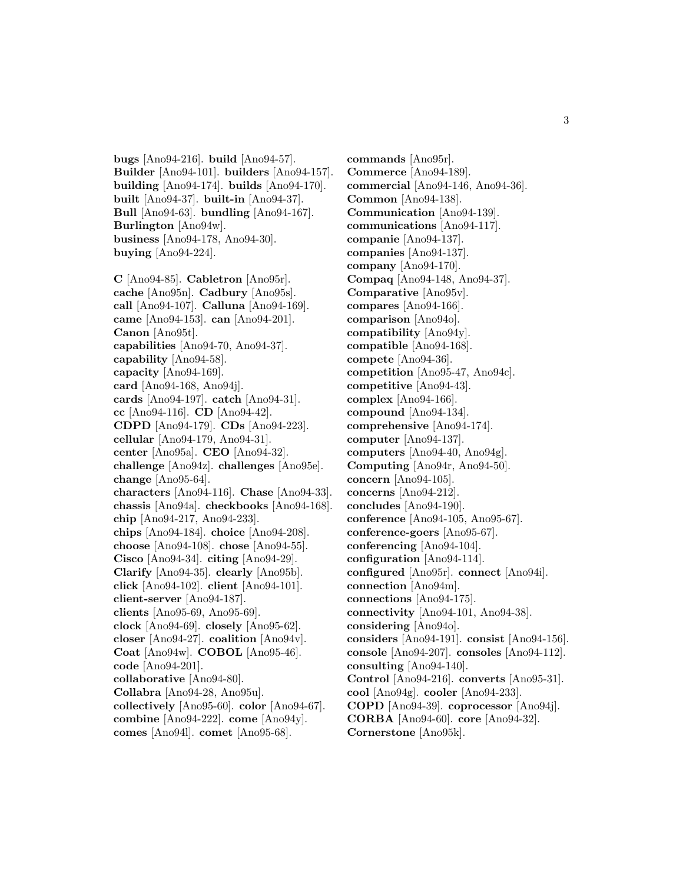**bugs** [Ano94-216]. **build** [Ano94-57]. **Builder** [Ano94-101]. **builders** [Ano94-157]. **building** [Ano94-174]. **builds** [Ano94-170]. **built** [Ano94-37]. **built-in** [Ano94-37]. **Bull** [Ano94-63]. **bundling** [Ano94-167]. **Burlington** [Ano94w]. **business** [Ano94-178, Ano94-30]. **buying** [Ano94-224].

**C** [Ano94-85]. **Cabletron** [Ano95r]. **cache** [Ano95n]. **Cadbury** [Ano95s]. **call** [Ano94-107]. **Calluna** [Ano94-169]. **came** [Ano94-153]. **can** [Ano94-201]. **Canon** [Ano95t]. **capabilities** [Ano94-70, Ano94-37]. **capability** [Ano94-58]. **capacity** [Ano94-169]. **card** [Ano94-168, Ano94j]. **cards** [Ano94-197]. **catch** [Ano94-31]. **cc** [Ano94-116]. **CD** [Ano94-42]. **CDPD** [Ano94-179]. **CDs** [Ano94-223]. **cellular** [Ano94-179, Ano94-31]. **center** [Ano95a]. **CEO** [Ano94-32]. **challenge** [Ano94z]. **challenges** [Ano95e]. **change** [Ano95-64]. **characters** [Ano94-116]. **Chase** [Ano94-33]. **chassis** [Ano94a]. **checkbooks** [Ano94-168]. **chip** [Ano94-217, Ano94-233]. **chips** [Ano94-184]. **choice** [Ano94-208]. **choose** [Ano94-108]. **chose** [Ano94-55]. **Cisco** [Ano94-34]. **citing** [Ano94-29]. **Clarify** [Ano94-35]. **clearly** [Ano95b]. **click** [Ano94-102]. **client** [Ano94-101]. **client-server** [Ano94-187]. **clients** [Ano95-69, Ano95-69]. **clock** [Ano94-69]. **closely** [Ano95-62]. **closer** [Ano94-27]. **coalition** [Ano94v]. **Coat** [Ano94w]. **COBOL** [Ano95-46]. **code** [Ano94-201]. **collaborative** [Ano94-80]. **Collabra** [Ano94-28, Ano95u]. **collectively** [Ano95-60]. **color** [Ano94-67]. **combine** [Ano94-222]. **come** [Ano94y]. **comes** [Ano94l]. **comet** [Ano95-68]. **commands** [Ano95r]. **Commerce** [Ano94-189]. **commercial** [Ano94-146, Ano94-36]. **Common** [Ano94-138]. **Communication** [Ano94-139]. **communications** [Ano94-117]. **companie** [Ano94-137]. **companies** [Ano94-137]. **company** [Ano94-170]. **Compaq** [Ano94-148, Ano94-37]. **Comparative** [Ano95v]. **compares** [Ano94-166]. **comparison** [Ano94o]. **compatibility** [Ano94y]. **compatible** [Ano94-168]. **compete** [Ano94-36]. **competition** [Ano95-47, Ano94c]. **competitive** [Ano94-43]. **complex** [Ano94-166]. **compound** [Ano94-134]. **comprehensive** [Ano94-174]. **computer** [Ano94-137]. **computers** [Ano94-40, Ano94g]. **Computing** [Ano94r, Ano94-50]. **concern** [Ano94-105]. **concerns** [Ano94-212]. **concludes** [Ano94-190]. **conference** [Ano94-105, Ano95-67]. **conference-goers** [Ano95-67]. **conferencing** [Ano94-104]. **configuration** [Ano94-114]. **configured** [Ano95r]. **connect** [Ano94i]. **connection** [Ano94m]. **connections** [Ano94-175]. **connectivity** [Ano94-101, Ano94-38]. **considering** [Ano94o]. **considers** [Ano94-191]. **consist** [Ano94-156]. **console** [Ano94-207]. **consoles** [Ano94-112]. **consulting** [Ano94-140]. **Control** [Ano94-216]. **converts** [Ano95-31]. **cool** [Ano94g]. **cooler** [Ano94-233]. **COPD** [Ano94-39]. **coprocessor** [Ano94j]. **CORBA** [Ano94-60]. **core** [Ano94-32]. **Cornerstone** [Ano95k].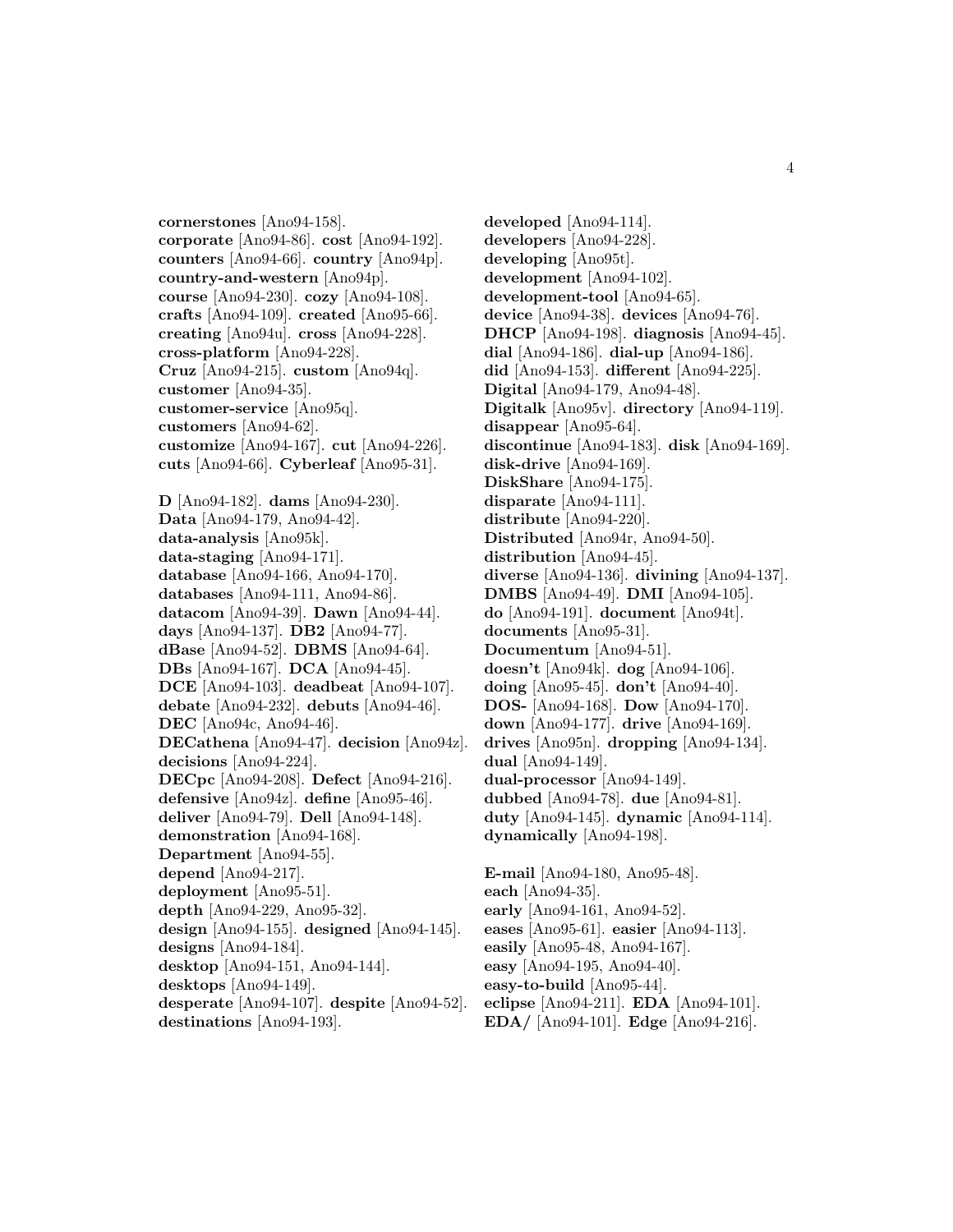**cornerstones** [Ano94-158].
**corporate** [Ano94-86]. **cost** [Ano94-192].
**counters** [Ano94-66]. **country** [Ano94p].
**country-and-western** [Ano94p].
**course** [Ano94-230]. **cozy** [Ano94-108].
**crafts** [Ano94-109]. **created** [Ano95-66].
**creating** [Ano94u]. **cross** [Ano94-228].
**cross-platform** [Ano94-228].
**Cruz** [Ano94-215]. **custom** [Ano94q].
**customer** [Ano94-35].
**customer-service** [Ano95q].
**customers** [Ano94-62].
**customize** [Ano94-167]. **cut** [Ano94-226].
**cuts** [Ano94-66]. **Cyberleaf** [Ano95-31].

**D** [Ano94-182]. **dams** [Ano94-230].
**Data** [Ano94-179, Ano94-42].
**data-analysis** [Ano95k].
**data-staging** [Ano94-171].
**database** [Ano94-166, Ano94-170].
**databases** [Ano94-111, Ano94-86].
**datacom** [Ano94-39]. **Dawn** [Ano94-44].
**days** [Ano94-137]. **DB2** [Ano94-77].
**dBase** [Ano94-52]. **DBMS** [Ano94-64].
**DBs** [Ano94-167]. **DCA** [Ano94-45].
**DCE** [Ano94-103]. **deadbeat** [Ano94-107].
**debate** [Ano94-232]. **debuts** [Ano94-46].
**DEC** [Ano94c, Ano94-46].
**DECathena** [Ano94-47]. **decision** [Ano94z].
**decisions** [Ano94-224].
**DECpc** [Ano94-208]. **Defect** [Ano94-216].
**defensive** [Ano94z]. **define** [Ano95-46].
**deliver** [Ano94-79]. **Dell** [Ano94-148].
**demonstration** [Ano94-168].
**Department** [Ano94-55].
**depend** [Ano94-217].
**deployment** [Ano95-51].
**depth** [Ano94-229, Ano95-32].
**design** [Ano94-155]. **designed** [Ano94-145].
**designs** [Ano94-184].
**desktop** [Ano94-151, Ano94-144].
**desktops** [Ano94-149].
**desperate** [Ano94-107]. **despite** [Ano94-52].
**destinations** [Ano94-193].
**developed** [Ano94-114].
**developers** [Ano94-228].
**developing** [Ano95t].
**development** [Ano94-102].
**development-tool** [Ano94-65].
**device** [Ano94-38]. **devices** [Ano94-76].
**DHCP** [Ano94-198]. **diagnosis** [Ano94-45].
**dial** [Ano94-186]. **dial-up** [Ano94-186].
**did** [Ano94-153]. **different** [Ano94-225].
**Digital** [Ano94-179, Ano94-48].
**Digitalk** [Ano95v]. **directory** [Ano94-119].
**disappear** [Ano95-64].
**discontinue** [Ano94-183]. **disk** [Ano94-169].
**disk-drive** [Ano94-169].
**DiskShare** [Ano94-175].
**disparate** [Ano94-111].
**distribute** [Ano94-220].
**Distributed** [Ano94r, Ano94-50].
**distribution** [Ano94-45].
**diverse** [Ano94-136]. **divining** [Ano94-137].
**DMBS** [Ano94-49]. **DMI** [Ano94-105].
**do** [Ano94-191]. **document** [Ano94t].
**documents** [Ano95-31].
**Documentum** [Ano94-51].
**doesn't** [Ano94k]. **dog** [Ano94-106].
**doing** [Ano95-45]. **don't** [Ano94-40].
**DOS-** [Ano94-168]. **Dow** [Ano94-170].
**down** [Ano94-177]. **drive** [Ano94-169].
**drives** [Ano95n]. **dropping** [Ano94-134].
**dual** [Ano94-149].
**dual-processor** [Ano94-149].
**dubbed** [Ano94-78]. **due** [Ano94-81].
**duty** [Ano94-145]. **dynamic** [Ano94-114].
**dynamically** [Ano94-198].

**E-mail** [Ano94-180, Ano95-48].
**each** [Ano94-35].
**early** [Ano94-161, Ano94-52].
**eases** [Ano95-61]. **easier** [Ano94-113].
**easily** [Ano95-48, Ano94-167].
**easy** [Ano94-195, Ano94-40].
**easy-to-build** [Ano95-44].
**eclipse** [Ano94-211]. **EDA** [Ano94-101].
**EDA/** [Ano94-101]. **Edge** [Ano94-216].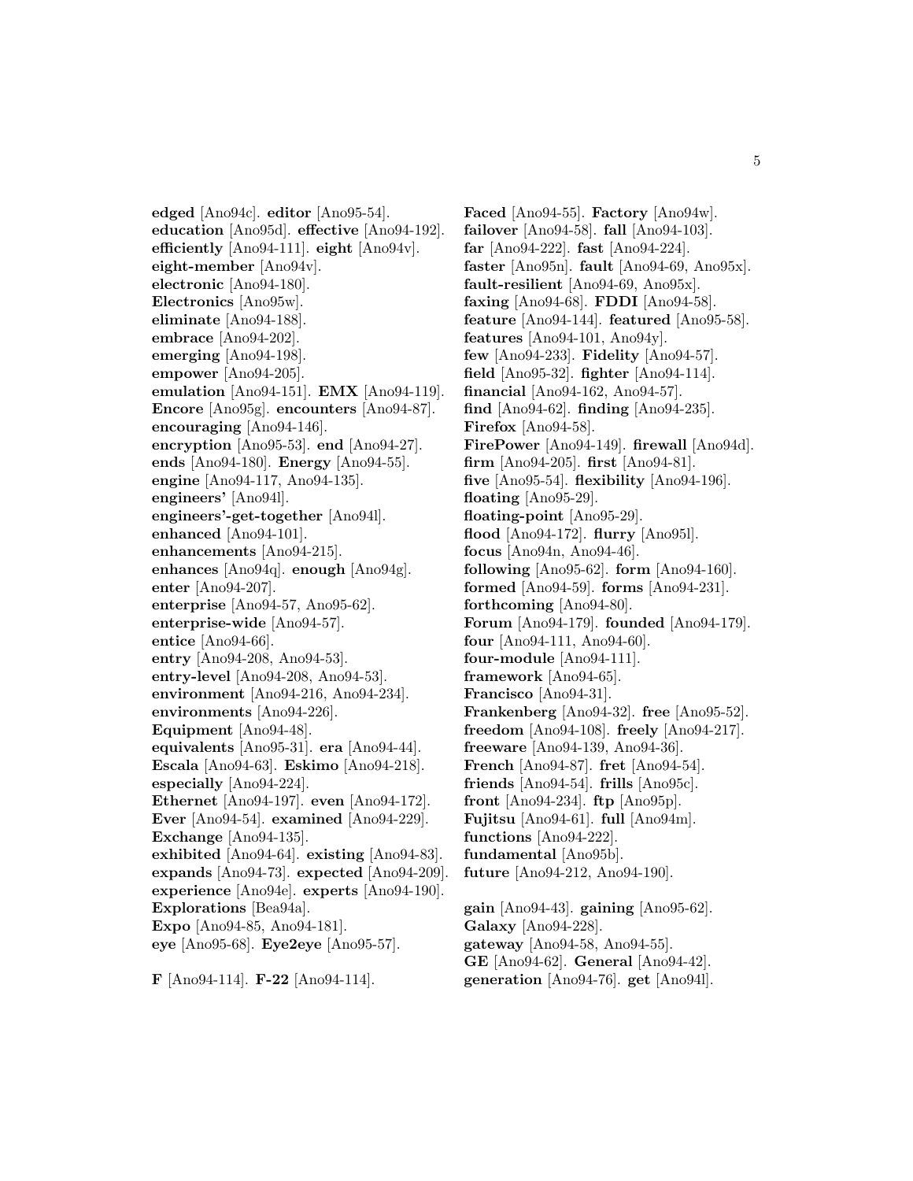**edged** [Ano94c]. **editor** [Ano95-54]. **education** [Ano95d]. **effective** [Ano94-192]. **efficiently** [Ano94-111]. **eight** [Ano94v]. **eight-member** [Ano94v]. **electronic** [Ano94-180]. **Electronics** [Ano95w]. **eliminate** [Ano94-188]. **embrace** [Ano94-202]. **emerging** [Ano94-198]. **empower** [Ano94-205]. **emulation** [Ano94-151]. **EMX** [Ano94-119]. **Encore** [Ano95g]. **encounters** [Ano94-87]. **encouraging** [Ano94-146]. **encryption** [Ano95-53]. **end** [Ano94-27]. **ends** [Ano94-180]. **Energy** [Ano94-55]. **engine** [Ano94-117, Ano94-135]. **engineers'** [Ano94l]. **engineers'-get-together** [Ano94l]. **enhanced** [Ano94-101]. **enhancements** [Ano94-215]. **enhances** [Ano94q]. **enough** [Ano94g]. **enter** [Ano94-207]. **enterprise** [Ano94-57, Ano95-62]. **enterprise-wide** [Ano94-57]. **entice** [Ano94-66]. **entry** [Ano94-208, Ano94-53]. **entry-level** [Ano94-208, Ano94-53]. **environment** [Ano94-216, Ano94-234]. **environments** [Ano94-226]. **Equipment** [Ano94-48]. **equivalents** [Ano95-31]. **era** [Ano94-44]. **Escala** [Ano94-63]. **Eskimo** [Ano94-218]. **especially** [Ano94-224]. **Ethernet** [Ano94-197]. **even** [Ano94-172]. **Ever** [Ano94-54]. **examined** [Ano94-229]. **Exchange** [Ano94-135]. **exhibited** [Ano94-64]. **existing** [Ano94-83]. **expands** [Ano94-73]. **expected** [Ano94-209]. **experience** [Ano94e]. **experts** [Ano94-190]. **Explorations** [Bea94a]. **Expo** [Ano94-85, Ano94-181]. **eye** [Ano95-68]. **Eye2eye** [Ano95-57].

**F** [Ano94-114]. **F-22** [Ano94-114].

**Faced** [Ano94-55]. **Factory** [Ano94w]. **failover** [Ano94-58]. **fall** [Ano94-103]. **far** [Ano94-222]. **fast** [Ano94-224]. **faster** [Ano95n]. **fault** [Ano94-69, Ano95x]. **fault-resilient** [Ano94-69, Ano95x]. **faxing** [Ano94-68]. **FDDI** [Ano94-58]. **feature** [Ano94-144]. **featured** [Ano95-58]. **features** [Ano94-101, Ano94y]. **few** [Ano94-233]. **Fidelity** [Ano94-57]. **field** [Ano95-32]. **fighter** [Ano94-114]. **financial** [Ano94-162, Ano94-57]. **find** [Ano94-62]. **finding** [Ano94-235]. **Firefox** [Ano94-58]. **FirePower** [Ano94-149]. **firewall** [Ano94d]. **firm** [Ano94-205]. **first** [Ano94-81]. **five** [Ano95-54]. **flexibility** [Ano94-196]. **floating** [Ano95-29]. **floating-point** [Ano95-29]. **flood** [Ano94-172]. **flurry** [Ano95l]. **focus** [Ano94n, Ano94-46]. **following** [Ano95-62]. **form** [Ano94-160]. **formed** [Ano94-59]. **forms** [Ano94-231]. **forthcoming** [Ano94-80]. **Forum** [Ano94-179]. **founded** [Ano94-179]. **four** [Ano94-111, Ano94-60]. **four-module** [Ano94-111]. **framework** [Ano94-65]. **Francisco** [Ano94-31]. **Frankenberg** [Ano94-32]. **free** [Ano95-52]. **freedom** [Ano94-108]. **freely** [Ano94-217]. **freeware** [Ano94-139, Ano94-36]. **French** [Ano94-87]. **fret** [Ano94-54]. **friends** [Ano94-54]. **frills** [Ano95c]. **front** [Ano94-234]. **ftp** [Ano95p]. **Fujitsu** [Ano94-61]. **full** [Ano94m]. **functions** [Ano94-222]. **fundamental** [Ano95b]. **future** [Ano94-212, Ano94-190].

**gain** [Ano94-43]. **gaining** [Ano95-62]. **Galaxy** [Ano94-228]. **gateway** [Ano94-58, Ano94-55]. **GE** [Ano94-62]. **General** [Ano94-42]. **generation** [Ano94-76]. **get** [Ano94l].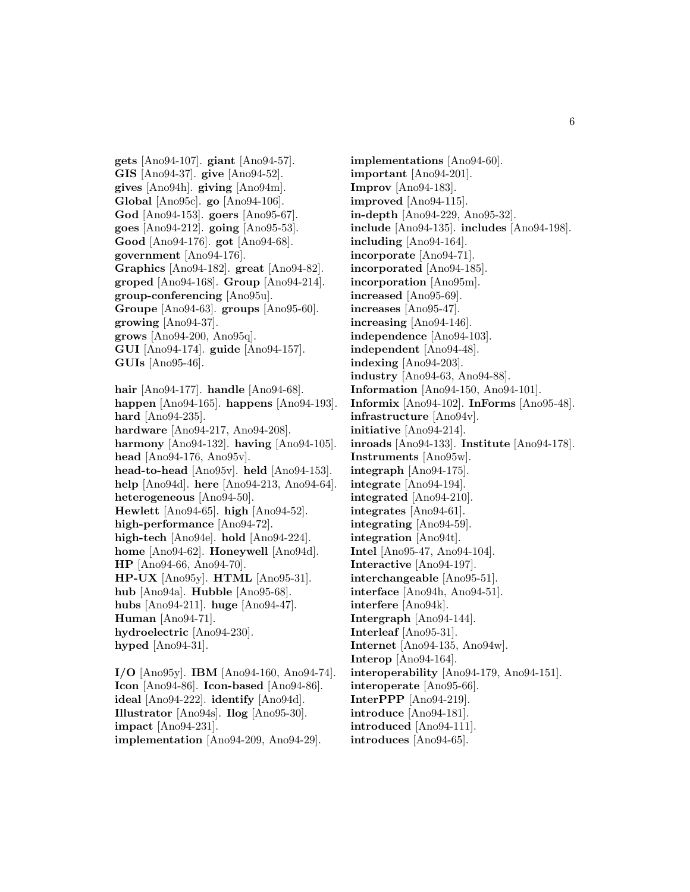**gets** [Ano94-107]. **giant** [Ano94-57]. **GIS** [Ano94-37]. **give** [Ano94-52]. **gives** [Ano94h]. **giving** [Ano94m]. **Global** [Ano95c]. **go** [Ano94-106]. **God** [Ano94-153]. **goers** [Ano95-67]. **goes** [Ano94-212]. **going** [Ano95-53]. **Good** [Ano94-176]. **got** [Ano94-68]. **government** [Ano94-176]. **Graphics** [Ano94-182]. **great** [Ano94-82]. **groped** [Ano94-168]. **Group** [Ano94-214]. **group-conferencing** [Ano95u]. **Groupe** [Ano94-63]. **groups** [Ano95-60]. **growing** [Ano94-37]. **grows** [Ano94-200, Ano95q]. **GUI** [Ano94-174]. **guide** [Ano94-157]. **GUIs** [Ano95-46].

**hair** [Ano94-177]. **handle** [Ano94-68]. **happen** [Ano94-165]. **happens** [Ano94-193]. **hard** [Ano94-235]. **hardware** [Ano94-217, Ano94-208]. **harmony** [Ano94-132]. **having** [Ano94-105]. **head** [Ano94-176, Ano95v]. **head-to-head** [Ano95v]. **held** [Ano94-153]. **help** [Ano94d]. **here** [Ano94-213, Ano94-64]. **heterogeneous** [Ano94-50]. **Hewlett** [Ano94-65]. **high** [Ano94-52]. **high-performance** [Ano94-72]. **high-tech** [Ano94e]. **hold** [Ano94-224]. **home** [Ano94-62]. **Honeywell** [Ano94d]. **HP** [Ano94-66, Ano94-70]. **HP-UX** [Ano95y]. **HTML** [Ano95-31]. **hub** [Ano94a]. **Hubble** [Ano95-68]. **hubs** [Ano94-211]. **huge** [Ano94-47]. **Human** [Ano94-71]. **hydroelectric** [Ano94-230]. **hyped** [Ano94-31].

**I/O** [Ano95y]. **IBM** [Ano94-160, Ano94-74]. **Icon** [Ano94-86]. **Icon-based** [Ano94-86]. **ideal** [Ano94-222]. **identify** [Ano94d]. **Illustrator** [Ano94s]. **Ilog** [Ano95-30]. **impact** [Ano94-231]. **implementation** [Ano94-209, Ano94-29]. **implementations** [Ano94-60]. **important** [Ano94-201]. **Improv** [Ano94-183]. **improved** [Ano94-115]. **in-depth** [Ano94-229, Ano95-32]. **include** [Ano94-135]. **includes** [Ano94-198]. **including** [Ano94-164]. **incorporate** [Ano94-71]. **incorporated** [Ano94-185]. **incorporation** [Ano95m]. **increased** [Ano95-69]. **increases** [Ano95-47]. **increasing** [Ano94-146]. **independence** [Ano94-103]. **independent** [Ano94-48]. **indexing** [Ano94-203]. **industry** [Ano94-63, Ano94-88]. **Information** [Ano94-150, Ano94-101]. **Informix** [Ano94-102]. **InForms** [Ano95-48]. **infrastructure** [Ano94v]. **initiative** [Ano94-214]. **inroads** [Ano94-133]. **Institute** [Ano94-178]. **Instruments** [Ano95w]. **integraph** [Ano94-175]. **integrate** [Ano94-194]. **integrated** [Ano94-210]. **integrates** [Ano94-61]. **integrating** [Ano94-59]. **integration** [Ano94t]. **Intel** [Ano95-47, Ano94-104]. **Interactive** [Ano94-197]. **interchangeable** [Ano95-51]. **interface** [Ano94h, Ano94-51]. **interfere** [Ano94k]. **Intergraph** [Ano94-144]. **Interleaf** [Ano95-31]. **Internet** [Ano94-135, Ano94w]. **Interop** [Ano94-164]. **interoperability** [Ano94-179, Ano94-151]. **interoperate** [Ano95-66]. **InterPPP** [Ano94-219]. **introduce** [Ano94-181]. **introduced** [Ano94-111]. **introduces** [Ano94-65].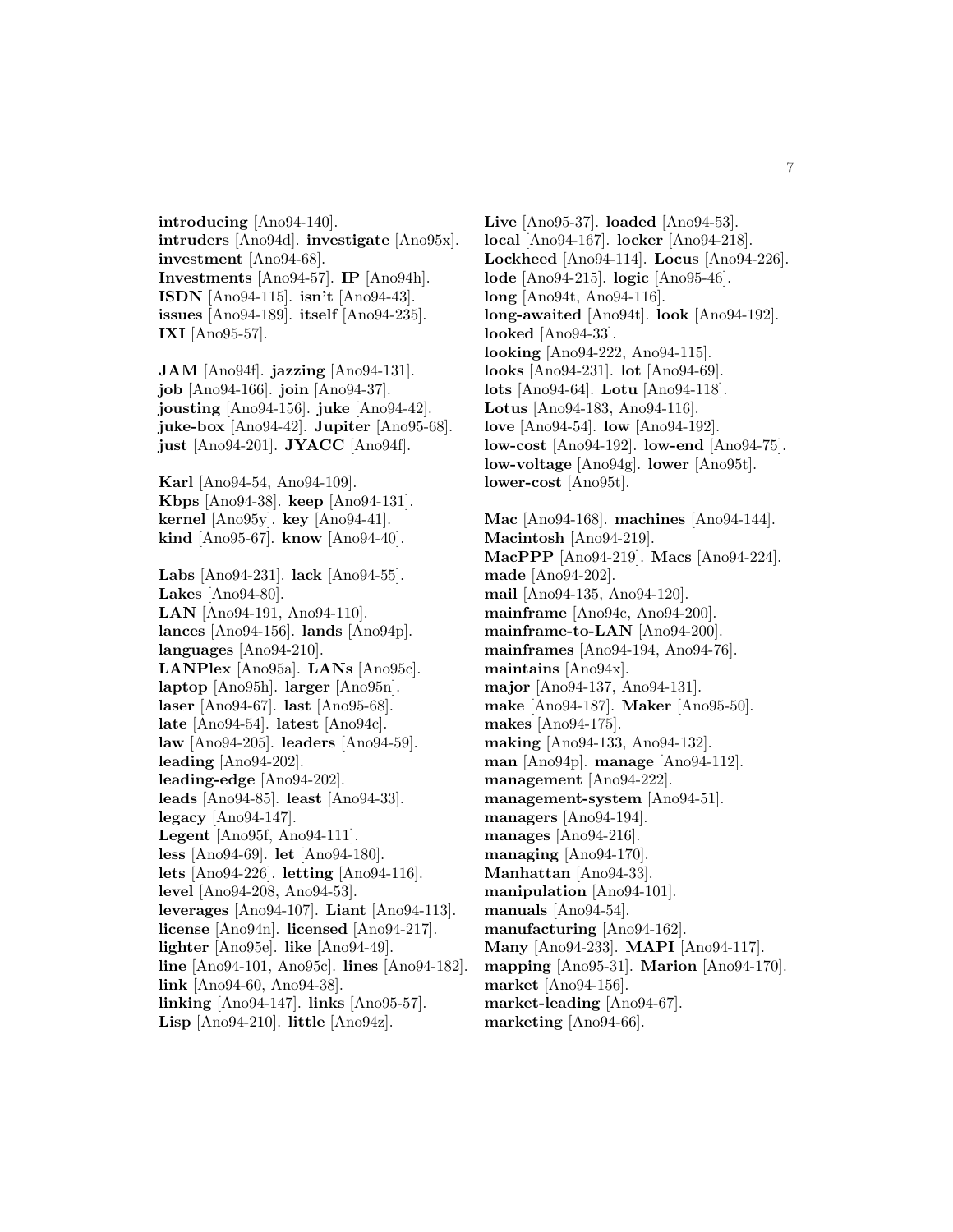**introducing** [Ano94-140].
**intruders** [Ano94d]. **investigate** [Ano95x].
**investment** [Ano94-68].
**Investments** [Ano94-57]. **IP** [Ano94h].
**ISDN** [Ano94-115]. **isn't** [Ano94-43].
**issues** [Ano94-189]. **itself** [Ano94-235].
**IXI** [Ano95-57].

**JAM** [Ano94f]. **jazzing** [Ano94-131].
**job** [Ano94-166]. **join** [Ano94-37].
**jousting** [Ano94-156]. **juke** [Ano94-42].
**juke-box** [Ano94-42]. **Jupiter** [Ano95-68].
**just** [Ano94-201]. **JYACC** [Ano94f].

**Karl** [Ano94-54, Ano94-109].
**Kbps** [Ano94-38]. **keep** [Ano94-131].
**kernel** [Ano95y]. **key** [Ano94-41].
**kind** [Ano95-67]. **know** [Ano94-40].

**Labs** [Ano94-231]. **lack** [Ano94-55].
**Lakes** [Ano94-80].
**LAN** [Ano94-191, Ano94-110].
**lances** [Ano94-156]. **lands** [Ano94p].
**languages** [Ano94-210].
**LANPlex** [Ano95a]. **LANs** [Ano95c].
**laptop** [Ano95h]. **larger** [Ano95n].
**laser** [Ano94-67]. **last** [Ano95-68].
**late** [Ano94-54]. **latest** [Ano94c].
**law** [Ano94-205]. **leaders** [Ano94-59].
**leading** [Ano94-202].
**leading-edge** [Ano94-202].
**leads** [Ano94-85]. **least** [Ano94-33].
**legacy** [Ano94-147].
**Legent** [Ano95f, Ano94-111].
**less** [Ano94-69]. **let** [Ano94-180].
**lets** [Ano94-226]. **letting** [Ano94-116].
**level** [Ano94-208, Ano94-53].
**leverages** [Ano94-107]. **Liant** [Ano94-113].
**license** [Ano94n]. **licensed** [Ano94-217].
**lighter** [Ano95e]. **like** [Ano94-49].
**line** [Ano94-101, Ano95c]. **lines** [Ano94-182].
**link** [Ano94-60, Ano94-38].
**linking** [Ano94-147]. **links** [Ano95-57].
**Lisp** [Ano94-210]. **little** [Ano94z].
**Live** [Ano95-37]. **loaded** [Ano94-53].
**local** [Ano94-167]. **locker** [Ano94-218].
**Lockheed** [Ano94-114]. **Locus** [Ano94-226].
**lode** [Ano94-215]. **logic** [Ano95-46].
**long** [Ano94t, Ano94-116].
**long-awaited** [Ano94t]. **look** [Ano94-192].
**looked** [Ano94-33].
**looking** [Ano94-222, Ano94-115].
**looks** [Ano94-231]. **lot** [Ano94-69].
**lots** [Ano94-64]. **Lotu** [Ano94-118].
**Lotus** [Ano94-183, Ano94-116].
**love** [Ano94-54]. **low** [Ano94-192].
**low-cost** [Ano94-192]. **low-end** [Ano94-75].
**low-voltage** [Ano94g]. **lower** [Ano95t].
**lower-cost** [Ano95t].

**Mac** [Ano94-168]. **machines** [Ano94-144].
**Macintosh** [Ano94-219].
**MacPPP** [Ano94-219]. **Macs** [Ano94-224].
**made** [Ano94-202].
**mail** [Ano94-135, Ano94-120].
**mainframe** [Ano94c, Ano94-200].
**mainframe-to-LAN** [Ano94-200].
**mainframes** [Ano94-194, Ano94-76].
**maintains** [Ano94x].
**major** [Ano94-137, Ano94-131].
**make** [Ano94-187]. **Maker** [Ano95-50].
**makes** [Ano94-175].
**making** [Ano94-133, Ano94-132].
**man** [Ano94p]. **manage** [Ano94-112].
**management** [Ano94-222].
**management-system** [Ano94-51].
**managers** [Ano94-194].
**manages** [Ano94-216].
**managing** [Ano94-170].
**Manhattan** [Ano94-33].
**manipulation** [Ano94-101].
**manuals** [Ano94-54].
**manufacturing** [Ano94-162].
**Many** [Ano94-233]. **MAPI** [Ano94-117].
**mapping** [Ano95-31]. **Marion** [Ano94-170].
**market** [Ano94-156].
**market-leading** [Ano94-67].
**marketing** [Ano94-66].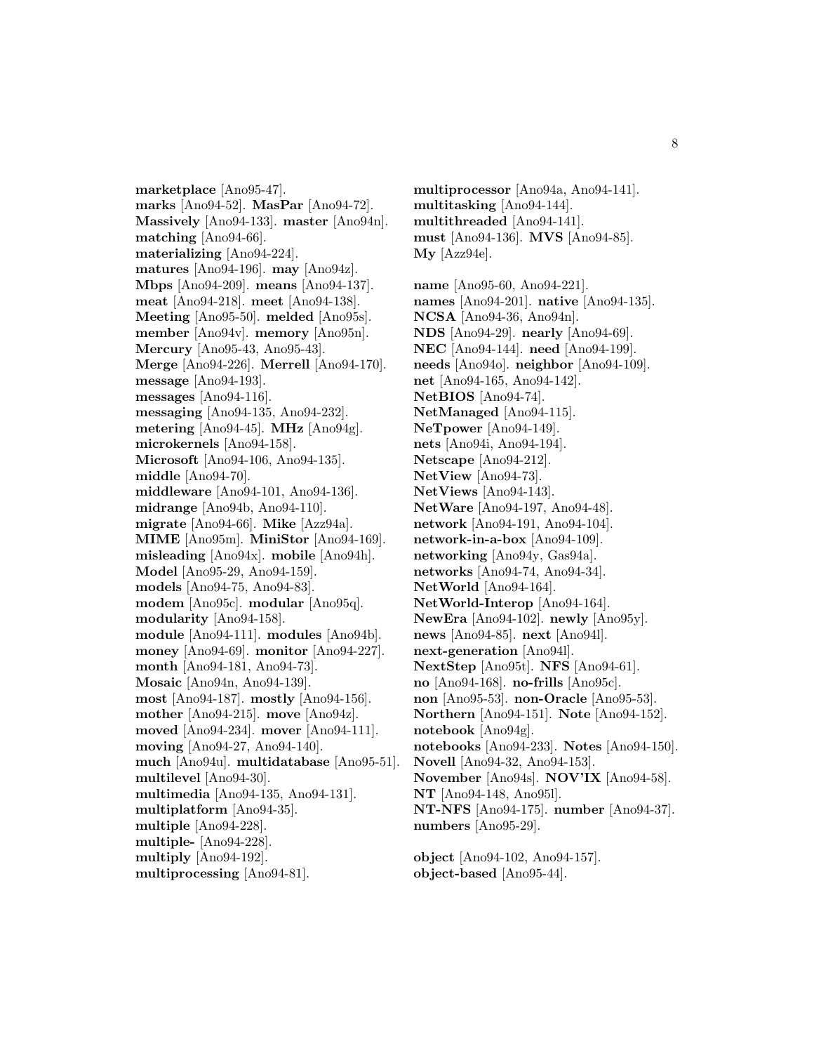**marketplace** [Ano95-47].
**marks** [Ano94-52]. **MasPar** [Ano94-72].
**Massively** [Ano94-133]. **master** [Ano94n].
**matching** [Ano94-66].
**materializing** [Ano94-224].
**matures** [Ano94-196]. **may** [Ano94z].
**Mbps** [Ano94-209]. **means** [Ano94-137].
**meat** [Ano94-218]. **meet** [Ano94-138].
**Meeting** [Ano95-50]. **melded** [Ano95s].
**member** [Ano94v]. **memory** [Ano95n].
**Mercury** [Ano95-43, Ano95-43].
**Merge** [Ano94-226]. **Merrell** [Ano94-170].
**message** [Ano94-193].
**messages** [Ano94-116].
**messaging** [Ano94-135, Ano94-232].
**metering** [Ano94-45]. **MHz** [Ano94g].
**microkernels** [Ano94-158].
**Microsoft** [Ano94-106, Ano94-135].
**middle** [Ano94-70].
**middleware** [Ano94-101, Ano94-136].
**midrange** [Ano94b, Ano94-110].
**migrate** [Ano94-66]. **Mike** [Azz94a].
**MIME** [Ano95m]. **MiniStor** [Ano94-169].
**misleading** [Ano94x]. **mobile** [Ano94h].
**Model** [Ano95-29, Ano94-159].
**models** [Ano94-75, Ano94-83].
**modem** [Ano95c]. **modular** [Ano95q].
**modularity** [Ano94-158].
**module** [Ano94-111]. **modules** [Ano94b].
**money** [Ano94-69]. **monitor** [Ano94-227].
**month** [Ano94-181, Ano94-73].
**Mosaic** [Ano94n, Ano94-139].
**most** [Ano94-187]. **mostly** [Ano94-156].
**mother** [Ano94-215]. **move** [Ano94z].
**moved** [Ano94-234]. **mover** [Ano94-111].
**moving** [Ano94-27, Ano94-140].
**much** [Ano94u]. **multidatabase** [Ano95-51].
**multilevel** [Ano94-30].
**multimedia** [Ano94-135, Ano94-131].
**multiplatform** [Ano94-35].
**multiple** [Ano94-228].
**multiple-** [Ano94-228].
**multiply** [Ano94-192].
**multiprocessing** [Ano94-81].
**multiprocessor** [Ano94a, Ano94-141].
**multitasking** [Ano94-144].
**multithreaded** [Ano94-141].
**must** [Ano94-136]. **MVS** [Ano94-85].
**My** [Azz94e].

**name** [Ano95-60, Ano94-221].
**names** [Ano94-201]. **native** [Ano94-135].
**NCSA** [Ano94-36, Ano94n].
**NDS** [Ano94-29]. **nearly** [Ano94-69].
**NEC** [Ano94-144]. **need** [Ano94-199].
**needs** [Ano94o]. **neighbor** [Ano94-109].
**net** [Ano94-165, Ano94-142].
**NetBIOS** [Ano94-74].
**NetManaged** [Ano94-115].
**NeTpower** [Ano94-149].
**nets** [Ano94i, Ano94-194].
**Netscape** [Ano94-212].
**NetView** [Ano94-73].
**NetViews** [Ano94-143].
**NetWare** [Ano94-197, Ano94-48].
**network** [Ano94-191, Ano94-104].
**network-in-a-box** [Ano94-109].
**networking** [Ano94y, Gas94a].
**networks** [Ano94-74, Ano94-34].
**NetWorld** [Ano94-164].
**NetWorld-Interop** [Ano94-164].
**NewEra** [Ano94-102]. **newly** [Ano95y].
**news** [Ano94-85]. **next** [Ano94l].
**next-generation** [Ano94l].
**NextStep** [Ano95t]. **NFS** [Ano94-61].
**no** [Ano94-168]. **no-frills** [Ano95c].
**non** [Ano95-53]. **non-Oracle** [Ano95-53].
**Northern** [Ano94-151]. **Note** [Ano94-152].
**notebook** [Ano94g].
**notebooks** [Ano94-233]. **Notes** [Ano94-150].
**Novell** [Ano94-32, Ano94-153].
**November** [Ano94s]. **NOV'IX** [Ano94-58].
**NT** [Ano94-148, Ano95l].
**NT-NFS** [Ano94-175]. **number** [Ano94-37].
**numbers** [Ano95-29].

**object** [Ano94-102, Ano94-157].
**object-based** [Ano95-44].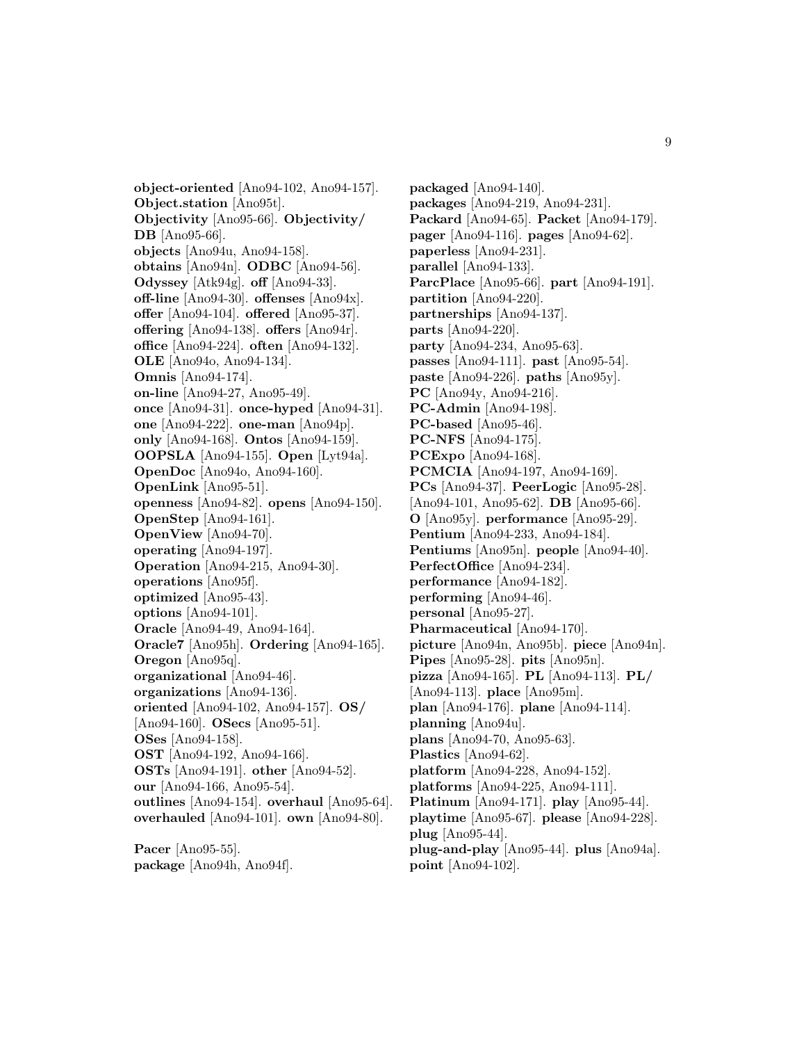**object-oriented** [Ano94-102, Ano94-157]. **Object.station** [Ano95t]. **Objectivity** [Ano95-66]. **Objectivity/ DB** [Ano95-66]. **objects** [Ano94u, Ano94-158]. **obtains** [Ano94n]. **ODBC** [Ano94-56]. **Odyssey** [Atk94g]. **off** [Ano94-33]. **off-line** [Ano94-30]. **offenses** [Ano94x]. **offer** [Ano94-104]. **offered** [Ano95-37]. **offering** [Ano94-138]. **offers** [Ano94r]. **office** [Ano94-224]. **often** [Ano94-132]. **OLE** [Ano94o, Ano94-134]. **Omnis** [Ano94-174]. **on-line** [Ano94-27, Ano95-49]. **once** [Ano94-31]. **once-hyped** [Ano94-31]. **one** [Ano94-222]. **one-man** [Ano94p]. **only** [Ano94-168]. **Ontos** [Ano94-159]. **OOPSLA** [Ano94-155]. **Open** [Lyt94a]. **OpenDoc** [Ano94o, Ano94-160]. **OpenLink** [Ano95-51]. **openness** [Ano94-82]. **opens** [Ano94-150]. **OpenStep** [Ano94-161]. **OpenView** [Ano94-70]. **operating** [Ano94-197]. **Operation** [Ano94-215, Ano94-30]. **operations** [Ano95f]. **optimized** [Ano95-43]. **options** [Ano94-101]. **Oracle** [Ano94-49, Ano94-164]. **Oracle7** [Ano95h]. **Ordering** [Ano94-165]. **Oregon** [Ano95q]. **organizational** [Ano94-46]. **organizations** [Ano94-136]. **oriented** [Ano94-102, Ano94-157]. **OS/** [Ano94-160]. **OSecs** [Ano95-51]. **OSes** [Ano94-158]. **OST** [Ano94-192, Ano94-166]. **OSTs** [Ano94-191]. **other** [Ano94-52]. **our** [Ano94-166, Ano95-54]. **outlines** [Ano94-154]. **overhaul** [Ano95-64]. **overhauled** [Ano94-101]. **own** [Ano94-80].

**Pacer** [Ano95-55]. **package** [Ano94h, Ano94f]. **packaged** [Ano94-140]. **packages** [Ano94-219, Ano94-231]. **Packard** [Ano94-65]. **Packet** [Ano94-179]. **pager** [Ano94-116]. **pages** [Ano94-62]. **paperless** [Ano94-231]. **parallel** [Ano94-133]. **ParcPlace** [Ano95-66]. **part** [Ano94-191]. **partition** [Ano94-220]. **partnerships** [Ano94-137]. **parts** [Ano94-220]. **party** [Ano94-234, Ano95-63]. **passes** [Ano94-111]. **past** [Ano95-54]. **paste** [Ano94-226]. **paths** [Ano95y]. **PC** [Ano94y, Ano94-216]. **PC-Admin** [Ano94-198]. **PC-based** [Ano95-46]. **PC-NFS** [Ano94-175]. **PCExpo** [Ano94-168]. **PCMCIA** [Ano94-197, Ano94-169]. **PCs** [Ano94-37]. **PeerLogic** [Ano95-28]. [Ano94-101, Ano95-62]. **DB** [Ano95-66]. **O** [Ano95y]. **performance** [Ano95-29]. **Pentium** [Ano94-233, Ano94-184]. **Pentiums** [Ano95n]. **people** [Ano94-40]. **PerfectOffice** [Ano94-234]. **performance** [Ano94-182]. **performing** [Ano94-46]. **personal** [Ano95-27]. **Pharmaceutical** [Ano94-170]. **picture** [Ano94n, Ano95b]. **piece** [Ano94n]. **Pipes** [Ano95-28]. **pits** [Ano95n]. **pizza** [Ano94-165]. **PL** [Ano94-113]. **PL/** [Ano94-113]. **place** [Ano95m]. **plan** [Ano94-176]. **plane** [Ano94-114]. **planning** [Ano94u]. **plans** [Ano94-70, Ano95-63]. **Plastics** [Ano94-62]. **platform** [Ano94-228, Ano94-152]. **platforms** [Ano94-225, Ano94-111]. **Platinum** [Ano94-171]. **play** [Ano95-44]. **playtime** [Ano95-67]. **please** [Ano94-228]. **plug** [Ano95-44]. **plug-and-play** [Ano95-44]. **plus** [Ano94a]. **point** [Ano94-102].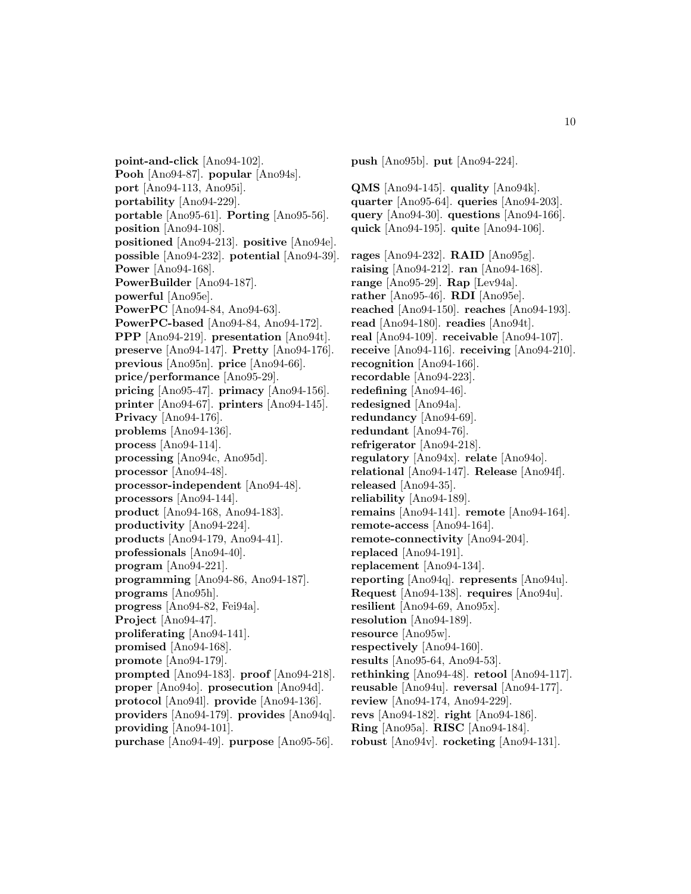**point-and-click** [Ano94-102]. **Pooh** [Ano94-87]. **popular** [Ano94s]. **port** [Ano94-113, Ano95i]. **portability** [Ano94-229]. **portable** [Ano95-61]. **Porting** [Ano95-56]. **position** [Ano94-108]. **positioned** [Ano94-213]. **positive** [Ano94e]. **possible** [Ano94-232]. **potential** [Ano94-39]. **Power** [Ano94-168]. **PowerBuilder** [Ano94-187]. **powerful** [Ano95e]. **PowerPC** [Ano94-84, Ano94-63]. **PowerPC-based** [Ano94-84, Ano94-172]. **PPP** [Ano94-219]. **presentation** [Ano94t]. **preserve** [Ano94-147]. **Pretty** [Ano94-176]. **previous** [Ano95n]. **price** [Ano94-66]. **price/performance** [Ano95-29]. **pricing** [Ano95-47]. **primacy** [Ano94-156]. **printer** [Ano94-67]. **printers** [Ano94-145]. **Privacy** [Ano94-176]. **problems** [Ano94-136]. **process** [Ano94-114]. **processing** [Ano94c, Ano95d]. **processor** [Ano94-48]. **processor-independent** [Ano94-48]. **processors** [Ano94-144]. **product** [Ano94-168, Ano94-183]. **productivity** [Ano94-224]. **products** [Ano94-179, Ano94-41]. **professionals** [Ano94-40]. **program** [Ano94-221]. **programming** [Ano94-86, Ano94-187]. **programs** [Ano95h]. **progress** [Ano94-82, Fei94a]. **Project** [Ano94-47]. **proliferating** [Ano94-141]. **promised** [Ano94-168]. **promote** [Ano94-179]. **prompted** [Ano94-183]. **proof** [Ano94-218]. **proper** [Ano94o]. **prosecution** [Ano94d]. **protocol** [Ano94l]. **provide** [Ano94-136]. **providers** [Ano94-179]. **provides** [Ano94q]. **providing** [Ano94-101]. **purchase** [Ano94-49]. **purpose** [Ano95-56]. **push** [Ano95b]. **put** [Ano94-224].

**QMS** [Ano94-145]. **quality** [Ano94k]. **quarter** [Ano95-64]. **queries** [Ano94-203]. **query** [Ano94-30]. **questions** [Ano94-166]. **quick** [Ano94-195]. **quite** [Ano94-106].

**rages** [Ano94-232]. **RAID** [Ano95g]. **raising** [Ano94-212]. **ran** [Ano94-168]. **range** [Ano95-29]. **Rap** [Lev94a]. **rather** [Ano95-46]. **RDI** [Ano95e]. **reached** [Ano94-150]. **reaches** [Ano94-193]. **read** [Ano94-180]. **readies** [Ano94t]. **real** [Ano94-109]. **receivable** [Ano94-107]. **receive** [Ano94-116]. **receiving** [Ano94-210]. **recognition** [Ano94-166]. **recordable** [Ano94-223]. **redefining** [Ano94-46]. **redesigned** [Ano94a]. **redundancy** [Ano94-69]. **redundant** [Ano94-76]. **refrigerator** [Ano94-218]. **regulatory** [Ano94x]. **relate** [Ano94o]. **relational** [Ano94-147]. **Release** [Ano94f]. **released** [Ano94-35]. **reliability** [Ano94-189]. **remains** [Ano94-141]. **remote** [Ano94-164]. **remote-access** [Ano94-164]. **remote-connectivity** [Ano94-204]. **replaced** [Ano94-191]. **replacement** [Ano94-134]. **reporting** [Ano94q]. **represents** [Ano94u]. **Request** [Ano94-138]. **requires** [Ano94u]. **resilient** [Ano94-69, Ano95x]. **resolution** [Ano94-189]. **resource** [Ano95w]. **respectively** [Ano94-160]. **results** [Ano95-64, Ano94-53]. **rethinking** [Ano94-48]. **retool** [Ano94-117]. **reusable** [Ano94u]. **reversal** [Ano94-177]. **review** [Ano94-174, Ano94-229]. **revs** [Ano94-182]. **right** [Ano94-186]. **Ring** [Ano95a]. **RISC** [Ano94-184]. **robust** [Ano94v]. **rocketing** [Ano94-131].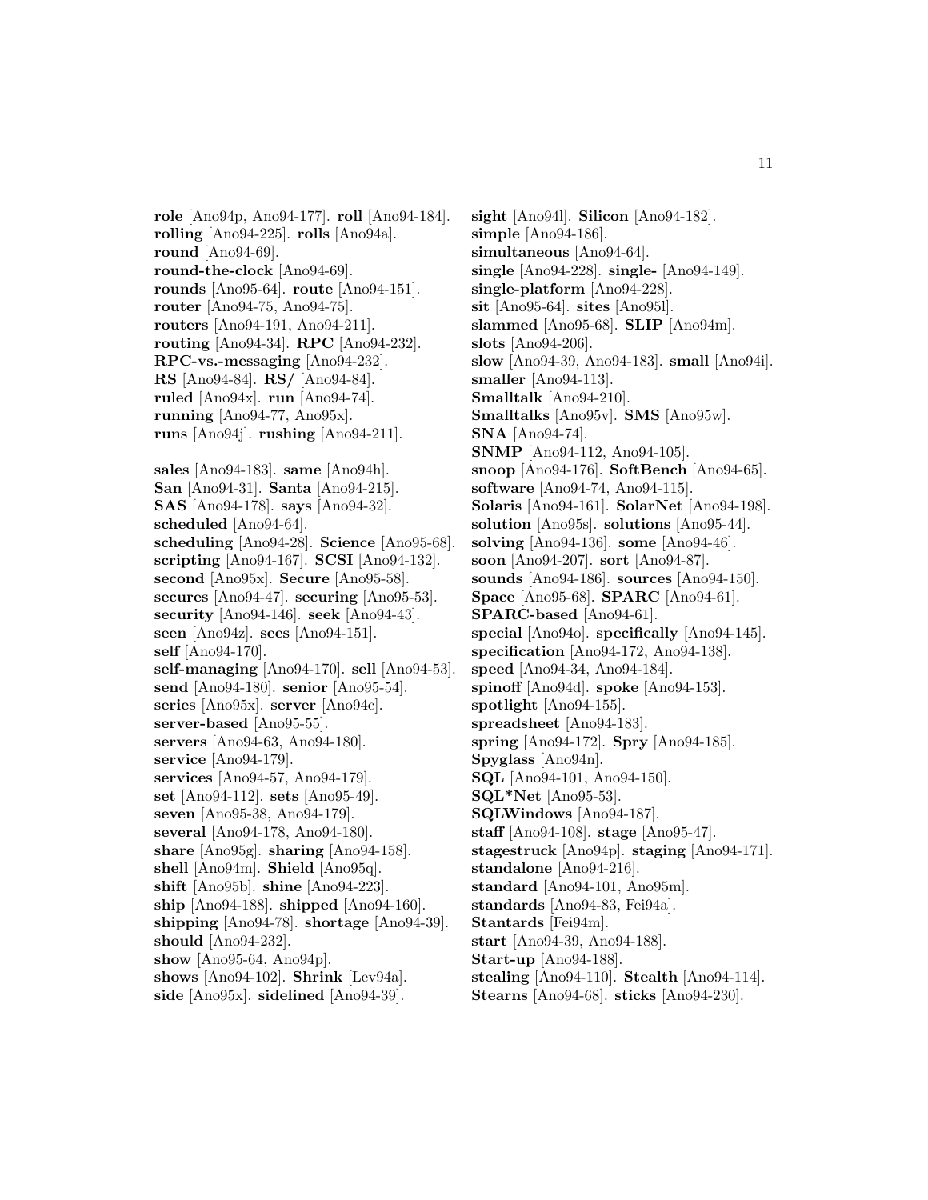**role** [Ano94p, Ano94-177]. **roll** [Ano94-184]. **rolling** [Ano94-225]. **rolls** [Ano94a]. **round** [Ano94-69]. **round-the-clock** [Ano94-69]. **rounds** [Ano95-64]. **route** [Ano94-151]. **router** [Ano94-75, Ano94-75]. **routers** [Ano94-191, Ano94-211]. **routing** [Ano94-34]. **RPC** [Ano94-232]. **RPC-vs.-messaging** [Ano94-232]. **RS** [Ano94-84]. **RS/** [Ano94-84]. **ruled** [Ano94x]. **run** [Ano94-74]. **running** [Ano94-77, Ano95x]. **runs** [Ano94j]. **rushing** [Ano94-211].

**sales** [Ano94-183]. **same** [Ano94h]. **San** [Ano94-31]. **Santa** [Ano94-215]. **SAS** [Ano94-178]. **says** [Ano94-32]. **scheduled** [Ano94-64]. **scheduling** [Ano94-28]. **Science** [Ano95-68]. **scripting** [Ano94-167]. **SCSI** [Ano94-132]. **second** [Ano95x]. **Secure** [Ano95-58]. **secures** [Ano94-47]. **securing** [Ano95-53]. **security** [Ano94-146]. **seek** [Ano94-43]. **seen** [Ano94z]. **sees** [Ano94-151]. **self** [Ano94-170]. **self-managing** [Ano94-170]. **sell** [Ano94-53]. **send** [Ano94-180]. **senior** [Ano95-54]. **series** [Ano95x]. **server** [Ano94c]. **server-based** [Ano95-55]. **servers** [Ano94-63, Ano94-180]. **service** [Ano94-179]. **services** [Ano94-57, Ano94-179]. **set** [Ano94-112]. **sets** [Ano95-49]. **seven** [Ano95-38, Ano94-179]. **several** [Ano94-178, Ano94-180]. **share** [Ano95g]. **sharing** [Ano94-158]. **shell** [Ano94m]. **Shield** [Ano95q]. **shift** [Ano95b]. **shine** [Ano94-223]. **ship** [Ano94-188]. **shipped** [Ano94-160]. **shipping** [Ano94-78]. **shortage** [Ano94-39]. **should** [Ano94-232]. **show** [Ano95-64, Ano94p]. **shows** [Ano94-102]. **Shrink** [Lev94a]. **side** [Ano95x]. **sidelined** [Ano94-39]. **sight** [Ano94l]. **Silicon** [Ano94-182]. **simple** [Ano94-186]. **simultaneous** [Ano94-64]. **single** [Ano94-228]. **single-** [Ano94-149]. **single-platform** [Ano94-228]. **sit** [Ano95-64]. **sites** [Ano95l]. **slammed** [Ano95-68]. **SLIP** [Ano94m]. **slots** [Ano94-206]. **slow** [Ano94-39, Ano94-183]. **small** [Ano94i]. **smaller** [Ano94-113]. **Smalltalk** [Ano94-210]. **Smalltalks** [Ano95v]. **SMS** [Ano95w]. **SNA** [Ano94-74]. **SNMP** [Ano94-112, Ano94-105]. **snoop** [Ano94-176]. **SoftBench** [Ano94-65]. **software** [Ano94-74, Ano94-115]. **Solaris** [Ano94-161]. **SolarNet** [Ano94-198]. **solution** [Ano95s]. **solutions** [Ano95-44]. **solving** [Ano94-136]. **some** [Ano94-46]. **soon** [Ano94-207]. **sort** [Ano94-87]. **sounds** [Ano94-186]. **sources** [Ano94-150]. **Space** [Ano95-68]. **SPARC** [Ano94-61]. **SPARC-based** [Ano94-61]. **special** [Ano94o]. **specifically** [Ano94-145]. **specification** [Ano94-172, Ano94-138]. **speed** [Ano94-34, Ano94-184]. **spinoff** [Ano94d]. **spoke** [Ano94-153]. **spotlight** [Ano94-155]. **spreadsheet** [Ano94-183]. **spring** [Ano94-172]. **Spry** [Ano94-185]. **Spyglass** [Ano94n]. **SQL** [Ano94-101, Ano94-150]. **SQL*Net** [Ano95-53]. **SQLWindows** [Ano94-187]. **staff** [Ano94-108]. **stage** [Ano95-47]. **stagestruck** [Ano94p]. **staging** [Ano94-171]. **standalone** [Ano94-216]. **standard** [Ano94-101, Ano95m]. **standards** [Ano94-83, Fei94a]. **Stantards** [Fei94m]. **start** [Ano94-39, Ano94-188]. **Start-up** [Ano94-188]. **stealing** [Ano94-110]. **Stealth** [Ano94-114]. **Stearns** [Ano94-68]. **sticks** [Ano94-230].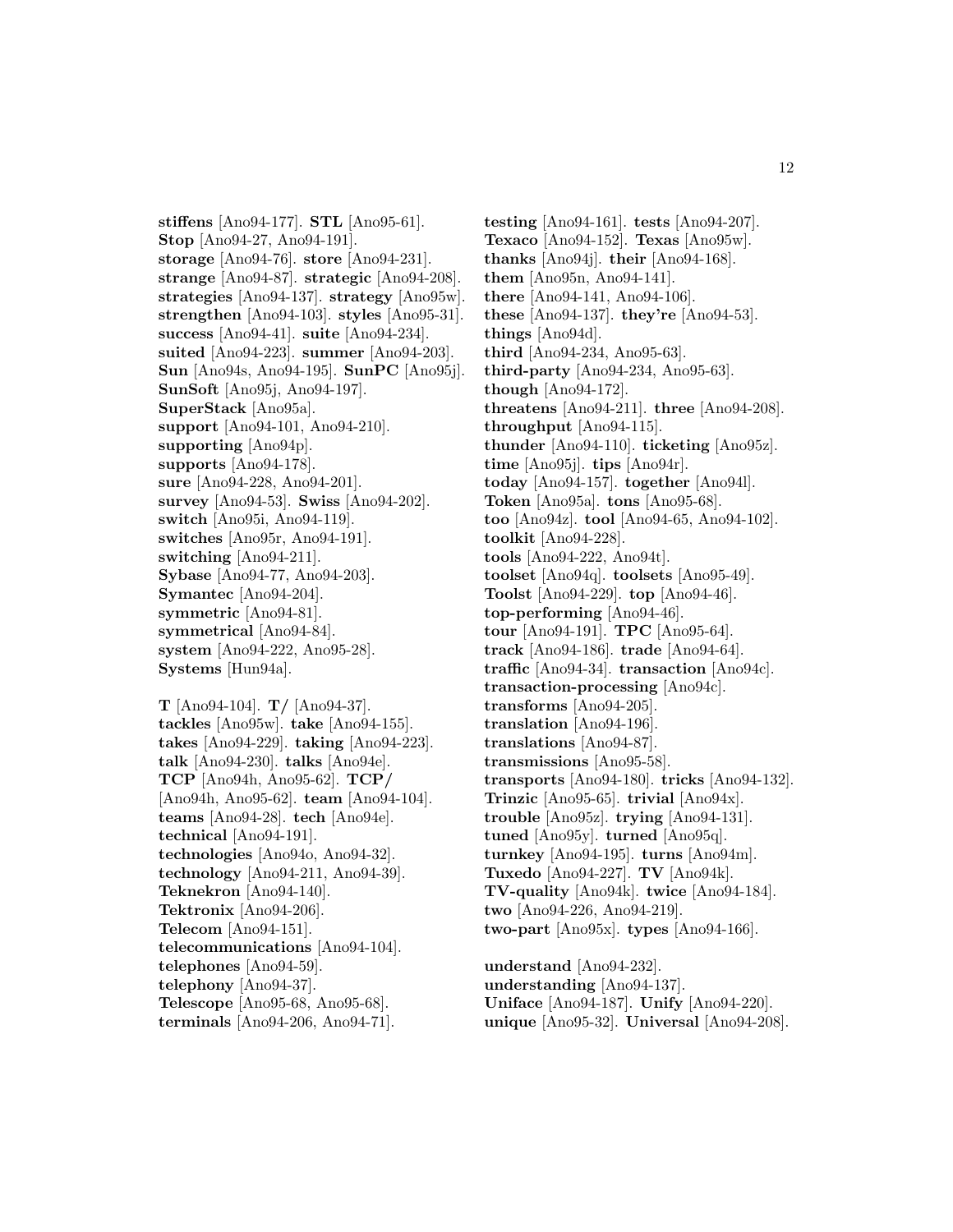**stiffens** [Ano94-177]. **STL** [Ano95-61]. **Stop** [Ano94-27, Ano94-191]. **storage** [Ano94-76]. **store** [Ano94-231]. **strange** [Ano94-87]. **strategic** [Ano94-208]. **strategies** [Ano94-137]. **strategy** [Ano95w]. **strengthen** [Ano94-103]. **styles** [Ano95-31]. **success** [Ano94-41]. **suite** [Ano94-234]. **suited** [Ano94-223]. **summer** [Ano94-203]. **Sun** [Ano94s, Ano94-195]. **SunPC** [Ano95j]. **SunSoft** [Ano95j, Ano94-197]. **SuperStack** [Ano95a]. **support** [Ano94-101, Ano94-210]. **supporting** [Ano94p]. **supports** [Ano94-178]. **sure** [Ano94-228, Ano94-201]. **survey** [Ano94-53]. **Swiss** [Ano94-202]. **switch** [Ano95i, Ano94-119]. **switches** [Ano95r, Ano94-191]. **switching** [Ano94-211]. **Sybase** [Ano94-77, Ano94-203]. **Symantec** [Ano94-204]. **symmetric** [Ano94-81]. **symmetrical** [Ano94-84]. **system** [Ano94-222, Ano95-28]. **Systems** [Hun94a].

**T** [Ano94-104]. **T/** [Ano94-37]. **tackles** [Ano95w]. **take** [Ano94-155]. **takes** [Ano94-229]. **taking** [Ano94-223]. **talk** [Ano94-230]. **talks** [Ano94e]. **TCP** [Ano94h, Ano95-62]. **TCP/** [Ano94h, Ano95-62]. **team** [Ano94-104]. **teams** [Ano94-28]. **tech** [Ano94e]. **technical** [Ano94-191]. **technologies** [Ano94o, Ano94-32]. **technology** [Ano94-211, Ano94-39]. **Teknekron** [Ano94-140]. **Tektronix** [Ano94-206]. **Telecom** [Ano94-151]. **telecommunications** [Ano94-104]. **telephones** [Ano94-59]. **telephony** [Ano94-37]. **Telescope** [Ano95-68, Ano95-68]. **terminals** [Ano94-206, Ano94-71].

**testing** [Ano94-161]. **tests** [Ano94-207]. **Texaco** [Ano94-152]. **Texas** [Ano95w]. **thanks** [Ano94j]. **their** [Ano94-168]. **them** [Ano95n, Ano94-141]. **there** [Ano94-141, Ano94-106]. **these** [Ano94-137]. **they're** [Ano94-53]. **things** [Ano94d]. **third** [Ano94-234, Ano95-63]. **third-party** [Ano94-234, Ano95-63]. **though** [Ano94-172]. **threatens** [Ano94-211]. **three** [Ano94-208]. **throughput** [Ano94-115]. **thunder** [Ano94-110]. **ticketing** [Ano95z]. **time** [Ano95j]. **tips** [Ano94r]. **today** [Ano94-157]. **together** [Ano94l]. **Token** [Ano95a]. **tons** [Ano95-68]. **too** [Ano94z]. **tool** [Ano94-65, Ano94-102]. **toolkit** [Ano94-228]. **tools** [Ano94-222, Ano94t]. **toolset** [Ano94q]. **toolsets** [Ano95-49]. **Toolst** [Ano94-229]. **top** [Ano94-46]. **top-performing** [Ano94-46]. **tour** [Ano94-191]. **TPC** [Ano95-64]. **track** [Ano94-186]. **trade** [Ano94-64]. **traffic** [Ano94-34]. **transaction** [Ano94c]. **transaction-processing** [Ano94c]. **transforms** [Ano94-205]. **translation** [Ano94-196]. **translations** [Ano94-87]. **transmissions** [Ano95-58]. **transports** [Ano94-180]. **tricks** [Ano94-132]. **Trinzic** [Ano95-65]. **trivial** [Ano94x]. **trouble** [Ano95z]. **trying** [Ano94-131]. **tuned** [Ano95y]. **turned** [Ano95q]. **turnkey** [Ano94-195]. **turns** [Ano94m]. **Tuxedo** [Ano94-227]. **TV** [Ano94k]. **TV-quality** [Ano94k]. **twice** [Ano94-184]. **two** [Ano94-226, Ano94-219]. **two-part** [Ano95x]. **types** [Ano94-166].

**understand** [Ano94-232]. **understanding** [Ano94-137]. **Uniface** [Ano94-187]. **Unify** [Ano94-220]. **unique** [Ano95-32]. **Universal** [Ano94-208].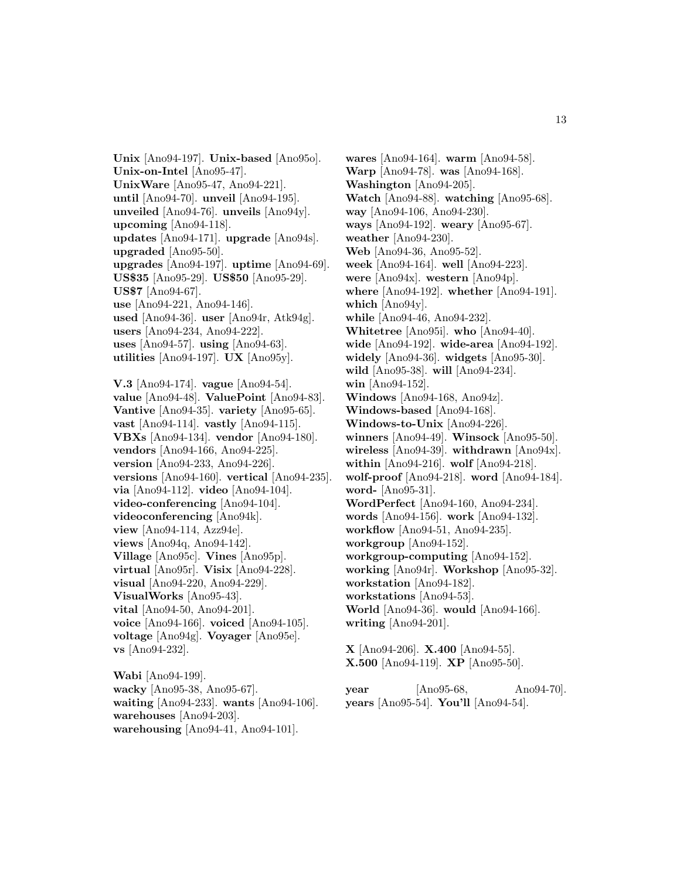**Unix** [Ano94-197]. **Unix-based** [Ano95o]. **Unix-on-Intel** [Ano95-47]. **UnixWare** [Ano95-47, Ano94-221]. **until** [Ano94-70]. **unveil** [Ano94-195]. **unveiled** [Ano94-76]. **unveils** [Ano94y]. **upcoming** [Ano94-118]. **updates** [Ano94-171]. **upgrade** [Ano94s]. **upgraded** [Ano95-50]. **upgrades** [Ano94-197]. **uptime** [Ano94-69]. **US$35** [Ano95-29]. **US$50** [Ano95-29]. **US$7** [Ano94-67]. **use** [Ano94-221, Ano94-146]. **used** [Ano94-36]. **user** [Ano94r, Atk94g]. **users** [Ano94-234, Ano94-222]. **uses** [Ano94-57]. **using** [Ano94-63]. **utilities** [Ano94-197]. **UX** [Ano95y].

**V.3** [Ano94-174]. **vague** [Ano94-54]. **value** [Ano94-48]. **ValuePoint** [Ano94-83]. **Vantive** [Ano94-35]. **variety** [Ano95-65]. **vast** [Ano94-114]. **vastly** [Ano94-115]. **VBXs** [Ano94-134]. **vendor** [Ano94-180]. **vendors** [Ano94-166, Ano94-225]. **version** [Ano94-233, Ano94-226]. **versions** [Ano94-160]. **vertical** [Ano94-235]. **via** [Ano94-112]. **video** [Ano94-104]. **video-conferencing** [Ano94-104]. **videoconferencing** [Ano94k]. **view** [Ano94-114, Azz94e]. **views** [Ano94q, Ano94-142]. **Village** [Ano95c]. **Vines** [Ano95p]. **virtual** [Ano95r]. **Visix** [Ano94-228]. **visual** [Ano94-220, Ano94-229]. **VisualWorks** [Ano95-43]. **vital** [Ano94-50, Ano94-201]. **voice** [Ano94-166]. **voiced** [Ano94-105]. **voltage** [Ano94g]. **Voyager** [Ano95e]. **vs** [Ano94-232].

**Wabi** [Ano94-199]. **wacky** [Ano95-38, Ano95-67]. **waiting** [Ano94-233]. **wants** [Ano94-106]. **warehouses** [Ano94-203]. **warehousing** [Ano94-41, Ano94-101]. **wares** [Ano94-164]. **warm** [Ano94-58]. **Warp** [Ano94-78]. **was** [Ano94-168]. **Washington** [Ano94-205]. **Watch** [Ano94-88]. **watching** [Ano95-68]. **way** [Ano94-106, Ano94-230]. **ways** [Ano94-192]. **weary** [Ano95-67]. **weather** [Ano94-230]. **Web** [Ano94-36, Ano95-52]. **week** [Ano94-164]. **well** [Ano94-223]. **were** [Ano94x]. **western** [Ano94p]. **where** [Ano94-192]. **whether** [Ano94-191]. **which** [Ano94y]. **while** [Ano94-46, Ano94-232]. **Whitetree** [Ano95i]. **who** [Ano94-40]. **wide** [Ano94-192]. **wide-area** [Ano94-192]. **widely** [Ano94-36]. **widgets** [Ano95-30]. **wild** [Ano95-38]. **will** [Ano94-234]. **win** [Ano94-152]. **Windows** [Ano94-168, Ano94z]. **Windows-based** [Ano94-168]. **Windows-to-Unix** [Ano94-226]. **winners** [Ano94-49]. **Winsock** [Ano95-50]. **wireless** [Ano94-39]. **withdrawn** [Ano94x]. **within** [Ano94-216]. **wolf** [Ano94-218]. **wolf-proof** [Ano94-218]. **word** [Ano94-184]. **word-** [Ano95-31]. **WordPerfect** [Ano94-160, Ano94-234]. **words** [Ano94-156]. **work** [Ano94-132]. **workflow** [Ano94-51, Ano94-235]. **workgroup** [Ano94-152]. **workgroup-computing** [Ano94-152]. **working** [Ano94r]. **Workshop** [Ano95-32]. **workstation** [Ano94-182]. **workstations** [Ano94-53]. **World** [Ano94-36]. **would** [Ano94-166]. **writing** [Ano94-201].

**X** [Ano94-206]. **X.400** [Ano94-55]. **X.500** [Ano94-119]. **XP** [Ano95-50].

**year** [Ano95-68, Ano94-70]. **years** [Ano95-54]. **You'll** [Ano94-54].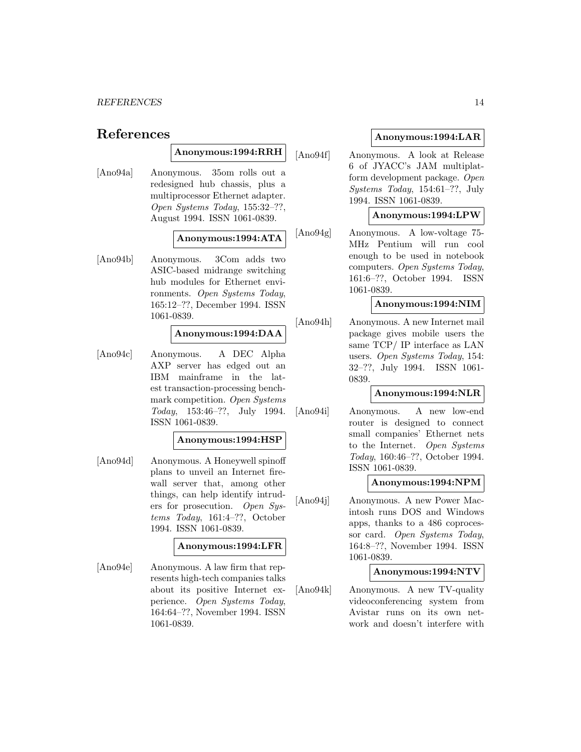# References

**Anonymous:1994:RRH**

[Ano94a] Anonymous. 35om rolls out a redesigned hub chassis, plus a multiprocessor Ethernet adapter. *Open Systems Today*, 155:32–??, August 1994. ISSN 1061-0839.

**Anonymous:1994:ATA**

[Ano94b] Anonymous. 3Com adds two ASIC-based midrange switching hub modules for Ethernet environments. *Open Systems Today*, 165:12–??, December 1994. ISSN 1061-0839.

**Anonymous:1994:DAA**

[Ano94c] Anonymous. A DEC Alpha AXP server has edged out an IBM mainframe in the latest transaction-processing benchmark competition. *Open Systems Today*, 153:46–??, July 1994. ISSN 1061-0839.

**Anonymous:1994:HSP**

[Ano94d] Anonymous. A Honeywell spinoff plans to unveil an Internet firewall server that, among other things, can help identify intruders for prosecution. *Open Systems Today*, 161:4–??, October 1994. ISSN 1061-0839.

**Anonymous:1994:LFR**

[Ano94e] Anonymous. A law firm that represents high-tech companies talks about its positive Internet experience. *Open Systems Today*, 164:64–??, November 1994. ISSN 1061-0839.

**Anonymous:1994:LAR**

[Ano94f] Anonymous. A look at Release 6 of JYACC's JAM multiplatform development package. *Open Systems Today*, 154:61–??, July 1994. ISSN 1061-0839.

**Anonymous:1994:LPW**

[Ano94g] Anonymous. A low-voltage 75-MHz Pentium will run cool enough to be used in notebook computers. *Open Systems Today*, 161:6–??, October 1994. ISSN 1061-0839.

**Anonymous:1994:NIM**

[Ano94h] Anonymous. A new Internet mail package gives mobile users the same TCP/ IP interface as LAN users. *Open Systems Today*, 154: 32–??, July 1994. ISSN 1061-0839.

**Anonymous:1994:NLR**

[Ano94i] Anonymous. A new low-end router is designed to connect small companies' Ethernet nets to the Internet. *Open Systems Today*, 160:46–??, October 1994. ISSN 1061-0839.

**Anonymous:1994:NPM**

[Ano94j] Anonymous. A new Power Macintosh runs DOS and Windows apps, thanks to a 486 coprocessor card. *Open Systems Today*, 164:8–??, November 1994. ISSN 1061-0839.

**Anonymous:1994:NTV**

[Ano94k] Anonymous. A new TV-quality videoconferencing system from Avistar runs on its own network and doesn't interfere with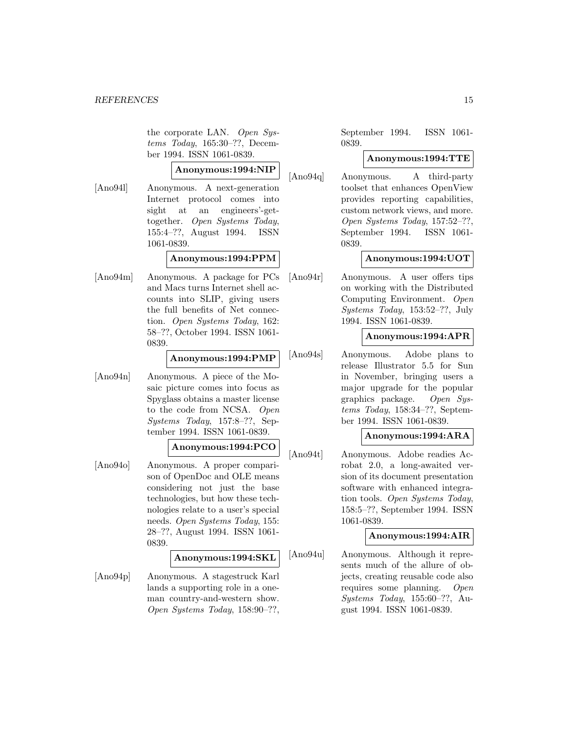the corporate LAN. *Open Systems Today*, 165:30–??, December 1994. ISSN 1061-0839.

**Anonymous:1994:NIP**

[Ano94l] Anonymous. A next-generation Internet protocol comes into sight at an engineers'-get-together. *Open Systems Today*, 155:4–??, August 1994. ISSN 1061-0839.

**Anonymous:1994:PPM**

[Ano94m] Anonymous. A package for PCs and Macs turns Internet shell accounts into SLIP, giving users the full benefits of Net connection. *Open Systems Today*, 162: 58–??, October 1994. ISSN 1061-0839.

**Anonymous:1994:PMP**

[Ano94n] Anonymous. A piece of the Mosaic picture comes into focus as Spyglass obtains a master license to the code from NCSA. *Open Systems Today*, 157:8–??, September 1994. ISSN 1061-0839.

**Anonymous:1994:PCO**

[Ano94o] Anonymous. A proper comparison of OpenDoc and OLE means considering not just the base technologies, but how these technologies relate to a user's special needs. *Open Systems Today*, 155: 28–??, August 1994. ISSN 1061-0839.

**Anonymous:1994:SKL**

[Ano94p] Anonymous. A stagestruck Karl lands a supporting role in a one-man country-and-western show. *Open Systems Today*, 158:90–??, September 1994. ISSN 1061-0839.

**Anonymous:1994:TTE**

[Ano94q] Anonymous. A third-party toolset that enhances OpenView provides reporting capabilities, custom network views, and more. *Open Systems Today*, 157:52–??, September 1994. ISSN 1061-0839.

**Anonymous:1994:UOT**

[Ano94r] Anonymous. A user offers tips on working with the Distributed Computing Environment. *Open Systems Today*, 153:52–??, July 1994. ISSN 1061-0839.

**Anonymous:1994:APR**

[Ano94s] Anonymous. Adobe plans to release Illustrator 5.5 for Sun in November, bringing users a major upgrade for the popular graphics package. *Open Systems Today*, 158:34–??, September 1994. ISSN 1061-0839.

**Anonymous:1994:ARA**

[Ano94t] Anonymous. Adobe readies Acrobat 2.0, a long-awaited version of its document presentation software with enhanced integration tools. *Open Systems Today*, 158:5–??, September 1994. ISSN 1061-0839.

**Anonymous:1994:AIR**

[Ano94u] Anonymous. Although it represents much of the allure of objects, creating reusable code also requires some planning. *Open Systems Today*, 155:60–??, August 1994. ISSN 1061-0839.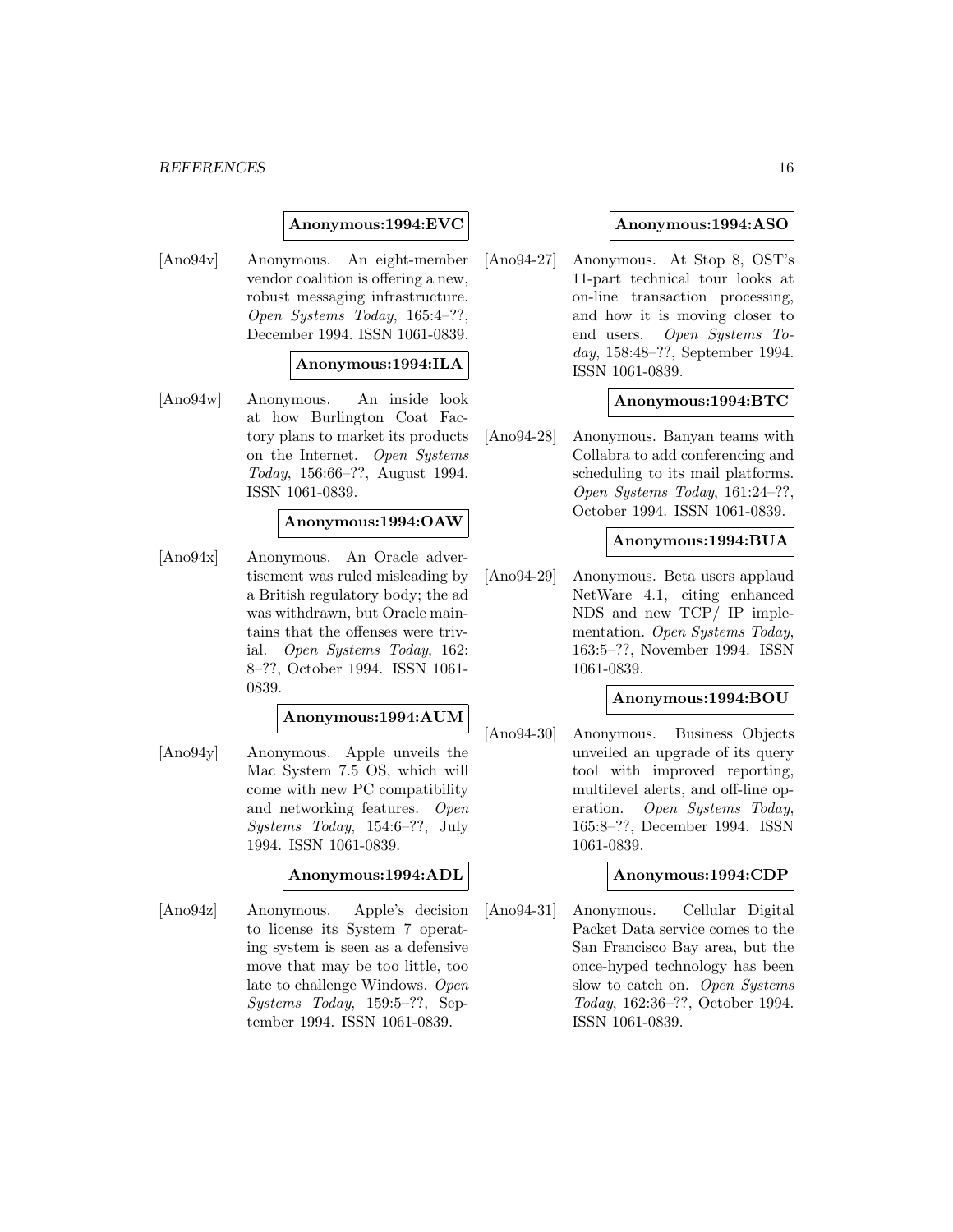**Anonymous:1994:EVC**

[Ano94v] Anonymous. An eight-member vendor coalition is offering a new, robust messaging infrastructure. *Open Systems Today*, 165:4–??, December 1994. ISSN 1061-0839.

**Anonymous:1994:ILA**

[Ano94w] Anonymous. An inside look at how Burlington Coat Factory plans to market its products on the Internet. *Open Systems Today*, 156:66–??, August 1994. ISSN 1061-0839.

**Anonymous:1994:OAW**

[Ano94x] Anonymous. An Oracle advertisement was ruled misleading by a British regulatory body; the ad was withdrawn, but Oracle maintains that the offenses were trivial. *Open Systems Today*, 162: 8–??, October 1994. ISSN 1061-0839.

**Anonymous:1994:AUM**

[Ano94y] Anonymous. Apple unveils the Mac System 7.5 OS, which will come with new PC compatibility and networking features. *Open Systems Today*, 154:6–??, July 1994. ISSN 1061-0839.

**Anonymous:1994:ADL**

[Ano94z] Anonymous. Apple's decision to license its System 7 operating system is seen as a defensive move that may be too little, too late to challenge Windows. *Open Systems Today*, 159:5–??, September 1994. ISSN 1061-0839.

**Anonymous:1994:ASO**

[Ano94-27] Anonymous. At Stop 8, OST's 11-part technical tour looks at on-line transaction processing, and how it is moving closer to end users. *Open Systems Today*, 158:48–??, September 1994. ISSN 1061-0839.

**Anonymous:1994:BTC**

[Ano94-28] Anonymous. Banyan teams with Collabra to add conferencing and scheduling to its mail platforms. *Open Systems Today*, 161:24–??, October 1994. ISSN 1061-0839.

**Anonymous:1994:BUA**

[Ano94-29] Anonymous. Beta users applaud NetWare 4.1, citing enhanced NDS and new TCP/ IP implementation. *Open Systems Today*, 163:5–??, November 1994. ISSN 1061-0839.

**Anonymous:1994:BOU**

[Ano94-30] Anonymous. Business Objects unveiled an upgrade of its query tool with improved reporting, multilevel alerts, and off-line operation. *Open Systems Today*, 165:8–??, December 1994. ISSN 1061-0839.

**Anonymous:1994:CDP**

[Ano94-31] Anonymous. Cellular Digital Packet Data service comes to the San Francisco Bay area, but the once-hyped technology has been slow to catch on. *Open Systems Today*, 162:36–??, October 1994. ISSN 1061-0839.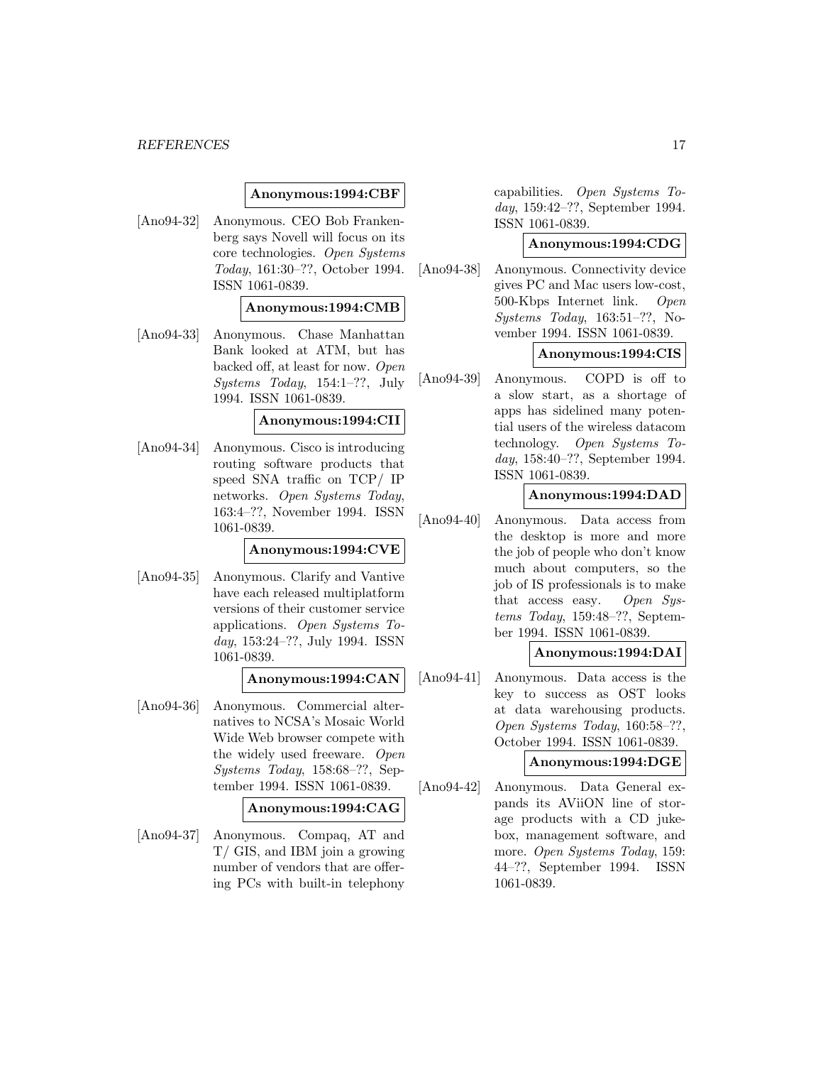**Anonymous:1994:CBF**

[Ano94-32] Anonymous. CEO Bob Frankenberg says Novell will focus on its core technologies. *Open Systems Today*, 161:30–??, October 1994. ISSN 1061-0839.

**Anonymous:1994:CMB**

[Ano94-33] Anonymous. Chase Manhattan Bank looked at ATM, but has backed off, at least for now. *Open Systems Today*, 154:1–??, July 1994. ISSN 1061-0839.

**Anonymous:1994:CII**

[Ano94-34] Anonymous. Cisco is introducing routing software products that speed SNA traffic on TCP/ IP networks. *Open Systems Today*, 163:4–??, November 1994. ISSN 1061-0839.

**Anonymous:1994:CVE**

[Ano94-35] Anonymous. Clarify and Vantive have each released multiplatform versions of their customer service applications. *Open Systems Today*, 153:24–??, July 1994. ISSN 1061-0839.

**Anonymous:1994:CAN**

[Ano94-36] Anonymous. Commercial alternatives to NCSA's Mosaic World Wide Web browser compete with the widely used freeware. *Open Systems Today*, 158:68–??, September 1994. ISSN 1061-0839.

**Anonymous:1994:CAG**

[Ano94-37] Anonymous. Compaq, AT and T/ GIS, and IBM join a growing number of vendors that are offering PCs with built-in telephony capabilities. *Open Systems Today*, 159:42–??, September 1994. ISSN 1061-0839.

**Anonymous:1994:CDG**

[Ano94-38] Anonymous. Connectivity device gives PC and Mac users low-cost, 500-Kbps Internet link. *Open Systems Today*, 163:51–??, November 1994. ISSN 1061-0839.

**Anonymous:1994:CIS**

[Ano94-39] Anonymous. COPD is off to a slow start, as a shortage of apps has sidelined many potential users of the wireless datacom technology. *Open Systems Today*, 158:40–??, September 1994. ISSN 1061-0839.

**Anonymous:1994:DAD**

[Ano94-40] Anonymous. Data access from the desktop is more and more the job of people who don't know much about computers, so the job of IS professionals is to make that access easy. *Open Systems Today*, 159:48–??, September 1994. ISSN 1061-0839.

**Anonymous:1994:DAI**

[Ano94-41] Anonymous. Data access is the key to success as OST looks at data warehousing products. *Open Systems Today*, 160:58–??, October 1994. ISSN 1061-0839.

**Anonymous:1994:DGE**

[Ano94-42] Anonymous. Data General expands its AViiON line of storage products with a CD jukebox, management software, and more. *Open Systems Today*, 159: 44–??, September 1994. ISSN 1061-0839.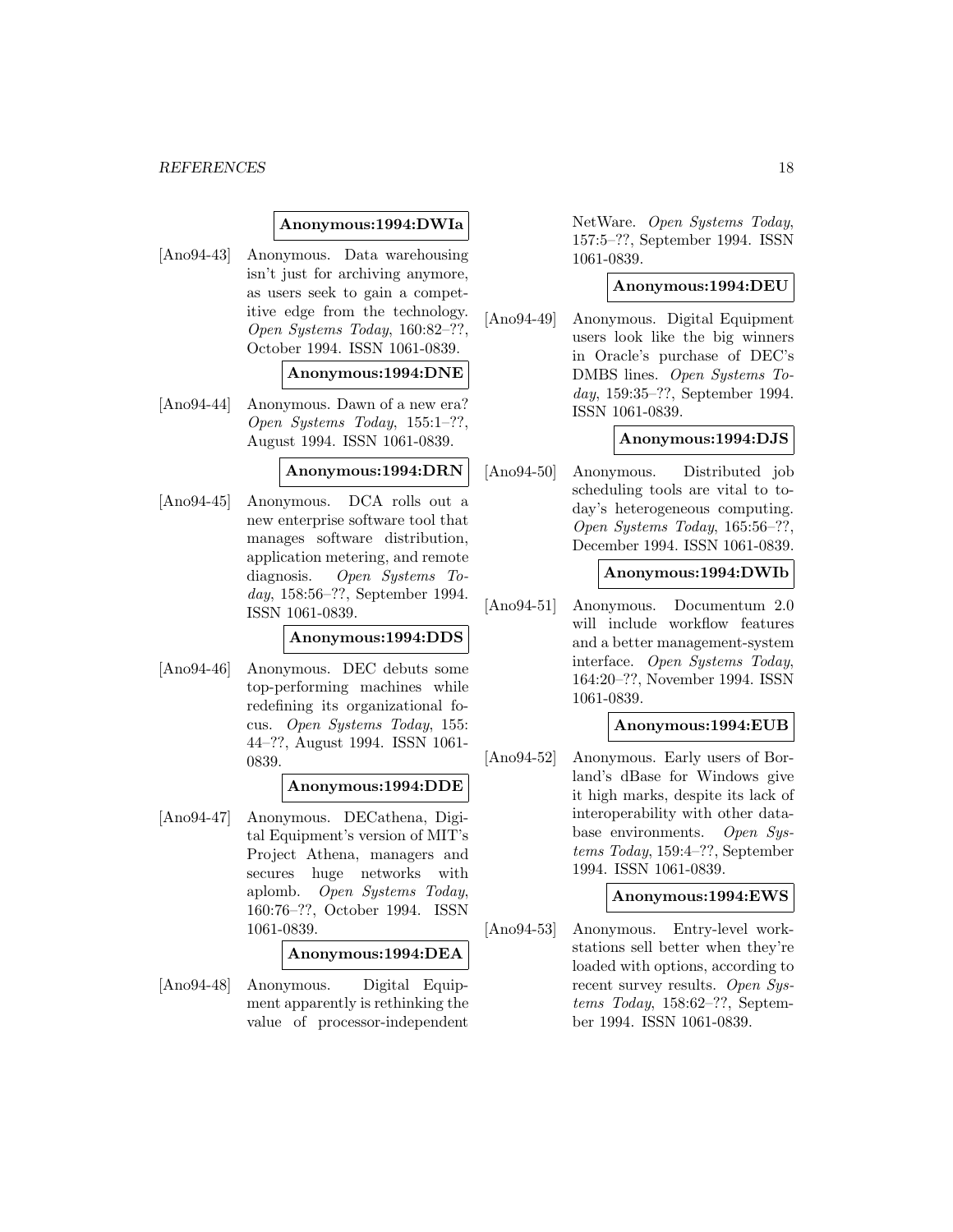**Anonymous:1994:DWIa**

[Ano94-43] Anonymous. Data warehousing isn't just for archiving anymore, as users seek to gain a competitive edge from the technology. *Open Systems Today*, 160:82–??, October 1994. ISSN 1061-0839.

**Anonymous:1994:DNE**

[Ano94-44] Anonymous. Dawn of a new era? *Open Systems Today*, 155:1–??, August 1994. ISSN 1061-0839.

**Anonymous:1994:DRN**

[Ano94-45] Anonymous. DCA rolls out a new enterprise software tool that manages software distribution, application metering, and remote diagnosis. *Open Systems Today*, 158:56–??, September 1994. ISSN 1061-0839.

**Anonymous:1994:DDS**

[Ano94-46] Anonymous. DEC debuts some top-performing machines while redefining its organizational focus. *Open Systems Today*, 155: 44–??, August 1994. ISSN 1061-0839.

**Anonymous:1994:DDE**

[Ano94-47] Anonymous. DECathena, Digital Equipment's version of MIT's Project Athena, managers and secures huge networks with aplomb. *Open Systems Today*, 160:76–??, October 1994. ISSN 1061-0839.

**Anonymous:1994:DEA**

[Ano94-48] Anonymous. Digital Equipment apparently is rethinking the value of processor-independent NetWare. *Open Systems Today*, 157:5–??, September 1994. ISSN 1061-0839.

**Anonymous:1994:DEU**

[Ano94-49] Anonymous. Digital Equipment users look like the big winners in Oracle's purchase of DEC's DMBS lines. *Open Systems Today*, 159:35–??, September 1994. ISSN 1061-0839.

**Anonymous:1994:DJS**

[Ano94-50] Anonymous. Distributed job scheduling tools are vital to today's heterogeneous computing. *Open Systems Today*, 165:56–??, December 1994. ISSN 1061-0839.

**Anonymous:1994:DWIb**

[Ano94-51] Anonymous. Documentum 2.0 will include workflow features and a better management-system interface. *Open Systems Today*, 164:20–??, November 1994. ISSN 1061-0839.

**Anonymous:1994:EUB**

[Ano94-52] Anonymous. Early users of Borland's dBase for Windows give it high marks, despite its lack of interoperability with other database environments. *Open Systems Today*, 159:4–??, September 1994. ISSN 1061-0839.

**Anonymous:1994:EWS**

[Ano94-53] Anonymous. Entry-level workstations sell better when they're loaded with options, according to recent survey results. *Open Systems Today*, 158:62–??, September 1994. ISSN 1061-0839.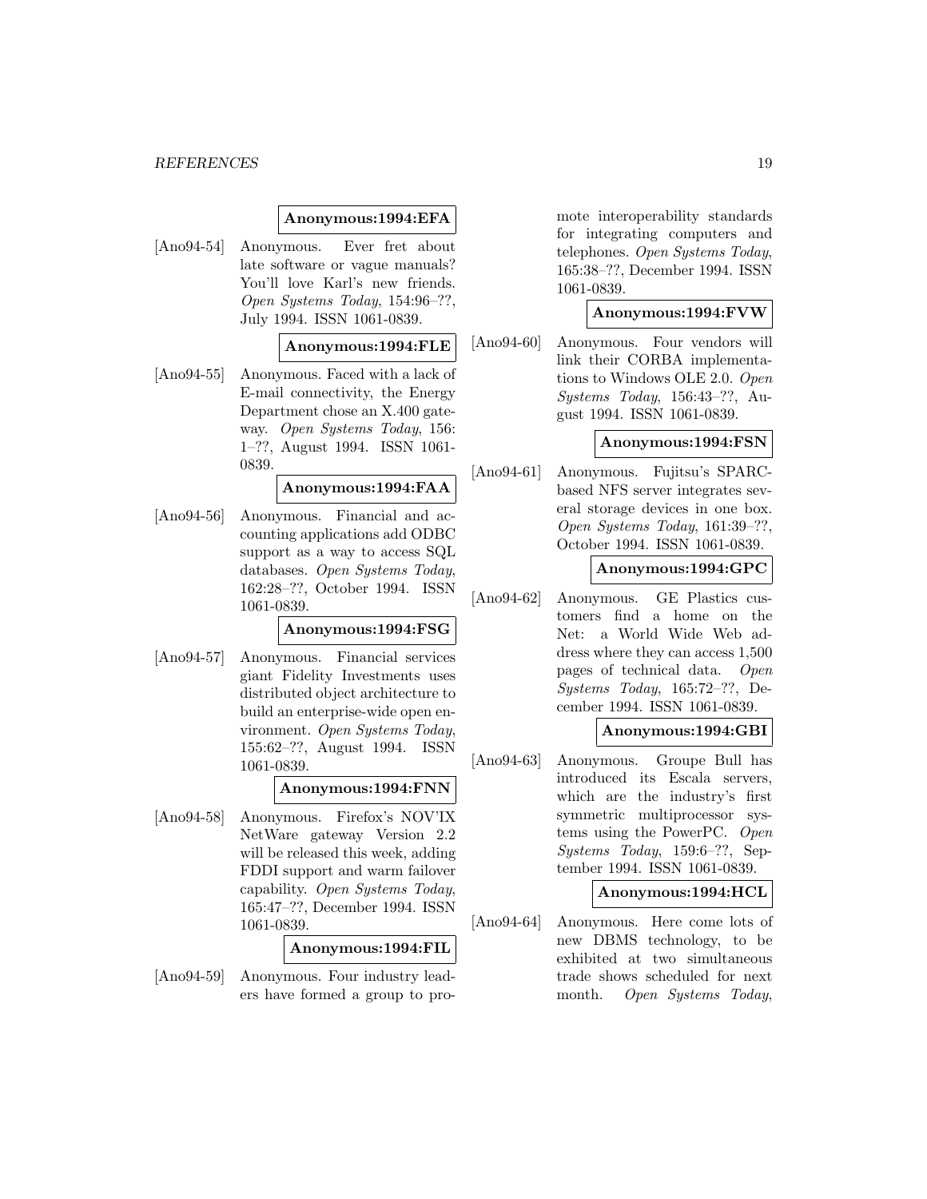**Anonymous:1994:EFA**

[Ano94-54] Anonymous. Ever fret about late software or vague manuals? You'll love Karl's new friends. *Open Systems Today*, 154:96–??, July 1994. ISSN 1061-0839.

**Anonymous:1994:FLE**

[Ano94-55] Anonymous. Faced with a lack of E-mail connectivity, the Energy Department chose an X.400 gateway. *Open Systems Today*, 156: 1–??, August 1994. ISSN 1061-0839.

**Anonymous:1994:FAA**

[Ano94-56] Anonymous. Financial and accounting applications add ODBC support as a way to access SQL databases. *Open Systems Today*, 162:28–??, October 1994. ISSN 1061-0839.

**Anonymous:1994:FSG**

[Ano94-57] Anonymous. Financial services giant Fidelity Investments uses distributed object architecture to build an enterprise-wide open environment. *Open Systems Today*, 155:62–??, August 1994. ISSN 1061-0839.

**Anonymous:1994:FNN**

[Ano94-58] Anonymous. Firefox's NOV'IX NetWare gateway Version 2.2 will be released this week, adding FDDI support and warm failover capability. *Open Systems Today*, 165:47–??, December 1994. ISSN 1061-0839.

**Anonymous:1994:FIL**

[Ano94-59] Anonymous. Four industry leaders have formed a group to promote interoperability standards for integrating computers and telephones. *Open Systems Today*, 165:38–??, December 1994. ISSN 1061-0839.

**Anonymous:1994:FVW**

[Ano94-60] Anonymous. Four vendors will link their CORBA implementations to Windows OLE 2.0. *Open Systems Today*, 156:43–??, August 1994. ISSN 1061-0839.

**Anonymous:1994:FSN**

[Ano94-61] Anonymous. Fujitsu's SPARC-based NFS server integrates several storage devices in one box. *Open Systems Today*, 161:39–??, October 1994. ISSN 1061-0839.

**Anonymous:1994:GPC**

[Ano94-62] Anonymous. GE Plastics customers find a home on the Net: a World Wide Web address where they can access 1,500 pages of technical data. *Open Systems Today*, 165:72–??, December 1994. ISSN 1061-0839.

**Anonymous:1994:GBI**

[Ano94-63] Anonymous. Groupe Bull has introduced its Escala servers, which are the industry's first symmetric multiprocessor systems using the PowerPC. *Open Systems Today*, 159:6–??, September 1994. ISSN 1061-0839.

**Anonymous:1994:HCL**

[Ano94-64] Anonymous. Here come lots of new DBMS technology, to be exhibited at two simultaneous trade shows scheduled for next month. *Open Systems Today*,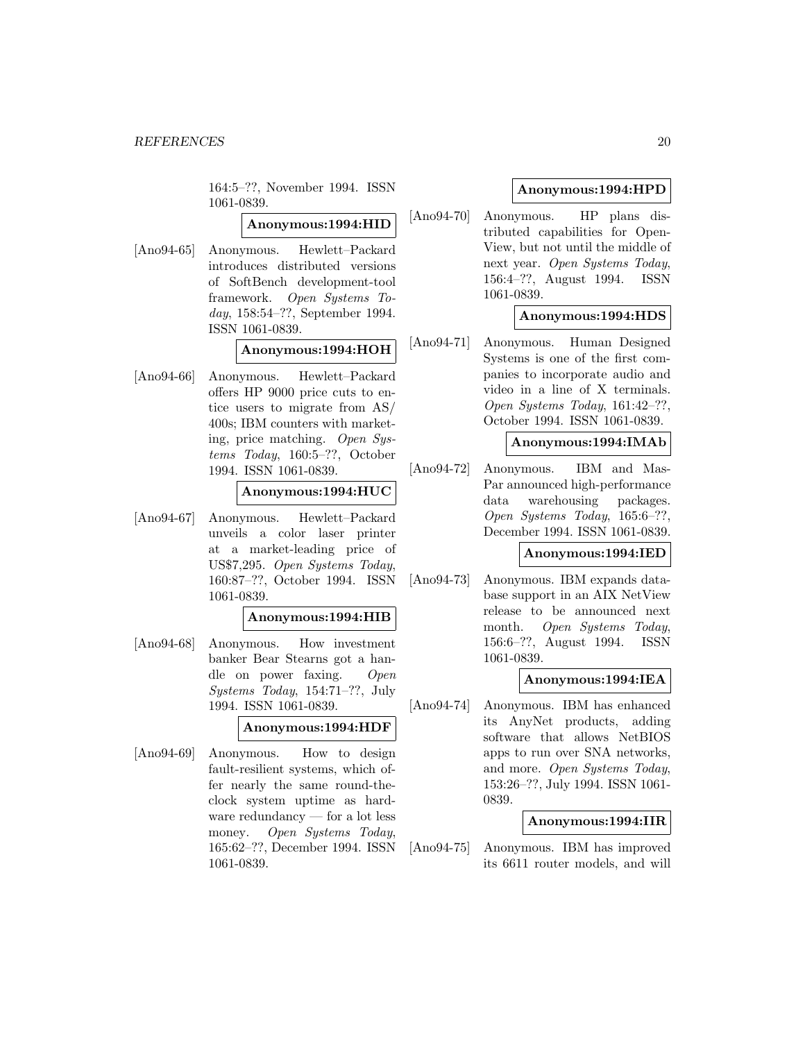164:5–??, November 1994. ISSN 1061-0839.

**Anonymous:1994:HID**

[Ano94-65] Anonymous. Hewlett–Packard introduces distributed versions of SoftBench development-tool framework. *Open Systems Today*, 158:54–??, September 1994. ISSN 1061-0839.

**Anonymous:1994:HOH**

[Ano94-66] Anonymous. Hewlett–Packard offers HP 9000 price cuts to entice users to migrate from AS/400s; IBM counters with marketing, price matching. *Open Systems Today*, 160:5–??, October 1994. ISSN 1061-0839.

**Anonymous:1994:HUC**

[Ano94-67] Anonymous. Hewlett–Packard unveils a color laser printer at a market-leading price of US$7,295. *Open Systems Today*, 160:87–??, October 1994. ISSN 1061-0839.

**Anonymous:1994:HIB**

[Ano94-68] Anonymous. How investment banker Bear Stearns got a handle on power faxing. *Open Systems Today*, 154:71–??, July 1994. ISSN 1061-0839.

**Anonymous:1994:HDF**

[Ano94-69] Anonymous. How to design fault-resilient systems, which offer nearly the same round-the-clock system uptime as hardware redundancy — for a lot less money. *Open Systems Today*, 165:62–??, December 1994. ISSN 1061-0839.

**Anonymous:1994:HPD**

[Ano94-70] Anonymous. HP plans distributed capabilities for OpenView, but not until the middle of next year. *Open Systems Today*, 156:4–??, August 1994. ISSN 1061-0839.

**Anonymous:1994:HDS**

[Ano94-71] Anonymous. Human Designed Systems is one of the first companies to incorporate audio and video in a line of X terminals. *Open Systems Today*, 161:42–??, October 1994. ISSN 1061-0839.

**Anonymous:1994:IMAb**

[Ano94-72] Anonymous. IBM and MasPar announced high-performance data warehousing packages. *Open Systems Today*, 165:6–??, December 1994. ISSN 1061-0839.

**Anonymous:1994:IED**

[Ano94-73] Anonymous. IBM expands database support in an AIX NetView release to be announced next month. *Open Systems Today*, 156:6–??, August 1994. ISSN 1061-0839.

**Anonymous:1994:IEA**

[Ano94-74] Anonymous. IBM has enhanced its AnyNet products, adding software that allows NetBIOS apps to run over SNA networks, and more. *Open Systems Today*, 153:26–??, July 1994. ISSN 1061-0839.

**Anonymous:1994:IIR**

[Ano94-75] Anonymous. IBM has improved its 6611 router models, and will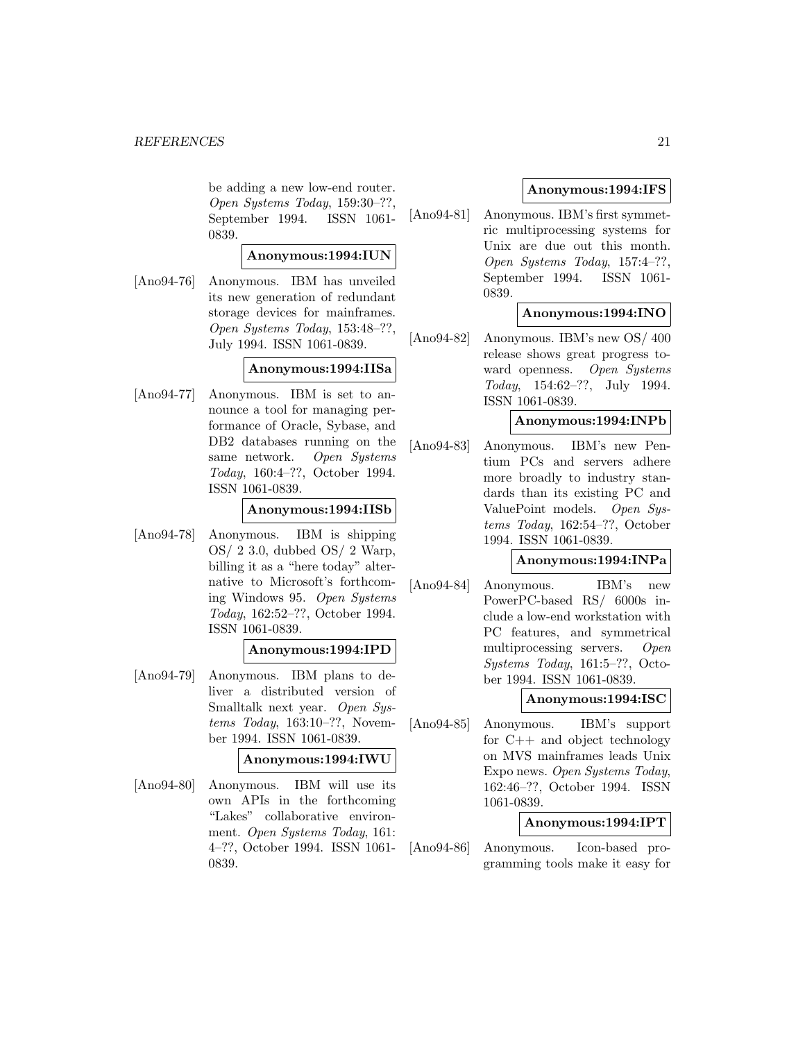be adding a new low-end router. *Open Systems Today*, 159:30–??, September 1994. ISSN 1061-0839.

**Anonymous:1994:IUN**

[Ano94-76] Anonymous. IBM has unveiled its new generation of redundant storage devices for mainframes. *Open Systems Today*, 153:48–??, July 1994. ISSN 1061-0839.

**Anonymous:1994:IISa**

[Ano94-77] Anonymous. IBM is set to announce a tool for managing performance of Oracle, Sybase, and DB2 databases running on the same network. *Open Systems Today*, 160:4–??, October 1994. ISSN 1061-0839.

**Anonymous:1994:IISb**

[Ano94-78] Anonymous. IBM is shipping OS/ 2 3.0, dubbed OS/ 2 Warp, billing it as a "here today" alternative to Microsoft's forthcoming Windows 95. *Open Systems Today*, 162:52–??, October 1994. ISSN 1061-0839.

**Anonymous:1994:IPD**

[Ano94-79] Anonymous. IBM plans to deliver a distributed version of Smalltalk next year. *Open Systems Today*, 163:10–??, November 1994. ISSN 1061-0839.

**Anonymous:1994:IWU**

[Ano94-80] Anonymous. IBM will use its own APIs in the forthcoming "Lakes" collaborative environment. *Open Systems Today*, 161: 4–??, October 1994. ISSN 1061-0839.

**Anonymous:1994:IFS**

[Ano94-81] Anonymous. IBM's first symmetric multiprocessing systems for Unix are due out this month. *Open Systems Today*, 157:4–??, September 1994. ISSN 1061-0839.

**Anonymous:1994:INO**

[Ano94-82] Anonymous. IBM's new OS/ 400 release shows great progress toward openness. *Open Systems Today*, 154:62–??, July 1994. ISSN 1061-0839.

**Anonymous:1994:INPb**

[Ano94-83] Anonymous. IBM's new Pentium PCs and servers adhere more broadly to industry standards than its existing PC and ValuePoint models. *Open Systems Today*, 162:54–??, October 1994. ISSN 1061-0839.

**Anonymous:1994:INPa**

[Ano94-84] Anonymous. IBM's new PowerPC-based RS/ 6000s include a low-end workstation with PC features, and symmetrical multiprocessing servers. *Open Systems Today*, 161:5–??, October 1994. ISSN 1061-0839.

**Anonymous:1994:ISC**

[Ano94-85] Anonymous. IBM's support for C++ and object technology on MVS mainframes leads Unix Expo news. *Open Systems Today*, 162:46–??, October 1994. ISSN 1061-0839.

**Anonymous:1994:IPT**

[Ano94-86] Anonymous. Icon-based programming tools make it easy for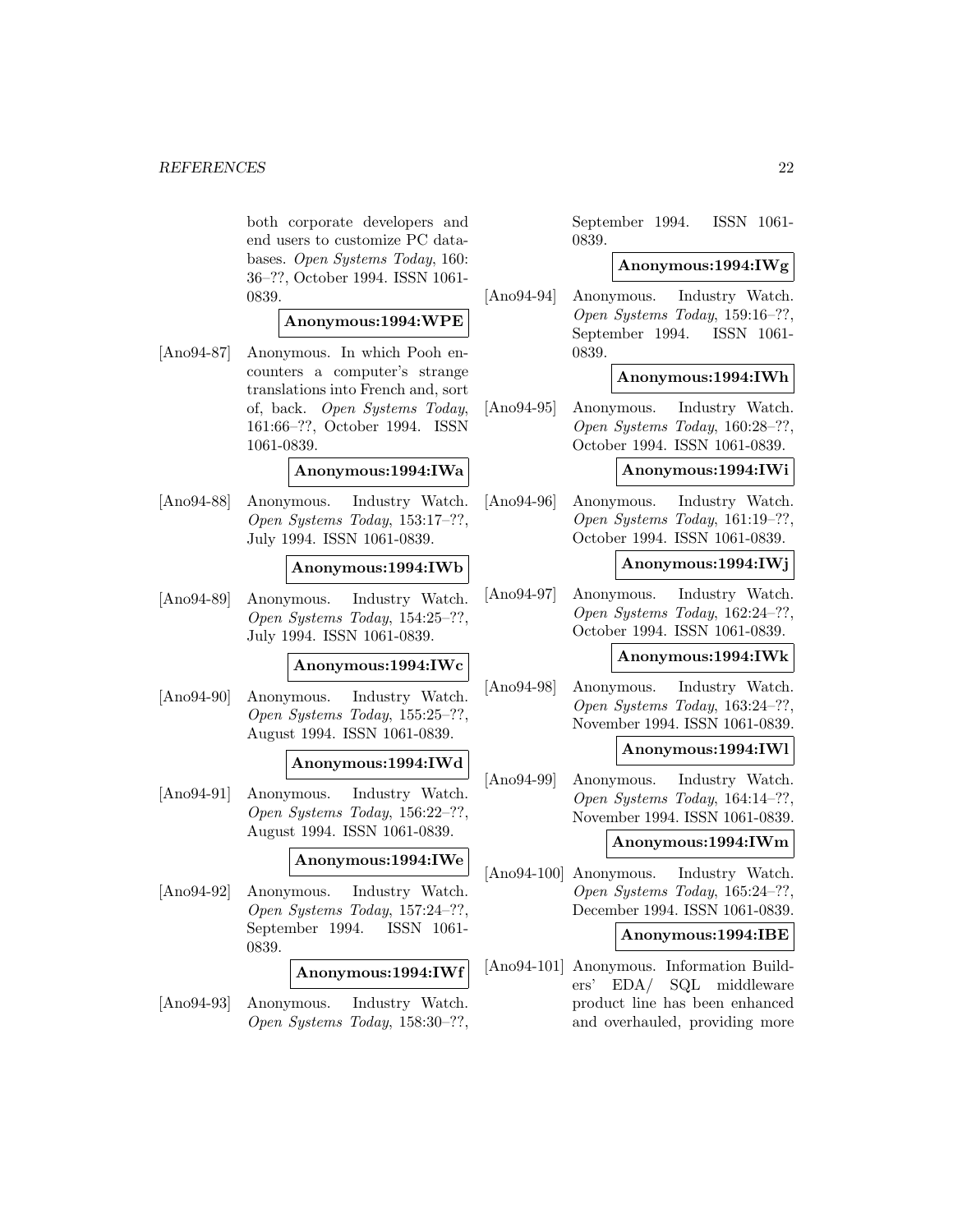both corporate developers and end users to customize PC databases. *Open Systems Today*, 160: 36–??, October 1994. ISSN 1061-0839.

**Anonymous:1994:WPE**

[Ano94-87] Anonymous. In which Pooh encounters a computer's strange translations into French and, sort of, back. *Open Systems Today*, 161:66–??, October 1994. ISSN 1061-0839.

**Anonymous:1994:IWa**

[Ano94-88] Anonymous. Industry Watch. *Open Systems Today*, 153:17–??, July 1994. ISSN 1061-0839.

**Anonymous:1994:IWb**

[Ano94-89] Anonymous. Industry Watch. *Open Systems Today*, 154:25–??, July 1994. ISSN 1061-0839.

**Anonymous:1994:IWc**

[Ano94-90] Anonymous. Industry Watch. *Open Systems Today*, 155:25–??, August 1994. ISSN 1061-0839.

**Anonymous:1994:IWd**

[Ano94-91] Anonymous. Industry Watch. *Open Systems Today*, 156:22–??, August 1994. ISSN 1061-0839.

**Anonymous:1994:IWe**

[Ano94-92] Anonymous. Industry Watch. *Open Systems Today*, 157:24–??, September 1994. ISSN 1061-0839.

**Anonymous:1994:IWf**

[Ano94-93] Anonymous. Industry Watch. *Open Systems Today*, 158:30–??, September 1994. ISSN 1061-0839.

**Anonymous:1994:IWg**

[Ano94-94] Anonymous. Industry Watch. *Open Systems Today*, 159:16–??, September 1994. ISSN 1061-0839.

**Anonymous:1994:IWh**

[Ano94-95] Anonymous. Industry Watch. *Open Systems Today*, 160:28–??, October 1994. ISSN 1061-0839.

**Anonymous:1994:IWi**

[Ano94-96] Anonymous. Industry Watch. *Open Systems Today*, 161:19–??, October 1994. ISSN 1061-0839.

**Anonymous:1994:IWj**

[Ano94-97] Anonymous. Industry Watch. *Open Systems Today*, 162:24–??, October 1994. ISSN 1061-0839.

**Anonymous:1994:IWk**

[Ano94-98] Anonymous. Industry Watch. *Open Systems Today*, 163:24–??, November 1994. ISSN 1061-0839.

**Anonymous:1994:IWl**

[Ano94-99] Anonymous. Industry Watch. *Open Systems Today*, 164:14–??, November 1994. ISSN 1061-0839.

**Anonymous:1994:IWm**

[Ano94-100] Anonymous. Industry Watch. *Open Systems Today*, 165:24–??, December 1994. ISSN 1061-0839.

**Anonymous:1994:IBE**

[Ano94-101] Anonymous. Information Builders' EDA/ SQL middleware product line has been enhanced and overhauled, providing more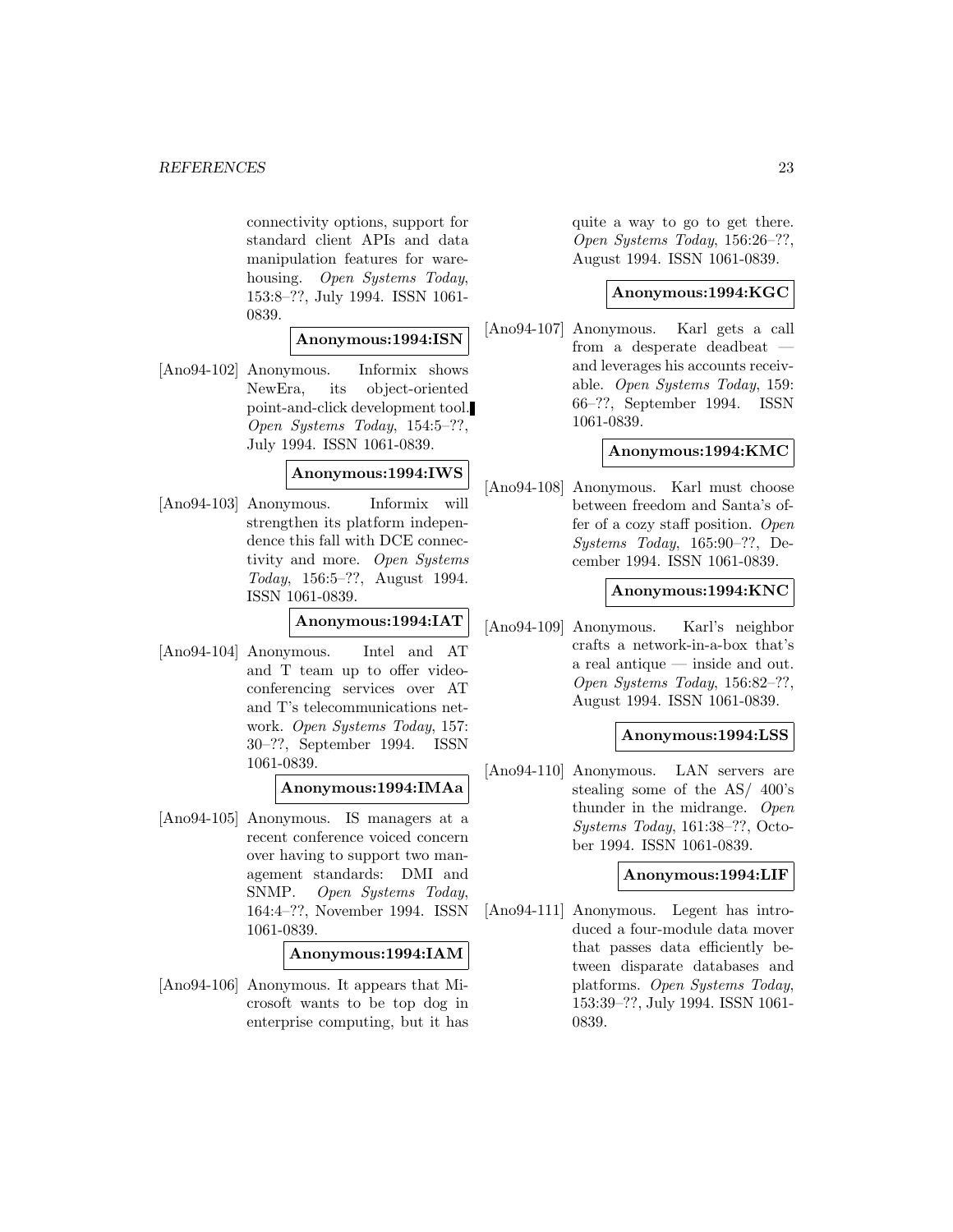connectivity options, support for standard client APIs and data manipulation features for warehousing. *Open Systems Today*, 153:8–??, July 1994. ISSN 1061-0839.

**Anonymous:1994:ISN**

[Ano94-102] Anonymous. Informix shows NewEra, its object-oriented point-and-click development tool. *Open Systems Today*, 154:5–??, July 1994. ISSN 1061-0839.

**Anonymous:1994:IWS**

[Ano94-103] Anonymous. Informix will strengthen its platform independence this fall with DCE connectivity and more. *Open Systems Today*, 156:5–??, August 1994. ISSN 1061-0839.

**Anonymous:1994:IAT**

[Ano94-104] Anonymous. Intel and AT and T team up to offer videoconferencing services over AT and T's telecommunications network. *Open Systems Today*, 157: 30–??, September 1994. ISSN 1061-0839.

**Anonymous:1994:IMAa**

[Ano94-105] Anonymous. IS managers at a recent conference voiced concern over having to support two management standards: DMI and SNMP. *Open Systems Today*, 164:4–??, November 1994. ISSN 1061-0839.

**Anonymous:1994:IAM**

[Ano94-106] Anonymous. It appears that Microsoft wants to be top dog in enterprise computing, but it has quite a way to go to get there. *Open Systems Today*, 156:26–??, August 1994. ISSN 1061-0839.

**Anonymous:1994:KGC**

[Ano94-107] Anonymous. Karl gets a call from a desperate deadbeat — and leverages his accounts receivable. *Open Systems Today*, 159: 66–??, September 1994. ISSN 1061-0839.

**Anonymous:1994:KMC**

[Ano94-108] Anonymous. Karl must choose between freedom and Santa's offer of a cozy staff position. *Open Systems Today*, 165:90–??, December 1994. ISSN 1061-0839.

**Anonymous:1994:KNC**

[Ano94-109] Anonymous. Karl's neighbor crafts a network-in-a-box that's a real antique — inside and out. *Open Systems Today*, 156:82–??, August 1994. ISSN 1061-0839.

**Anonymous:1994:LSS**

[Ano94-110] Anonymous. LAN servers are stealing some of the AS/ 400's thunder in the midrange. *Open Systems Today*, 161:38–??, October 1994. ISSN 1061-0839.

**Anonymous:1994:LIF**

[Ano94-111] Anonymous. Legent has introduced a four-module data mover that passes data efficiently between disparate databases and platforms. *Open Systems Today*, 153:39–??, July 1994. ISSN 1061-0839.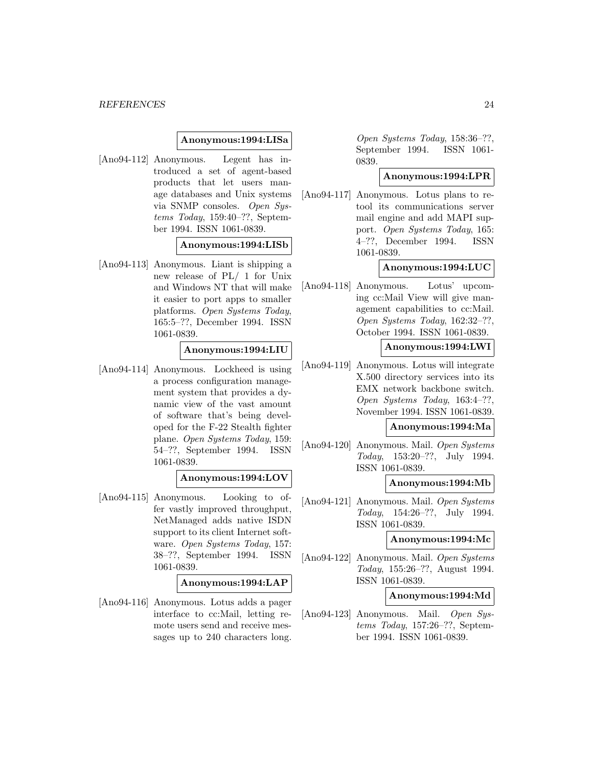**Anonymous:1994:LISa**

[Ano94-112] Anonymous. Legent has introduced a set of agent-based products that let users manage databases and Unix systems via SNMP consoles. *Open Systems Today*, 159:40–??, September 1994. ISSN 1061-0839.

**Anonymous:1994:LISb**

[Ano94-113] Anonymous. Liant is shipping a new release of PL/ 1 for Unix and Windows NT that will make it easier to port apps to smaller platforms. *Open Systems Today*, 165:5–??, December 1994. ISSN 1061-0839.

**Anonymous:1994:LIU**

[Ano94-114] Anonymous. Lockheed is using a process configuration management system that provides a dynamic view of the vast amount of software that's being developed for the F-22 Stealth fighter plane. *Open Systems Today*, 159: 54–??, September 1994. ISSN 1061-0839.

**Anonymous:1994:LOV**

[Ano94-115] Anonymous. Looking to offer vastly improved throughput, NetManaged adds native ISDN support to its client Internet software. *Open Systems Today*, 157: 38–??, September 1994. ISSN 1061-0839.

**Anonymous:1994:LAP**

[Ano94-116] Anonymous. Lotus adds a pager interface to cc:Mail, letting remote users send and receive messages up to 240 characters long. *Open Systems Today*, 158:36–??, September 1994. ISSN 1061-0839.

**Anonymous:1994:LPR**

[Ano94-117] Anonymous. Lotus plans to retool its communications server mail engine and add MAPI support. *Open Systems Today*, 165: 4–??, December 1994. ISSN 1061-0839.

**Anonymous:1994:LUC**

[Ano94-118] Anonymous. Lotus' upcoming cc:Mail View will give management capabilities to cc:Mail. *Open Systems Today*, 162:32–??, October 1994. ISSN 1061-0839.

**Anonymous:1994:LWI**

[Ano94-119] Anonymous. Lotus will integrate X.500 directory services into its EMX network backbone switch. *Open Systems Today*, 163:4–??, November 1994. ISSN 1061-0839.

**Anonymous:1994:Ma**

[Ano94-120] Anonymous. Mail. *Open Systems Today*, 153:20–??, July 1994. ISSN 1061-0839.

**Anonymous:1994:Mb**

[Ano94-121] Anonymous. Mail. *Open Systems Today*, 154:26–??, July 1994. ISSN 1061-0839.

**Anonymous:1994:Mc**

[Ano94-122] Anonymous. Mail. *Open Systems Today*, 155:26–??, August 1994. ISSN 1061-0839.

**Anonymous:1994:Md**

[Ano94-123] Anonymous. Mail. *Open Systems Today*, 157:26–??, September 1994. ISSN 1061-0839.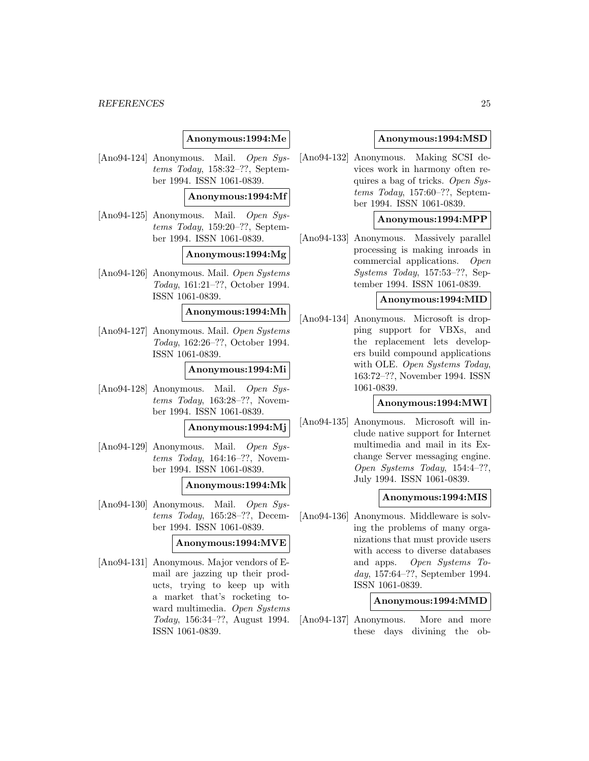**Anonymous:1994:Me**

[Ano94-124] Anonymous. Mail. *Open Systems Today*, 158:32–??, September 1994. ISSN 1061-0839.

**Anonymous:1994:Mf**

[Ano94-125] Anonymous. Mail. *Open Systems Today*, 159:20–??, September 1994. ISSN 1061-0839.

**Anonymous:1994:Mg**

[Ano94-126] Anonymous. Mail. *Open Systems Today*, 161:21–??, October 1994. ISSN 1061-0839.

**Anonymous:1994:Mh**

[Ano94-127] Anonymous. Mail. *Open Systems Today*, 162:26–??, October 1994. ISSN 1061-0839.

**Anonymous:1994:Mi**

[Ano94-128] Anonymous. Mail. *Open Systems Today*, 163:28–??, November 1994. ISSN 1061-0839.

**Anonymous:1994:Mj**

[Ano94-129] Anonymous. Mail. *Open Systems Today*, 164:16–??, November 1994. ISSN 1061-0839.

**Anonymous:1994:Mk**

[Ano94-130] Anonymous. Mail. *Open Systems Today*, 165:28–??, December 1994. ISSN 1061-0839.

**Anonymous:1994:MVE**

[Ano94-131] Anonymous. Major vendors of E-mail are jazzing up their products, trying to keep up with a market that's rocketing toward multimedia. *Open Systems Today*, 156:34–??, August 1994. ISSN 1061-0839.

**Anonymous:1994:MSD**

[Ano94-132] Anonymous. Making SCSI devices work in harmony often requires a bag of tricks. *Open Systems Today*, 157:60–??, September 1994. ISSN 1061-0839.

**Anonymous:1994:MPP**

[Ano94-133] Anonymous. Massively parallel processing is making inroads in commercial applications. *Open Systems Today*, 157:53–??, September 1994. ISSN 1061-0839.

**Anonymous:1994:MID**

[Ano94-134] Anonymous. Microsoft is dropping support for VBXs, and the replacement lets developers build compound applications with OLE. *Open Systems Today*, 163:72–??, November 1994. ISSN 1061-0839.

**Anonymous:1994:MWI**

[Ano94-135] Anonymous. Microsoft will include native support for Internet multimedia and mail in its Exchange Server messaging engine. *Open Systems Today*, 154:4–??, July 1994. ISSN 1061-0839.

**Anonymous:1994:MIS**

[Ano94-136] Anonymous. Middleware is solving the problems of many organizations that must provide users with access to diverse databases and apps. *Open Systems Today*, 157:64–??, September 1994. ISSN 1061-0839.

**Anonymous:1994:MMD**

[Ano94-137] Anonymous. More and more these days divining the ob-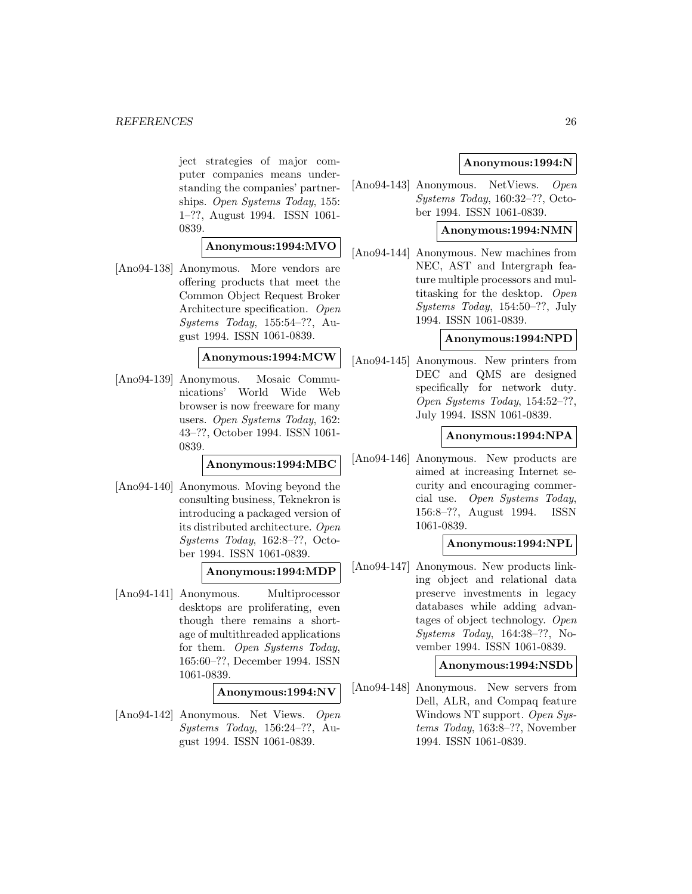ject strategies of major computer companies means understanding the companies' partnerships. *Open Systems Today*, 155: 1–??, August 1994. ISSN 1061-0839.

**Anonymous:1994:MVO**

[Ano94-138] Anonymous. More vendors are offering products that meet the Common Object Request Broker Architecture specification. *Open Systems Today*, 155:54–??, August 1994. ISSN 1061-0839.

**Anonymous:1994:MCW**

[Ano94-139] Anonymous. Mosaic Communications' World Wide Web browser is now freeware for many users. *Open Systems Today*, 162: 43–??, October 1994. ISSN 1061-0839.

**Anonymous:1994:MBC**

[Ano94-140] Anonymous. Moving beyond the consulting business, Teknekron is introducing a packaged version of its distributed architecture. *Open Systems Today*, 162:8–??, October 1994. ISSN 1061-0839.

**Anonymous:1994:MDP**

[Ano94-141] Anonymous. Multiprocessor desktops are proliferating, even though there remains a shortage of multithreaded applications for them. *Open Systems Today*, 165:60–??, December 1994. ISSN 1061-0839.

**Anonymous:1994:NV**

[Ano94-142] Anonymous. Net Views. *Open Systems Today*, 156:24–??, August 1994. ISSN 1061-0839.

**Anonymous:1994:N**

[Ano94-143] Anonymous. NetViews. *Open Systems Today*, 160:32–??, October 1994. ISSN 1061-0839.

**Anonymous:1994:NMN**

[Ano94-144] Anonymous. New machines from NEC, AST and Intergraph feature multiple processors and multitasking for the desktop. *Open Systems Today*, 154:50–??, July 1994. ISSN 1061-0839.

**Anonymous:1994:NPD**

[Ano94-145] Anonymous. New printers from DEC and QMS are designed specifically for network duty. *Open Systems Today*, 154:52–??, July 1994. ISSN 1061-0839.

**Anonymous:1994:NPA**

[Ano94-146] Anonymous. New products are aimed at increasing Internet security and encouraging commercial use. *Open Systems Today*, 156:8–??, August 1994. ISSN 1061-0839.

**Anonymous:1994:NPL**

[Ano94-147] Anonymous. New products linking object and relational data preserve investments in legacy databases while adding advantages of object technology. *Open Systems Today*, 164:38–??, November 1994. ISSN 1061-0839.

**Anonymous:1994:NSDb**

[Ano94-148] Anonymous. New servers from Dell, ALR, and Compaq feature Windows NT support. *Open Systems Today*, 163:8–??, November 1994. ISSN 1061-0839.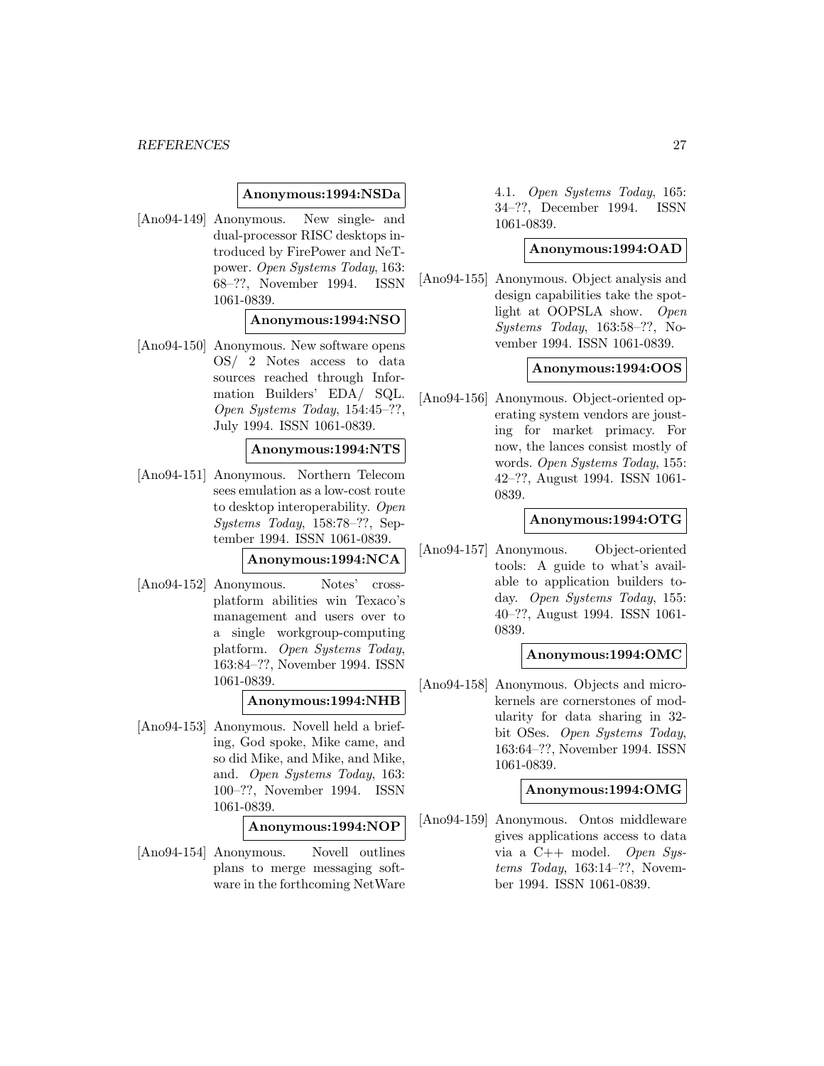**Anonymous:1994:NSDa**

[Ano94-149] Anonymous. New single- and dual-processor RISC desktops introduced by FirePower and NeTpower. *Open Systems Today*, 163: 68–??, November 1994. ISSN 1061-0839.

**Anonymous:1994:NSO**

[Ano94-150] Anonymous. New software opens OS/ 2 Notes access to data sources reached through Information Builders' EDA/ SQL. *Open Systems Today*, 154:45–??, July 1994. ISSN 1061-0839.

**Anonymous:1994:NTS**

[Ano94-151] Anonymous. Northern Telecom sees emulation as a low-cost route to desktop interoperability. *Open Systems Today*, 158:78–??, September 1994. ISSN 1061-0839.

**Anonymous:1994:NCA**

[Ano94-152] Anonymous. Notes' cross-platform abilities win Texaco's management and users over to a single workgroup-computing platform. *Open Systems Today*, 163:84–??, November 1994. ISSN 1061-0839.

**Anonymous:1994:NHB**

[Ano94-153] Anonymous. Novell held a briefing, God spoke, Mike came, and so did Mike, and Mike, and Mike, and. *Open Systems Today*, 163: 100–??, November 1994. ISSN 1061-0839.

**Anonymous:1994:NOP**

[Ano94-154] Anonymous. Novell outlines plans to merge messaging software in the forthcoming NetWare 4.1. *Open Systems Today*, 165: 34–??, December 1994. ISSN 1061-0839.

**Anonymous:1994:OAD**

[Ano94-155] Anonymous. Object analysis and design capabilities take the spotlight at OOPSLA show. *Open Systems Today*, 163:58–??, November 1994. ISSN 1061-0839.

**Anonymous:1994:OOS**

[Ano94-156] Anonymous. Object-oriented operating system vendors are jousting for market primacy. For now, the lances consist mostly of words. *Open Systems Today*, 155: 42–??, August 1994. ISSN 1061-0839.

**Anonymous:1994:OTG**

[Ano94-157] Anonymous. Object-oriented tools: A guide to what's available to application builders today. *Open Systems Today*, 155: 40–??, August 1994. ISSN 1061-0839.

**Anonymous:1994:OMC**

[Ano94-158] Anonymous. Objects and microkernels are cornerstones of modularity for data sharing in 32-bit OSes. *Open Systems Today*, 163:64–??, November 1994. ISSN 1061-0839.

**Anonymous:1994:OMG**

[Ano94-159] Anonymous. Ontos middleware gives applications access to data via a C++ model. *Open Systems Today*, 163:14–??, November 1994. ISSN 1061-0839.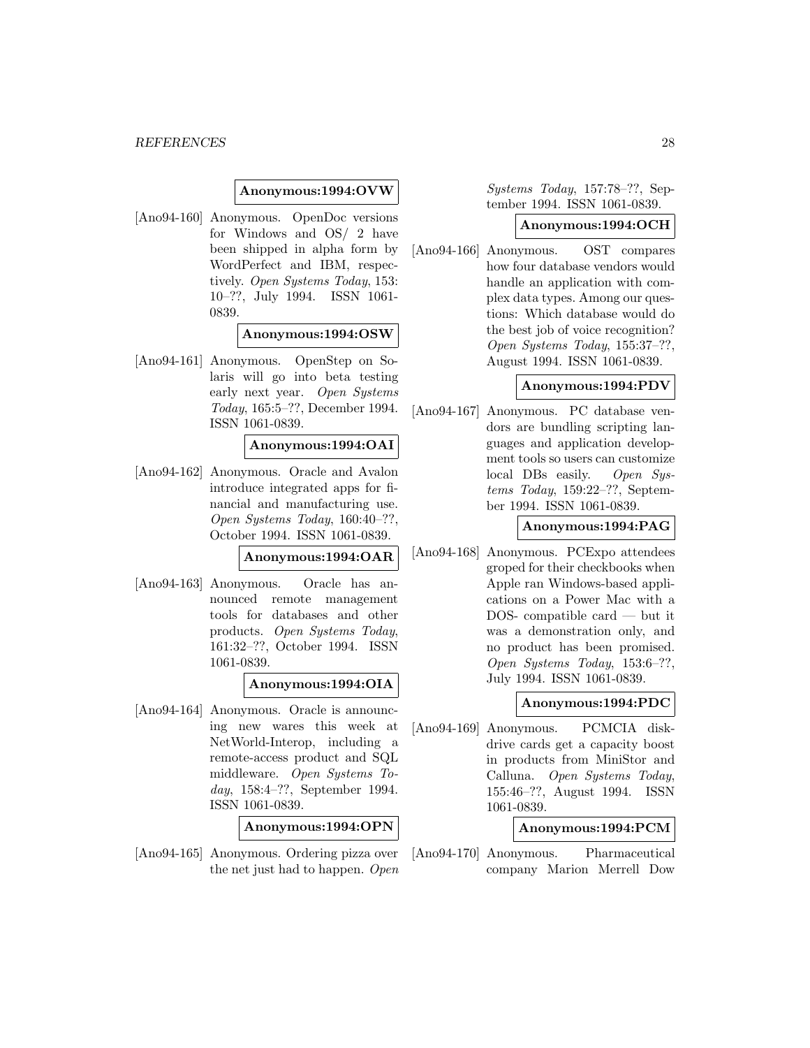**Anonymous:1994:OVW**

[Ano94-160] Anonymous. OpenDoc versions for Windows and OS/ 2 have been shipped in alpha form by WordPerfect and IBM, respectively. *Open Systems Today*, 153: 10–??, July 1994. ISSN 1061-0839.

**Anonymous:1994:OSW**

[Ano94-161] Anonymous. OpenStep on Solaris will go into beta testing early next year. *Open Systems Today*, 165:5–??, December 1994. ISSN 1061-0839.

**Anonymous:1994:OAI**

[Ano94-162] Anonymous. Oracle and Avalon introduce integrated apps for financial and manufacturing use. *Open Systems Today*, 160:40–??, October 1994. ISSN 1061-0839.

**Anonymous:1994:OAR**

[Ano94-163] Anonymous. Oracle has announced remote management tools for databases and other products. *Open Systems Today*, 161:32–??, October 1994. ISSN 1061-0839.

**Anonymous:1994:OIA**

[Ano94-164] Anonymous. Oracle is announcing new wares this week at NetWorld-Interop, including a remote-access product and SQL middleware. *Open Systems Today*, 158:4–??, September 1994. ISSN 1061-0839.

**Anonymous:1994:OPN**

[Ano94-165] Anonymous. Ordering pizza over the net just had to happen. *Open Systems Today*, 157:78–??, September 1994. ISSN 1061-0839.

**Anonymous:1994:OCH**

[Ano94-166] Anonymous. OST compares how four database vendors would handle an application with complex data types. Among our questions: Which database would do the best job of voice recognition? *Open Systems Today*, 155:37–??, August 1994. ISSN 1061-0839.

**Anonymous:1994:PDV**

[Ano94-167] Anonymous. PC database vendors are bundling scripting languages and application development tools so users can customize local DBs easily. *Open Systems Today*, 159:22–??, September 1994. ISSN 1061-0839.

**Anonymous:1994:PAG**

[Ano94-168] Anonymous. PCExpo attendees groped for their checkbooks when Apple ran Windows-based applications on a Power Mac with a DOS- compatible card — but it was a demonstration only, and no product has been promised. *Open Systems Today*, 153:6–??, July 1994. ISSN 1061-0839.

**Anonymous:1994:PDC**

[Ano94-169] Anonymous. PCMCIA disk-drive cards get a capacity boost in products from MiniStor and Calluna. *Open Systems Today*, 155:46–??, August 1994. ISSN 1061-0839.

**Anonymous:1994:PCM**

[Ano94-170] Anonymous. Pharmaceutical company Marion Merrell Dow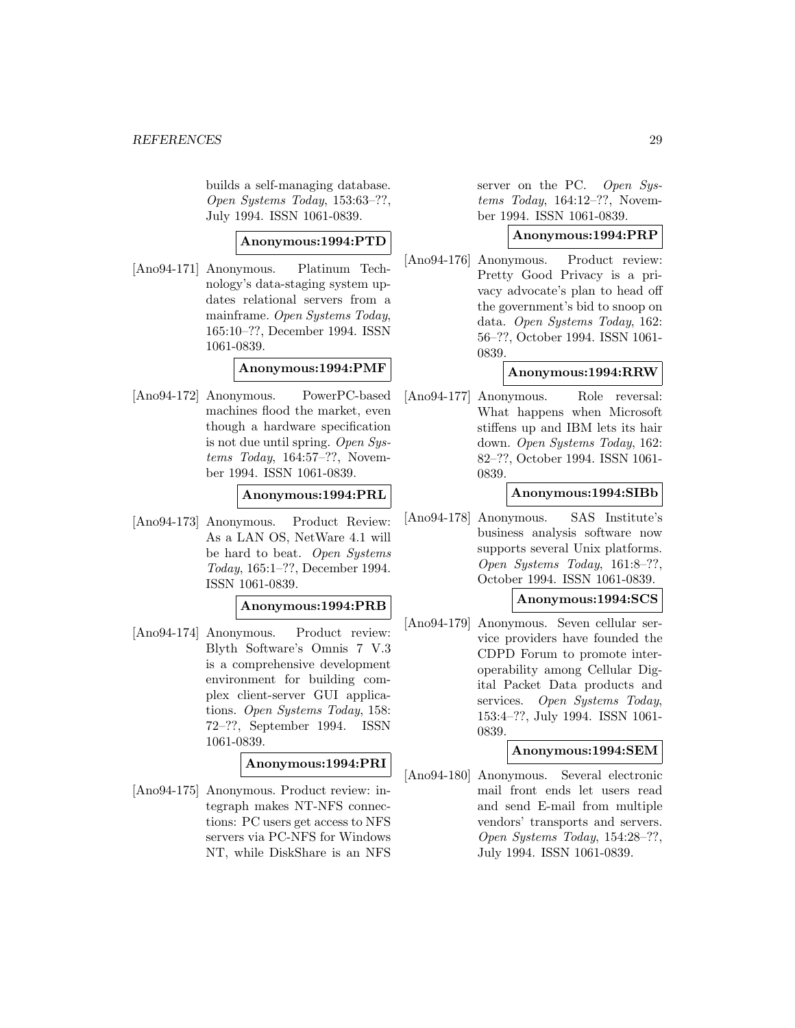builds a self-managing database. *Open Systems Today*, 153:63–??, July 1994. ISSN 1061-0839.

**Anonymous:1994:PTD**

[Ano94-171] Anonymous. Platinum Technology's data-staging system updates relational servers from a mainframe. *Open Systems Today*, 165:10–??, December 1994. ISSN 1061-0839.

**Anonymous:1994:PMF**

[Ano94-172] Anonymous. PowerPC-based machines flood the market, even though a hardware specification is not due until spring. *Open Systems Today*, 164:57–??, November 1994. ISSN 1061-0839.

**Anonymous:1994:PRL**

[Ano94-173] Anonymous. Product Review: As a LAN OS, NetWare 4.1 will be hard to beat. *Open Systems Today*, 165:1–??, December 1994. ISSN 1061-0839.

**Anonymous:1994:PRB**

[Ano94-174] Anonymous. Product review: Blyth Software's Omnis 7 V.3 is a comprehensive development environment for building complex client-server GUI applications. *Open Systems Today*, 158: 72–??, September 1994. ISSN 1061-0839.

**Anonymous:1994:PRI**

[Ano94-175] Anonymous. Product review: integraph makes NT-NFS connections: PC users get access to NFS servers via PC-NFS for Windows NT, while DiskShare is an NFS server on the PC. *Open Systems Today*, 164:12–??, November 1994. ISSN 1061-0839.

**Anonymous:1994:PRP**

[Ano94-176] Anonymous. Product review: Pretty Good Privacy is a privacy advocate's plan to head off the government's bid to snoop on data. *Open Systems Today*, 162: 56–??, October 1994. ISSN 1061-0839.

**Anonymous:1994:RRW**

[Ano94-177] Anonymous. Role reversal: What happens when Microsoft stiffens up and IBM lets its hair down. *Open Systems Today*, 162: 82–??, October 1994. ISSN 1061-0839.

**Anonymous:1994:SIBb**

[Ano94-178] Anonymous. SAS Institute's business analysis software now supports several Unix platforms. *Open Systems Today*, 161:8–??, October 1994. ISSN 1061-0839.

**Anonymous:1994:SCS**

[Ano94-179] Anonymous. Seven cellular service providers have founded the CDPD Forum to promote interoperability among Cellular Digital Packet Data products and services. *Open Systems Today*, 153:4–??, July 1994. ISSN 1061-0839.

**Anonymous:1994:SEM**

[Ano94-180] Anonymous. Several electronic mail front ends let users read and send E-mail from multiple vendors' transports and servers. *Open Systems Today*, 154:28–??, July 1994. ISSN 1061-0839.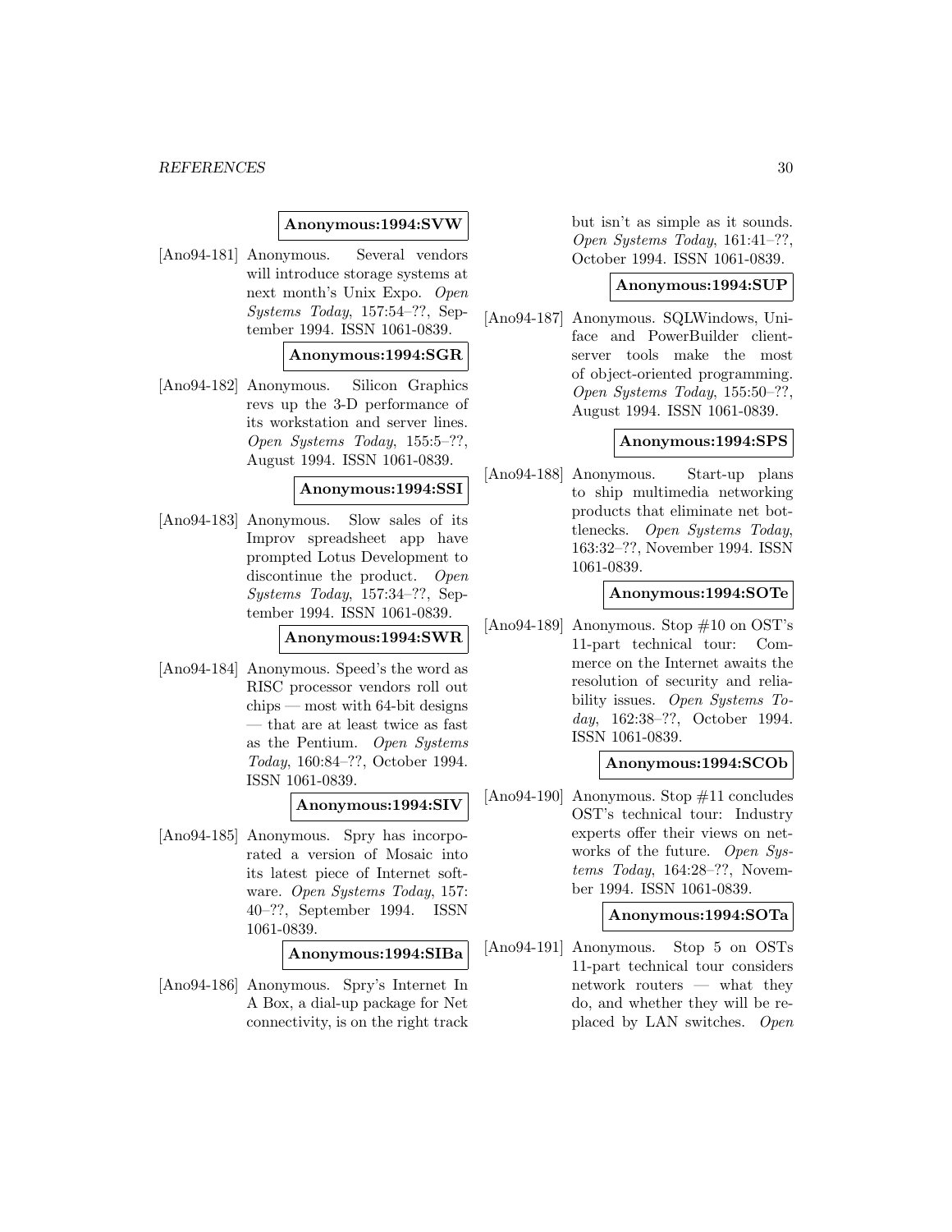**Anonymous:1994:SVW**

[Ano94-181] Anonymous. Several vendors will introduce storage systems at next month's Unix Expo. *Open Systems Today*, 157:54–??, September 1994. ISSN 1061-0839.

**Anonymous:1994:SGR**

[Ano94-182] Anonymous. Silicon Graphics revs up the 3-D performance of its workstation and server lines. *Open Systems Today*, 155:5–??, August 1994. ISSN 1061-0839.

**Anonymous:1994:SSI**

[Ano94-183] Anonymous. Slow sales of its Improv spreadsheet app have prompted Lotus Development to discontinue the product. *Open Systems Today*, 157:34–??, September 1994. ISSN 1061-0839.

**Anonymous:1994:SWR**

[Ano94-184] Anonymous. Speed's the word as RISC processor vendors roll out chips — most with 64-bit designs — that are at least twice as fast as the Pentium. *Open Systems Today*, 160:84–??, October 1994. ISSN 1061-0839.

**Anonymous:1994:SIV**

[Ano94-185] Anonymous. Spry has incorporated a version of Mosaic into its latest piece of Internet software. *Open Systems Today*, 157: 40–??, September 1994. ISSN 1061-0839.

**Anonymous:1994:SIBa**

[Ano94-186] Anonymous. Spry's Internet In A Box, a dial-up package for Net connectivity, is on the right track but isn't as simple as it sounds. *Open Systems Today*, 161:41–??, October 1994. ISSN 1061-0839.

**Anonymous:1994:SUP**

[Ano94-187] Anonymous. SQLWindows, Uniface and PowerBuilder client-server tools make the most of object-oriented programming. *Open Systems Today*, 155:50–??, August 1994. ISSN 1061-0839.

**Anonymous:1994:SPS**

[Ano94-188] Anonymous. Start-up plans to ship multimedia networking products that eliminate net bottlenecks. *Open Systems Today*, 163:32–??, November 1994. ISSN 1061-0839.

**Anonymous:1994:SOTe**

[Ano94-189] Anonymous. Stop #10 on OST's 11-part technical tour: Commerce on the Internet awaits the resolution of security and reliability issues. *Open Systems Today*, 162:38–??, October 1994. ISSN 1061-0839.

**Anonymous:1994:SCOb**

[Ano94-190] Anonymous. Stop #11 concludes OST's technical tour: Industry experts offer their views on networks of the future. *Open Systems Today*, 164:28–??, November 1994. ISSN 1061-0839.

**Anonymous:1994:SOTa**

[Ano94-191] Anonymous. Stop 5 on OSTs 11-part technical tour considers network routers — what they do, and whether they will be replaced by LAN switches. *Open*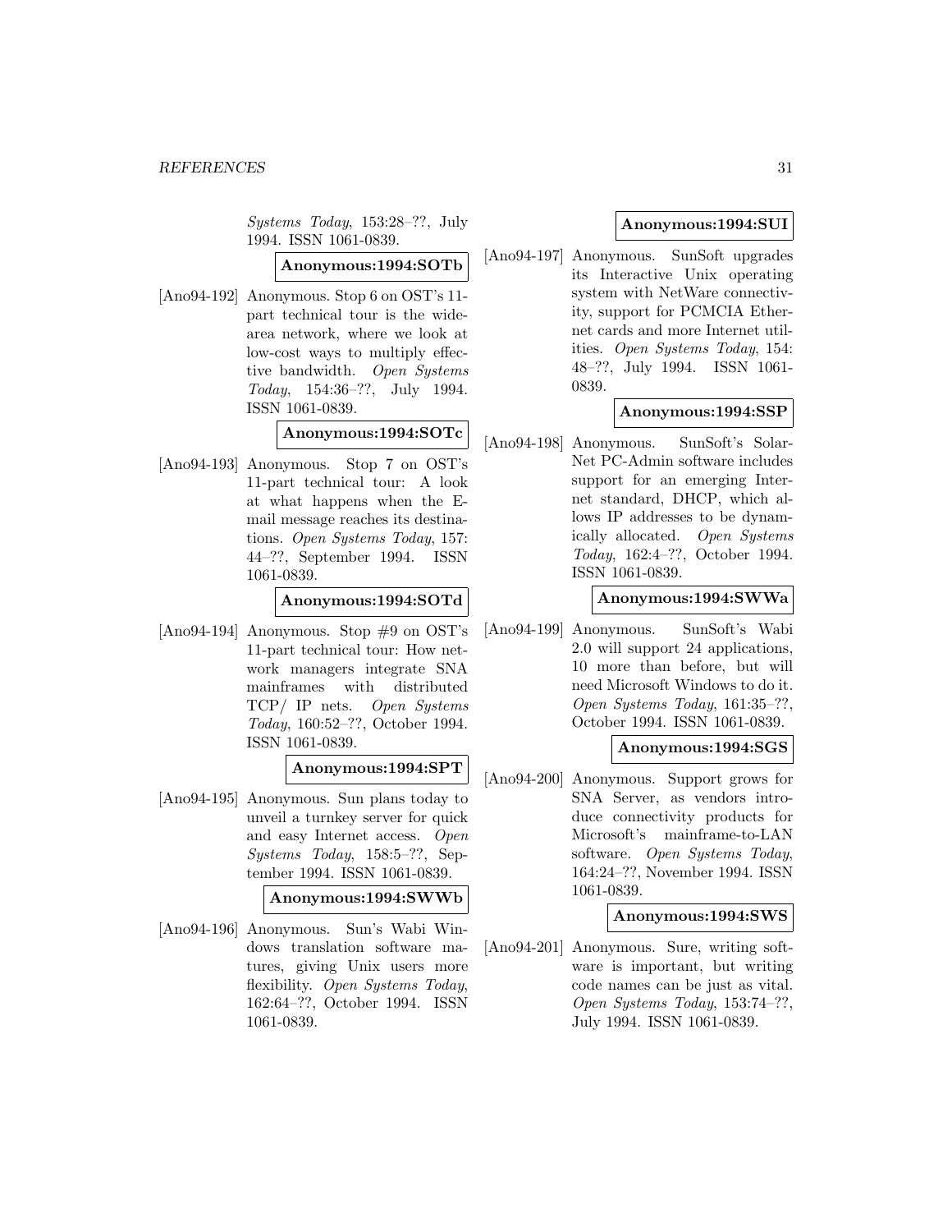*Systems Today*, 153:28–??, July 1994. ISSN 1061-0839.

**Anonymous:1994:SOTb**

[Ano94-192] Anonymous. Stop 6 on OST's 11-part technical tour is the wide-area network, where we look at low-cost ways to multiply effective bandwidth. *Open Systems Today*, 154:36–??, July 1994. ISSN 1061-0839.

**Anonymous:1994:SOTc**

[Ano94-193] Anonymous. Stop 7 on OST's 11-part technical tour: A look at what happens when the E-mail message reaches its destinations. *Open Systems Today*, 157: 44–??, September 1994. ISSN 1061-0839.

**Anonymous:1994:SOTd**

[Ano94-194] Anonymous. Stop #9 on OST's 11-part technical tour: How network managers integrate SNA mainframes with distributed TCP/ IP nets. *Open Systems Today*, 160:52–??, October 1994. ISSN 1061-0839.

**Anonymous:1994:SPT**

[Ano94-195] Anonymous. Sun plans today to unveil a turnkey server for quick and easy Internet access. *Open Systems Today*, 158:5–??, September 1994. ISSN 1061-0839.

**Anonymous:1994:SWWb**

[Ano94-196] Anonymous. Sun's Wabi Windows translation software matures, giving Unix users more flexibility. *Open Systems Today*, 162:64–??, October 1994. ISSN 1061-0839.

**Anonymous:1994:SUI**

[Ano94-197] Anonymous. SunSoft upgrades its Interactive Unix operating system with NetWare connectivity, support for PCMCIA Ethernet cards and more Internet utilities. *Open Systems Today*, 154: 48–??, July 1994. ISSN 1061-0839.

**Anonymous:1994:SSP**

[Ano94-198] Anonymous. SunSoft's SolarNet PC-Admin software includes support for an emerging Internet standard, DHCP, which allows IP addresses to be dynamically allocated. *Open Systems Today*, 162:4–??, October 1994. ISSN 1061-0839.

**Anonymous:1994:SWWa**

[Ano94-199] Anonymous. SunSoft's Wabi 2.0 will support 24 applications, 10 more than before, but will need Microsoft Windows to do it. *Open Systems Today*, 161:35–??, October 1994. ISSN 1061-0839.

**Anonymous:1994:SGS**

[Ano94-200] Anonymous. Support grows for SNA Server, as vendors introduce connectivity products for Microsoft's mainframe-to-LAN software. *Open Systems Today*, 164:24–??, November 1994. ISSN 1061-0839.

**Anonymous:1994:SWS**

[Ano94-201] Anonymous. Sure, writing software is important, but writing code names can be just as vital. *Open Systems Today*, 153:74–??, July 1994. ISSN 1061-0839.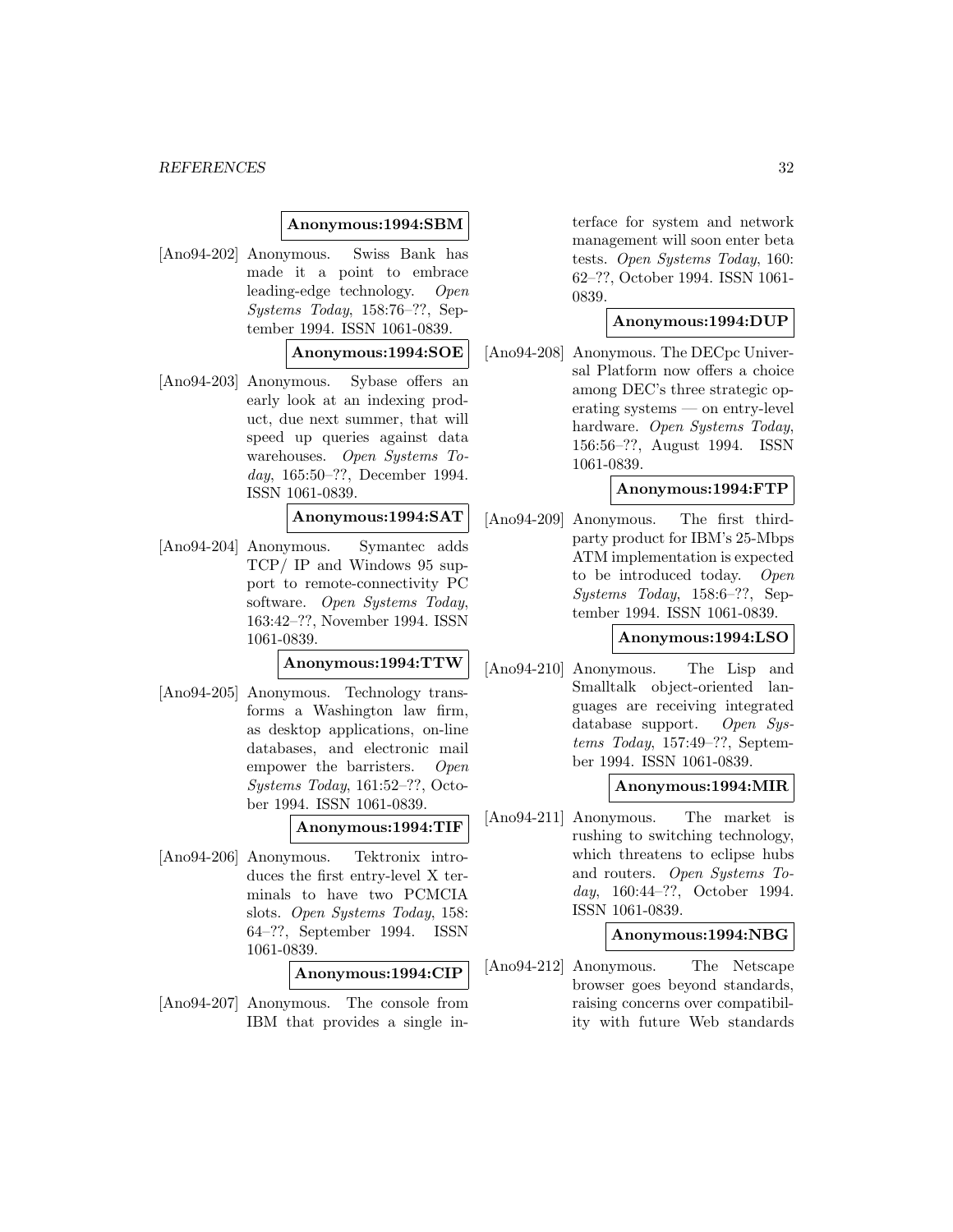**Anonymous:1994:SBM**

[Ano94-202] Anonymous. Swiss Bank has made it a point to embrace leading-edge technology. *Open Systems Today*, 158:76–??, September 1994. ISSN 1061-0839.

**Anonymous:1994:SOE**

[Ano94-203] Anonymous. Sybase offers an early look at an indexing product, due next summer, that will speed up queries against data warehouses. *Open Systems Today*, 165:50–??, December 1994. ISSN 1061-0839.

**Anonymous:1994:SAT**

[Ano94-204] Anonymous. Symantec adds TCP/ IP and Windows 95 support to remote-connectivity PC software. *Open Systems Today*, 163:42–??, November 1994. ISSN 1061-0839.

**Anonymous:1994:TTW**

[Ano94-205] Anonymous. Technology transforms a Washington law firm, as desktop applications, on-line databases, and electronic mail empower the barristers. *Open Systems Today*, 161:52–??, October 1994. ISSN 1061-0839.

**Anonymous:1994:TIF**

[Ano94-206] Anonymous. Tektronix introduces the first entry-level X terminals to have two PCMCIA slots. *Open Systems Today*, 158:64–??, September 1994. ISSN 1061-0839.

**Anonymous:1994:CIP**

[Ano94-207] Anonymous. The console from IBM that provides a single interface for system and network management will soon enter beta tests. *Open Systems Today*, 160:62–??, October 1994. ISSN 1061-0839.

**Anonymous:1994:DUP**

[Ano94-208] Anonymous. The DECpc Universal Platform now offers a choice among DEC's three strategic operating systems — on entry-level hardware. *Open Systems Today*, 156:56–??, August 1994. ISSN 1061-0839.

**Anonymous:1994:FTP**

[Ano94-209] Anonymous. The first third-party product for IBM's 25-Mbps ATM implementation is expected to be introduced today. *Open Systems Today*, 158:6–??, September 1994. ISSN 1061-0839.

**Anonymous:1994:LSO**

[Ano94-210] Anonymous. The Lisp and Smalltalk object-oriented languages are receiving integrated database support. *Open Systems Today*, 157:49–??, September 1994. ISSN 1061-0839.

**Anonymous:1994:MIR**

[Ano94-211] Anonymous. The market is rushing to switching technology, which threatens to eclipse hubs and routers. *Open Systems Today*, 160:44–??, October 1994. ISSN 1061-0839.

**Anonymous:1994:NBG**

[Ano94-212] Anonymous. The Netscape browser goes beyond standards, raising concerns over compatibility with future Web standards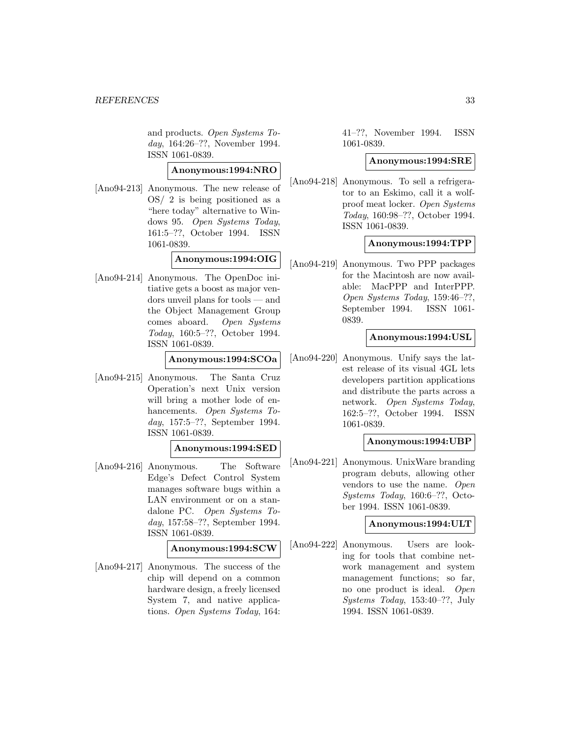and products. *Open Systems Today*, 164:26–??, November 1994. ISSN 1061-0839.

**Anonymous:1994:NRO**

[Ano94-213] Anonymous. The new release of OS/ 2 is being positioned as a "here today" alternative to Windows 95. *Open Systems Today*, 161:5–??, October 1994. ISSN 1061-0839.

**Anonymous:1994:OIG**

[Ano94-214] Anonymous. The OpenDoc initiative gets a boost as major vendors unveil plans for tools — and the Object Management Group comes aboard. *Open Systems Today*, 160:5–??, October 1994. ISSN 1061-0839.

**Anonymous:1994:SCOa**

[Ano94-215] Anonymous. The Santa Cruz Operation's next Unix version will bring a mother lode of enhancements. *Open Systems Today*, 157:5–??, September 1994. ISSN 1061-0839.

**Anonymous:1994:SED**

[Ano94-216] Anonymous. The Software Edge's Defect Control System manages software bugs within a LAN environment or on a standalone PC. *Open Systems Today*, 157:58–??, September 1994. ISSN 1061-0839.

**Anonymous:1994:SCW**

[Ano94-217] Anonymous. The success of the chip will depend on a common hardware design, a freely licensed System 7, and native applications. *Open Systems Today*, 164: 41–??, November 1994. ISSN 1061-0839.

**Anonymous:1994:SRE**

[Ano94-218] Anonymous. To sell a refrigerator to an Eskimo, call it a wolf-proof meat locker. *Open Systems Today*, 160:98–??, October 1994. ISSN 1061-0839.

**Anonymous:1994:TPP**

[Ano94-219] Anonymous. Two PPP packages for the Macintosh are now available: MacPPP and InterPPP. *Open Systems Today*, 159:46–??, September 1994. ISSN 1061-0839.

**Anonymous:1994:USL**

[Ano94-220] Anonymous. Unify says the latest release of its visual 4GL lets developers partition applications and distribute the parts across a network. *Open Systems Today*, 162:5–??, October 1994. ISSN 1061-0839.

**Anonymous:1994:UBP**

[Ano94-221] Anonymous. UnixWare branding program debuts, allowing other vendors to use the name. *Open Systems Today*, 160:6–??, October 1994. ISSN 1061-0839.

**Anonymous:1994:ULT**

[Ano94-222] Anonymous. Users are looking for tools that combine network management and system management functions; so far, no one product is ideal. *Open Systems Today*, 153:40–??, July 1994. ISSN 1061-0839.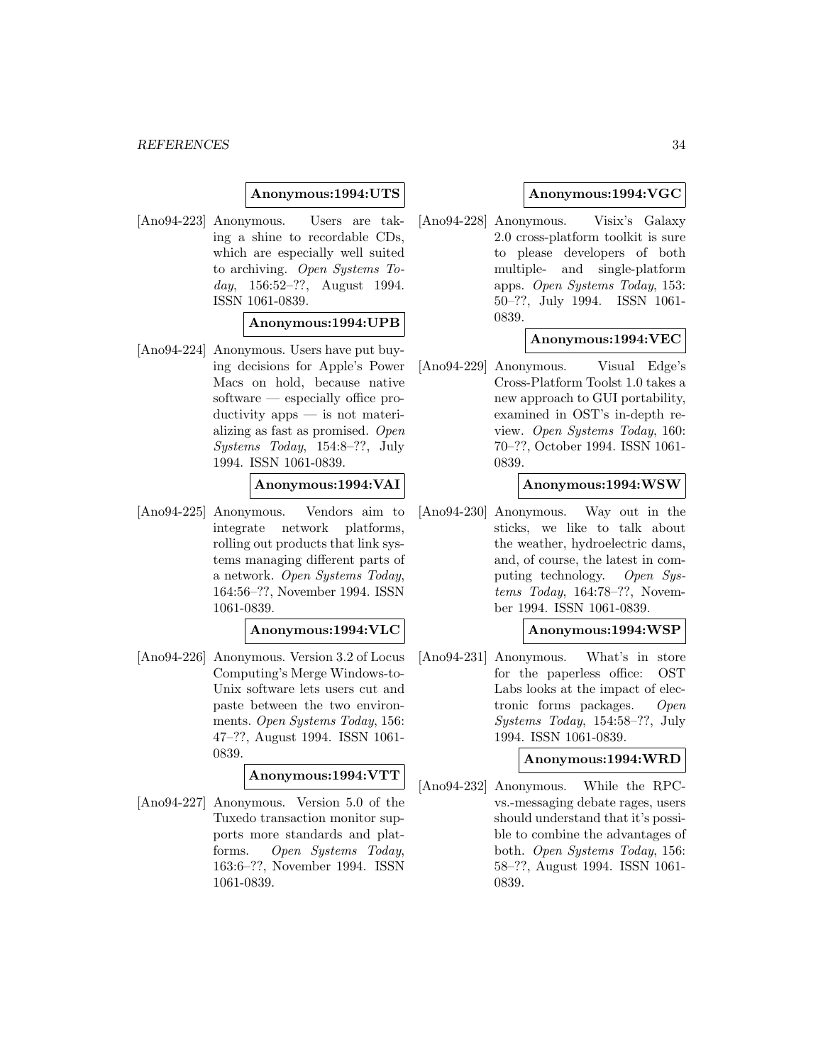**Anonymous:1994:UTS**

[Ano94-223] Anonymous. Users are taking a shine to recordable CDs, which are especially well suited to archiving. *Open Systems Today*, 156:52–??, August 1994. ISSN 1061-0839.

**Anonymous:1994:UPB**

[Ano94-224] Anonymous. Users have put buying decisions for Apple's Power Macs on hold, because native software — especially office productivity apps — is not materializing as fast as promised. *Open Systems Today*, 154:8–??, July 1994. ISSN 1061-0839.

**Anonymous:1994:VAI**

[Ano94-225] Anonymous. Vendors aim to integrate network platforms, rolling out products that link systems managing different parts of a network. *Open Systems Today*, 164:56–??, November 1994. ISSN 1061-0839.

**Anonymous:1994:VLC**

[Ano94-226] Anonymous. Version 3.2 of Locus Computing's Merge Windows-to-Unix software lets users cut and paste between the two environments. *Open Systems Today*, 156: 47–??, August 1994. ISSN 1061-0839.

**Anonymous:1994:VTT**

[Ano94-227] Anonymous. Version 5.0 of the Tuxedo transaction monitor supports more standards and platforms. *Open Systems Today*, 163:6–??, November 1994. ISSN 1061-0839.

**Anonymous:1994:VGC**

[Ano94-228] Anonymous. Visix's Galaxy 2.0 cross-platform toolkit is sure to please developers of both multiple- and single-platform apps. *Open Systems Today*, 153: 50–??, July 1994. ISSN 1061-0839.

**Anonymous:1994:VEC**

[Ano94-229] Anonymous. Visual Edge's Cross-Platform Toolst 1.0 takes a new approach to GUI portability, examined in OST's in-depth review. *Open Systems Today*, 160: 70–??, October 1994. ISSN 1061-0839.

**Anonymous:1994:WSW**

[Ano94-230] Anonymous. Way out in the sticks, we like to talk about the weather, hydroelectric dams, and, of course, the latest in computing technology. *Open Systems Today*, 164:78–??, November 1994. ISSN 1061-0839.

**Anonymous:1994:WSP**

[Ano94-231] Anonymous. What's in store for the paperless office: OST Labs looks at the impact of electronic forms packages. *Open Systems Today*, 154:58–??, July 1994. ISSN 1061-0839.

**Anonymous:1994:WRD**

[Ano94-232] Anonymous. While the RPC-vs.-messaging debate rages, users should understand that it's possible to combine the advantages of both. *Open Systems Today*, 156: 58–??, August 1994. ISSN 1061-0839.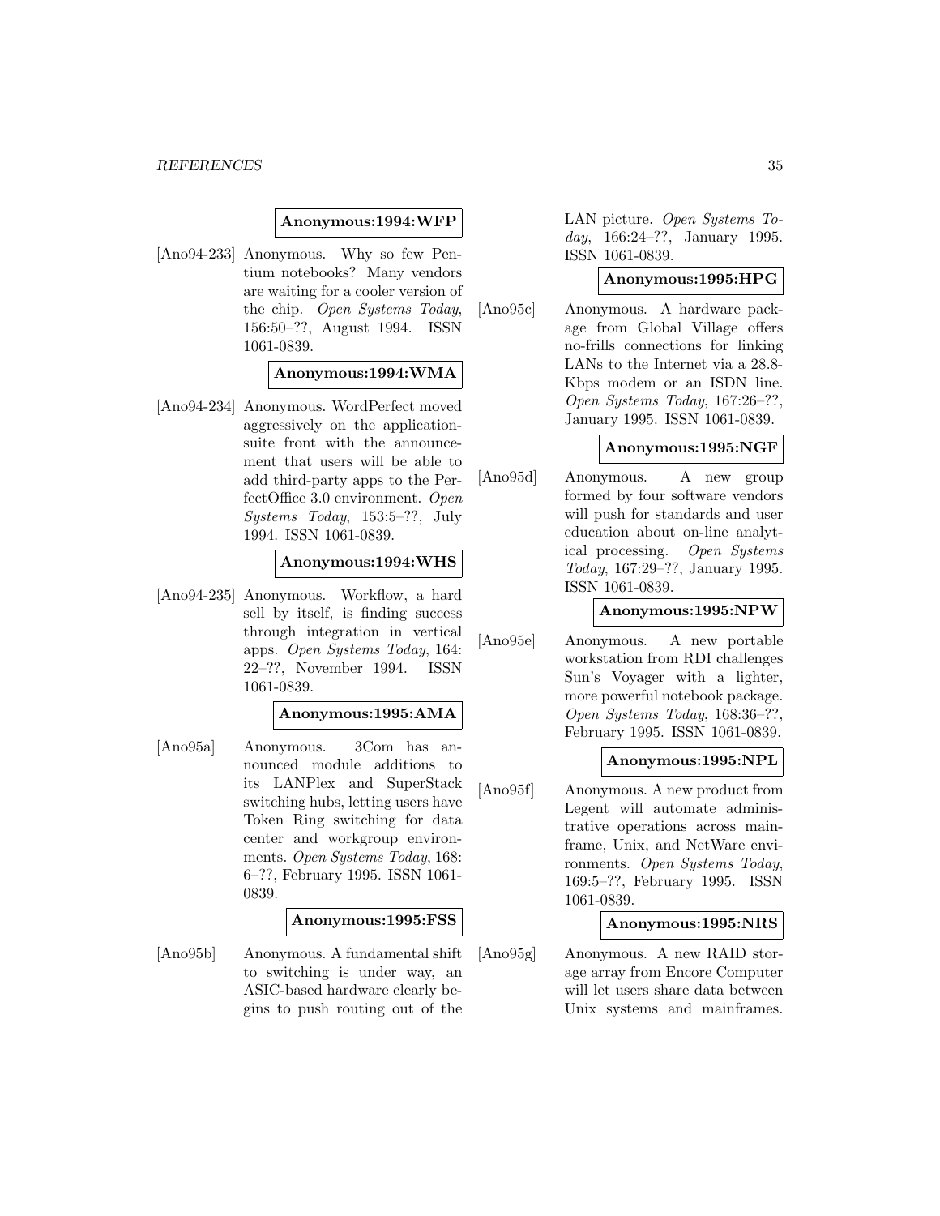**Anonymous:1994:WFP**

[Ano94-233] Anonymous. Why so few Pentium notebooks? Many vendors are waiting for a cooler version of the chip. *Open Systems Today*, 156:50–??, August 1994. ISSN 1061-0839.

**Anonymous:1994:WMA**

[Ano94-234] Anonymous. WordPerfect moved aggressively on the application-suite front with the announcement that users will be able to add third-party apps to the PerfectOffice 3.0 environment. *Open Systems Today*, 153:5–??, July 1994. ISSN 1061-0839.

**Anonymous:1994:WHS**

[Ano94-235] Anonymous. Workflow, a hard sell by itself, is finding success through integration in vertical apps. *Open Systems Today*, 164: 22–??, November 1994. ISSN 1061-0839.

**Anonymous:1995:AMA**

[Ano95a] Anonymous. 3Com has announced module additions to its LANPlex and SuperStack switching hubs, letting users have Token Ring switching for data center and workgroup environments. *Open Systems Today*, 168: 6–??, February 1995. ISSN 1061-0839.

**Anonymous:1995:FSS**

[Ano95b] Anonymous. A fundamental shift to switching is under way, an ASIC-based hardware clearly begins to push routing out of the LAN picture. *Open Systems Today*, 166:24–??, January 1995. ISSN 1061-0839.

**Anonymous:1995:HPG**

[Ano95c] Anonymous. A hardware package from Global Village offers no-frills connections for linking LANs to the Internet via a 28.8-Kbps modem or an ISDN line. *Open Systems Today*, 167:26–??, January 1995. ISSN 1061-0839.

**Anonymous:1995:NGF**

[Ano95d] Anonymous. A new group formed by four software vendors will push for standards and user education about on-line analytical processing. *Open Systems Today*, 167:29–??, January 1995. ISSN 1061-0839.

**Anonymous:1995:NPW**

[Ano95e] Anonymous. A new portable workstation from RDI challenges Sun's Voyager with a lighter, more powerful notebook package. *Open Systems Today*, 168:36–??, February 1995. ISSN 1061-0839.

**Anonymous:1995:NPL**

[Ano95f] Anonymous. A new product from Legent will automate administrative operations across mainframe, Unix, and NetWare environments. *Open Systems Today*, 169:5–??, February 1995. ISSN 1061-0839.

**Anonymous:1995:NRS**

[Ano95g] Anonymous. A new RAID storage array from Encore Computer will let users share data between Unix systems and mainframes.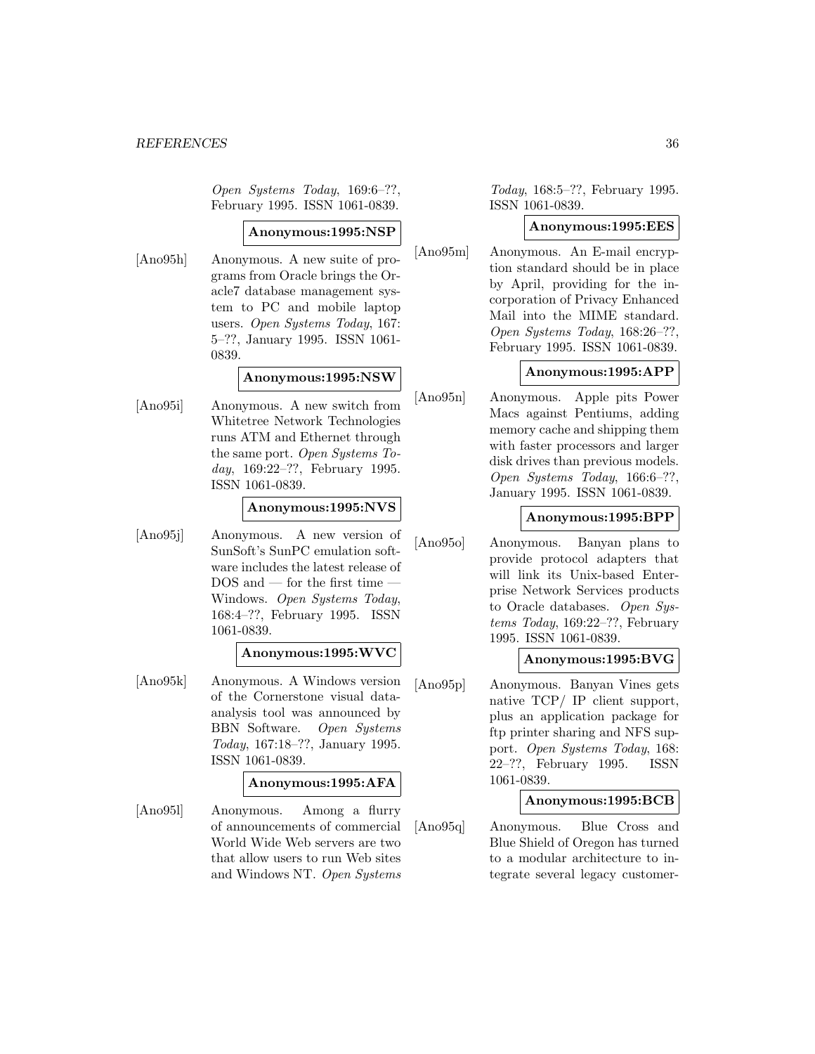*Open Systems Today*, 169:6–??, February 1995. ISSN 1061-0839.

**Anonymous:1995:NSP**

[Ano95h] Anonymous. A new suite of programs from Oracle brings the Oracle7 database management system to PC and mobile laptop users. *Open Systems Today*, 167: 5–??, January 1995. ISSN 1061-0839.

**Anonymous:1995:NSW**

[Ano95i] Anonymous. A new switch from Whitetree Network Technologies runs ATM and Ethernet through the same port. *Open Systems Today*, 169:22–??, February 1995. ISSN 1061-0839.

**Anonymous:1995:NVS**

[Ano95j] Anonymous. A new version of SunSoft's SunPC emulation software includes the latest release of DOS and — for the first time — Windows. *Open Systems Today*, 168:4–??, February 1995. ISSN 1061-0839.

**Anonymous:1995:WVC**

[Ano95k] Anonymous. A Windows version of the Cornerstone visual data-analysis tool was announced by BBN Software. *Open Systems Today*, 167:18–??, January 1995. ISSN 1061-0839.

**Anonymous:1995:AFA**

[Ano95l] Anonymous. Among a flurry of announcements of commercial World Wide Web servers are two that allow users to run Web sites and Windows NT. *Open Systems Today*, 168:5–??, February 1995. ISSN 1061-0839.

**Anonymous:1995:EES**

[Ano95m] Anonymous. An E-mail encryption standard should be in place by April, providing for the incorporation of Privacy Enhanced Mail into the MIME standard. *Open Systems Today*, 168:26–??, February 1995. ISSN 1061-0839.

**Anonymous:1995:APP**

[Ano95n] Anonymous. Apple pits Power Macs against Pentiums, adding memory cache and shipping them with faster processors and larger disk drives than previous models. *Open Systems Today*, 166:6–??, January 1995. ISSN 1061-0839.

**Anonymous:1995:BPP**

[Ano95o] Anonymous. Banyan plans to provide protocol adapters that will link its Unix-based Enterprise Network Services products to Oracle databases. *Open Systems Today*, 169:22–??, February 1995. ISSN 1061-0839.

**Anonymous:1995:BVG**

[Ano95p] Anonymous. Banyan Vines gets native TCP/ IP client support, plus an application package for ftp printer sharing and NFS support. *Open Systems Today*, 168: 22–??, February 1995. ISSN 1061-0839.

**Anonymous:1995:BCB**

[Ano95q] Anonymous. Blue Cross and Blue Shield of Oregon has turned to a modular architecture to integrate several legacy customer-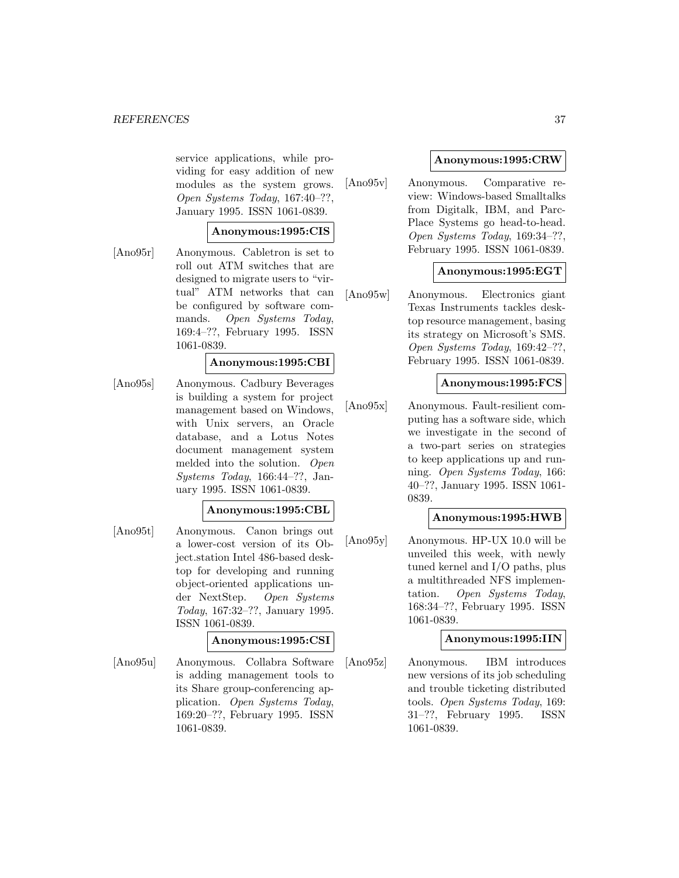service applications, while providing for easy addition of new modules as the system grows. *Open Systems Today*, 167:40–??, January 1995. ISSN 1061-0839.

**Anonymous:1995:CIS**

[Ano95r] Anonymous. Cabletron is set to roll out ATM switches that are designed to migrate users to "virtual" ATM networks that can be configured by software commands. *Open Systems Today*, 169:4–??, February 1995. ISSN 1061-0839.

**Anonymous:1995:CBI**

[Ano95s] Anonymous. Cadbury Beverages is building a system for project management based on Windows, with Unix servers, an Oracle database, and a Lotus Notes document management system melded into the solution. *Open Systems Today*, 166:44–??, January 1995. ISSN 1061-0839.

**Anonymous:1995:CBL**

[Ano95t] Anonymous. Canon brings out a lower-cost version of its Object.station Intel 486-based desktop for developing and running object-oriented applications under NextStep. *Open Systems Today*, 167:32–??, January 1995. ISSN 1061-0839.

**Anonymous:1995:CSI**

[Ano95u] Anonymous. Collabra Software is adding management tools to its Share group-conferencing application. *Open Systems Today*, 169:20–??, February 1995. ISSN 1061-0839.

**Anonymous:1995:CRW**

[Ano95v] Anonymous. Comparative review: Windows-based Smalltalks from Digitalk, IBM, and ParcPlace Systems go head-to-head. *Open Systems Today*, 169:34–??, February 1995. ISSN 1061-0839.

**Anonymous:1995:EGT**

[Ano95w] Anonymous. Electronics giant Texas Instruments tackles desktop resource management, basing its strategy on Microsoft's SMS. *Open Systems Today*, 169:42–??, February 1995. ISSN 1061-0839.

**Anonymous:1995:FCS**

[Ano95x] Anonymous. Fault-resilient computing has a software side, which we investigate in the second of a two-part series on strategies to keep applications up and running. *Open Systems Today*, 166: 40–??, January 1995. ISSN 1061-0839.

**Anonymous:1995:HWB**

[Ano95y] Anonymous. HP-UX 10.0 will be unveiled this week, with newly tuned kernel and I/O paths, plus a multithreaded NFS implementation. *Open Systems Today*, 168:34–??, February 1995. ISSN 1061-0839.

**Anonymous:1995:IIN**

[Ano95z] Anonymous. IBM introduces new versions of its job scheduling and trouble ticketing distributed tools. *Open Systems Today*, 169: 31–??, February 1995. ISSN 1061-0839.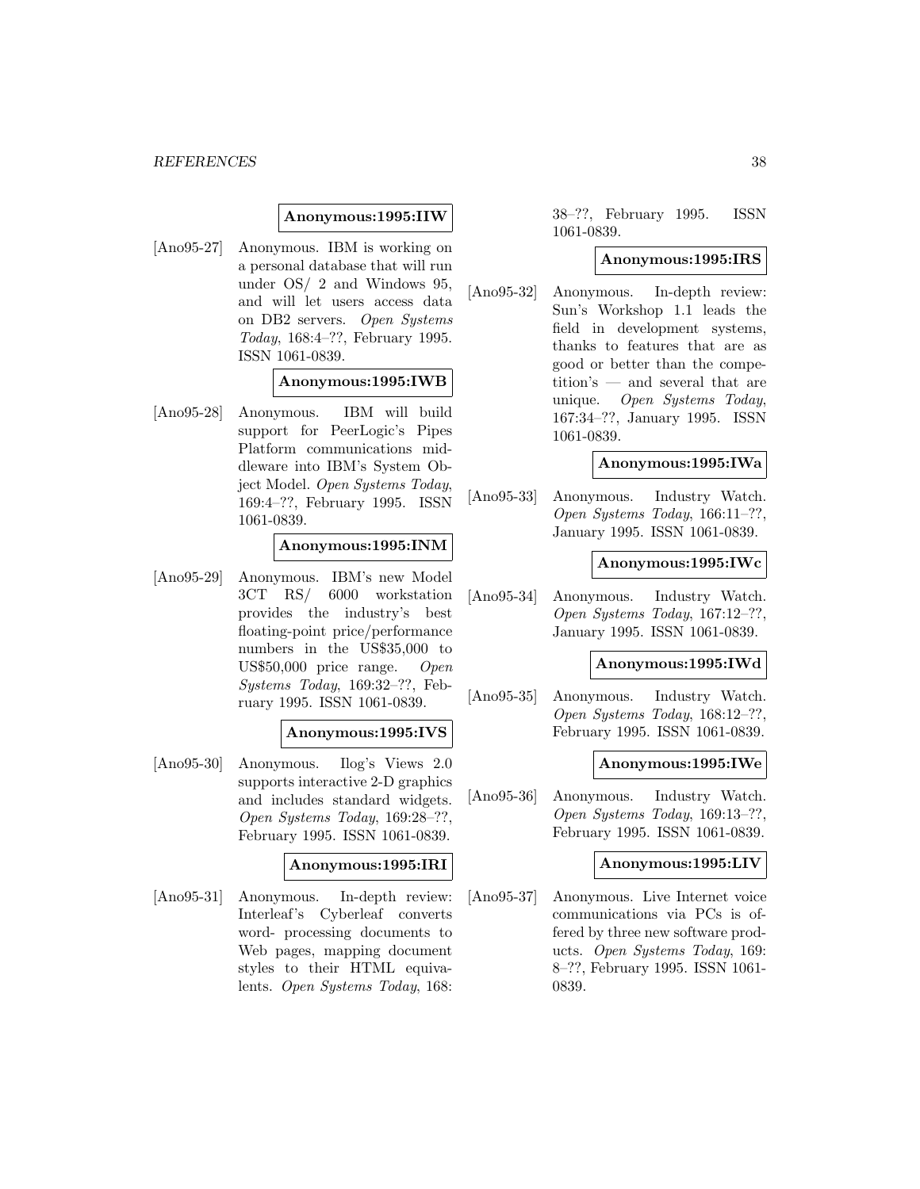**Anonymous:1995:IIW**

[Ano95-27] Anonymous. IBM is working on a personal database that will run under OS/ 2 and Windows 95, and will let users access data on DB2 servers. *Open Systems Today*, 168:4–??, February 1995. ISSN 1061-0839.

**Anonymous:1995:IWB**

[Ano95-28] Anonymous. IBM will build support for PeerLogic's Pipes Platform communications middleware into IBM's System Object Model. *Open Systems Today*, 169:4–??, February 1995. ISSN 1061-0839.

**Anonymous:1995:INM**

[Ano95-29] Anonymous. IBM's new Model 3CT RS/ 6000 workstation provides the industry's best floating-point price/performance numbers in the US$35,000 to US$50,000 price range. *Open Systems Today*, 169:32–??, February 1995. ISSN 1061-0839.

**Anonymous:1995:IVS**

[Ano95-30] Anonymous. Ilog's Views 2.0 supports interactive 2-D graphics and includes standard widgets. *Open Systems Today*, 169:28–??, February 1995. ISSN 1061-0839.

**Anonymous:1995:IRI**

[Ano95-31] Anonymous. In-depth review: Interleaf's Cyberleaf converts word- processing documents to Web pages, mapping document styles to their HTML equivalents. *Open Systems Today*, 168: 38–??, February 1995. ISSN 1061-0839.

**Anonymous:1995:IRS**

[Ano95-32] Anonymous. In-depth review: Sun's Workshop 1.1 leads the field in development systems, thanks to features that are as good or better than the competition's — and several that are unique. *Open Systems Today*, 167:34–??, January 1995. ISSN 1061-0839.

**Anonymous:1995:IWa**

[Ano95-33] Anonymous. Industry Watch. *Open Systems Today*, 166:11–??, January 1995. ISSN 1061-0839.

**Anonymous:1995:IWc**

[Ano95-34] Anonymous. Industry Watch. *Open Systems Today*, 167:12–??, January 1995. ISSN 1061-0839.

**Anonymous:1995:IWd**

[Ano95-35] Anonymous. Industry Watch. *Open Systems Today*, 168:12–??, February 1995. ISSN 1061-0839.

**Anonymous:1995:IWe**

[Ano95-36] Anonymous. Industry Watch. *Open Systems Today*, 169:13–??, February 1995. ISSN 1061-0839.

**Anonymous:1995:LIV**

[Ano95-37] Anonymous. Live Internet voice communications via PCs is offered by three new software products. *Open Systems Today*, 169: 8–??, February 1995. ISSN 1061-0839.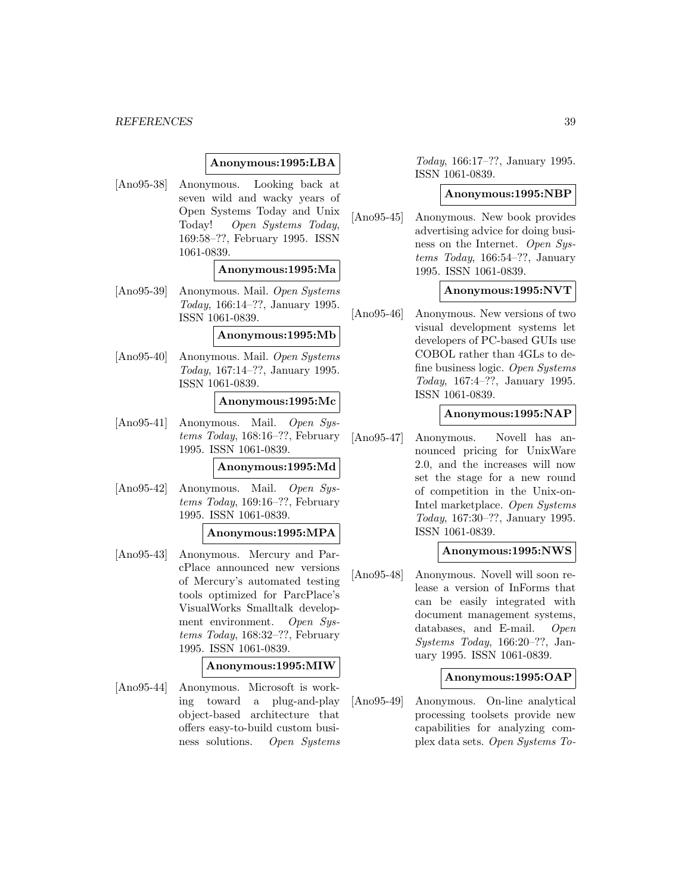**Anonymous:1995:LBA**

[Ano95-38] Anonymous. Looking back at seven wild and wacky years of Open Systems Today and Unix Today! *Open Systems Today*, 169:58–??, February 1995. ISSN 1061-0839.

**Anonymous:1995:Ma**

[Ano95-39] Anonymous. Mail. *Open Systems Today*, 166:14–??, January 1995. ISSN 1061-0839.

**Anonymous:1995:Mb**

[Ano95-40] Anonymous. Mail. *Open Systems Today*, 167:14–??, January 1995. ISSN 1061-0839.

**Anonymous:1995:Mc**

[Ano95-41] Anonymous. Mail. *Open Systems Today*, 168:16–??, February 1995. ISSN 1061-0839.

**Anonymous:1995:Md**

[Ano95-42] Anonymous. Mail. *Open Systems Today*, 169:16–??, February 1995. ISSN 1061-0839.

**Anonymous:1995:MPA**

[Ano95-43] Anonymous. Mercury and ParcPlace announced new versions of Mercury's automated testing tools optimized for ParcPlace's VisualWorks Smalltalk development environment. *Open Systems Today*, 168:32–??, February 1995. ISSN 1061-0839.

**Anonymous:1995:MIW**

[Ano95-44] Anonymous. Microsoft is working toward a plug-and-play object-based architecture that offers easy-to-build custom business solutions. *Open Systems Today*, 166:17–??, January 1995. ISSN 1061-0839.

**Anonymous:1995:NBP**

[Ano95-45] Anonymous. New book provides advertising advice for doing business on the Internet. *Open Systems Today*, 166:54–??, January 1995. ISSN 1061-0839.

**Anonymous:1995:NVT**

[Ano95-46] Anonymous. New versions of two visual development systems let developers of PC-based GUIs use COBOL rather than 4GLs to define business logic. *Open Systems Today*, 167:4–??, January 1995. ISSN 1061-0839.

**Anonymous:1995:NAP**

[Ano95-47] Anonymous. Novell has announced pricing for UnixWare 2.0, and the increases will now set the stage for a new round of competition in the Unix-on-Intel marketplace. *Open Systems Today*, 167:30–??, January 1995. ISSN 1061-0839.

**Anonymous:1995:NWS**

[Ano95-48] Anonymous. Novell will soon release a version of InForms that can be easily integrated with document management systems, databases, and E-mail. *Open Systems Today*, 166:20–??, January 1995. ISSN 1061-0839.

**Anonymous:1995:OAP**

[Ano95-49] Anonymous. On-line analytical processing toolsets provide new capabilities for analyzing complex data sets. *Open Systems To-*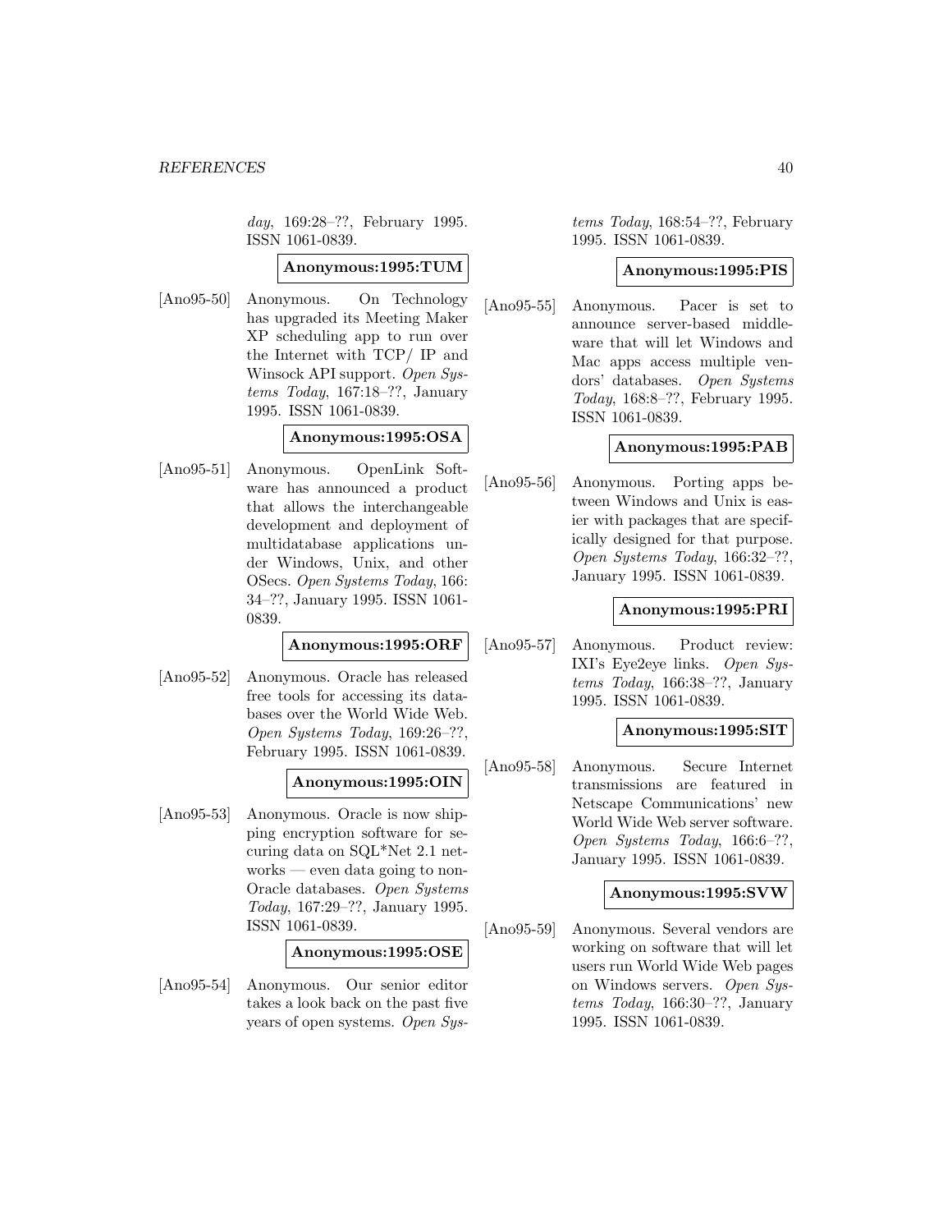*day*, 169:28–??, February 1995. ISSN 1061-0839.

**Anonymous:1995:TUM**

[Ano95-50] Anonymous. On Technology has upgraded its Meeting Maker XP scheduling app to run over the Internet with TCP/ IP and Winsock API support. *Open Systems Today*, 167:18–??, January 1995. ISSN 1061-0839.

**Anonymous:1995:OSA**

[Ano95-51] Anonymous. OpenLink Software has announced a product that allows the interchangeable development and deployment of multidatabase applications under Windows, Unix, and other OSecs. *Open Systems Today*, 166: 34–??, January 1995. ISSN 1061-0839.

**Anonymous:1995:ORF**

[Ano95-52] Anonymous. Oracle has released free tools for accessing its databases over the World Wide Web. *Open Systems Today*, 169:26–??, February 1995. ISSN 1061-0839.

**Anonymous:1995:OIN**

[Ano95-53] Anonymous. Oracle is now shipping encryption software for securing data on SQL*Net 2.1 networks — even data going to non-Oracle databases. *Open Systems Today*, 167:29–??, January 1995. ISSN 1061-0839.

**Anonymous:1995:OSE**

[Ano95-54] Anonymous. Our senior editor takes a look back on the past five years of open systems. *Open Systems Today*, 168:54–??, February 1995. ISSN 1061-0839.

**Anonymous:1995:PIS**

[Ano95-55] Anonymous. Pacer is set to announce server-based middleware that will let Windows and Mac apps access multiple vendors' databases. *Open Systems Today*, 168:8–??, February 1995. ISSN 1061-0839.

**Anonymous:1995:PAB**

[Ano95-56] Anonymous. Porting apps between Windows and Unix is easier with packages that are specifically designed for that purpose. *Open Systems Today*, 166:32–??, January 1995. ISSN 1061-0839.

**Anonymous:1995:PRI**

[Ano95-57] Anonymous. Product review: IXI's Eye2eye links. *Open Systems Today*, 166:38–??, January 1995. ISSN 1061-0839.

**Anonymous:1995:SIT**

[Ano95-58] Anonymous. Secure Internet transmissions are featured in Netscape Communications' new World Wide Web server software. *Open Systems Today*, 166:6–??, January 1995. ISSN 1061-0839.

**Anonymous:1995:SVW**

[Ano95-59] Anonymous. Several vendors are working on software that will let users run World Wide Web pages on Windows servers. *Open Systems Today*, 166:30–??, January 1995. ISSN 1061-0839.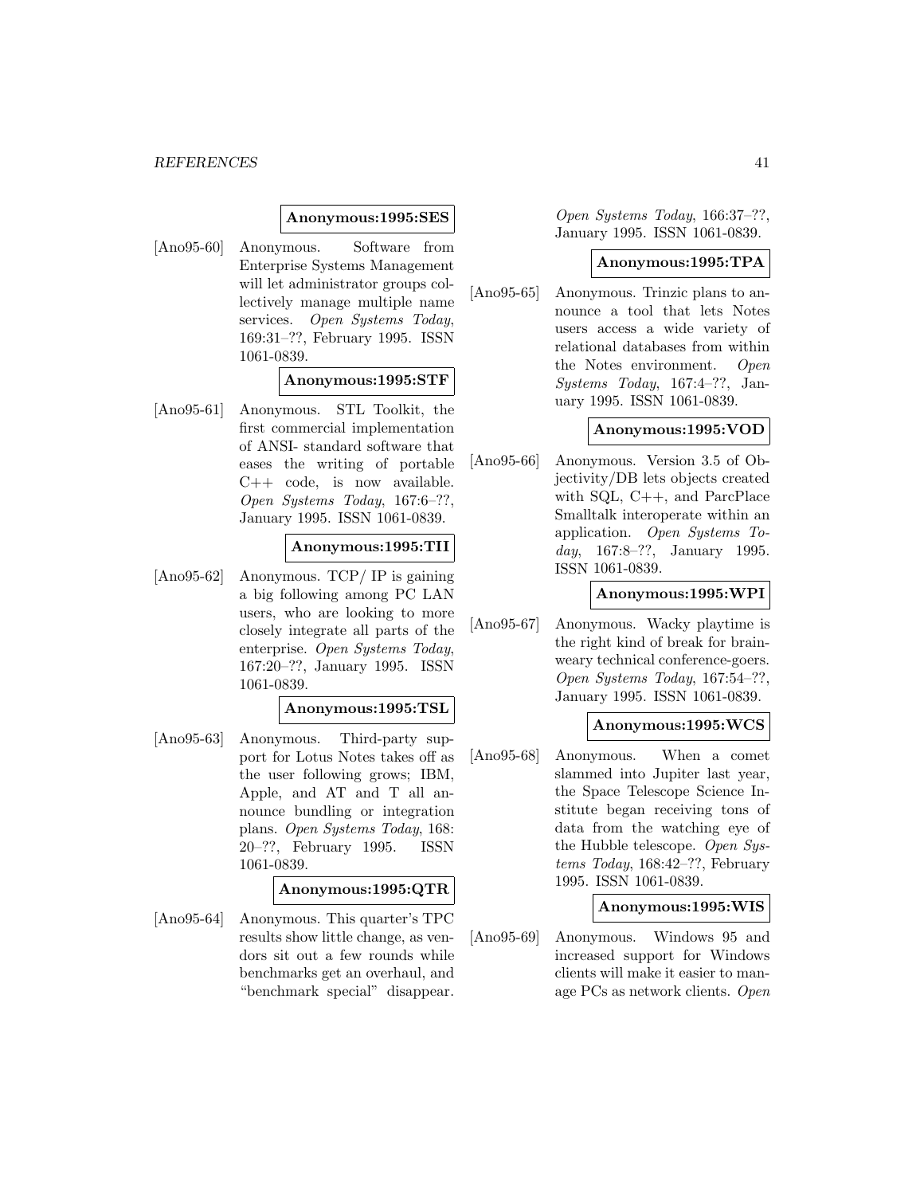**Anonymous:1995:SES**

[Ano95-60] Anonymous. Software from Enterprise Systems Management will let administrator groups collectively manage multiple name services. *Open Systems Today*, 169:31–??, February 1995. ISSN 1061-0839.

**Anonymous:1995:STF**

[Ano95-61] Anonymous. STL Toolkit, the first commercial implementation of ANSI- standard software that eases the writing of portable C++ code, is now available. *Open Systems Today*, 167:6–??, January 1995. ISSN 1061-0839.

**Anonymous:1995:TII**

[Ano95-62] Anonymous. TCP/ IP is gaining a big following among PC LAN users, who are looking to more closely integrate all parts of the enterprise. *Open Systems Today*, 167:20–??, January 1995. ISSN 1061-0839.

**Anonymous:1995:TSL**

[Ano95-63] Anonymous. Third-party support for Lotus Notes takes off as the user following grows; IBM, Apple, and AT and T all announce bundling or integration plans. *Open Systems Today*, 168: 20–??, February 1995. ISSN 1061-0839.

**Anonymous:1995:QTR**

[Ano95-64] Anonymous. This quarter's TPC results show little change, as vendors sit out a few rounds while benchmarks get an overhaul, and "benchmark special" disappear. *Open Systems Today*, 166:37–??, January 1995. ISSN 1061-0839.

**Anonymous:1995:TPA**

[Ano95-65] Anonymous. Trinzic plans to announce a tool that lets Notes users access a wide variety of relational databases from within the Notes environment. *Open Systems Today*, 167:4–??, January 1995. ISSN 1061-0839.

**Anonymous:1995:VOD**

[Ano95-66] Anonymous. Version 3.5 of Objectivity/DB lets objects created with SQL, C++, and ParcPlace Smalltalk interoperate within an application. *Open Systems Today*, 167:8–??, January 1995. ISSN 1061-0839.

**Anonymous:1995:WPI**

[Ano95-67] Anonymous. Wacky playtime is the right kind of break for brainweary technical conference-goers. *Open Systems Today*, 167:54–??, January 1995. ISSN 1061-0839.

**Anonymous:1995:WCS**

[Ano95-68] Anonymous. When a comet slammed into Jupiter last year, the Space Telescope Science Institute began receiving tons of data from the watching eye of the Hubble telescope. *Open Systems Today*, 168:42–??, February 1995. ISSN 1061-0839.

**Anonymous:1995:WIS**

[Ano95-69] Anonymous. Windows 95 and increased support for Windows clients will make it easier to manage PCs as network clients. *Open*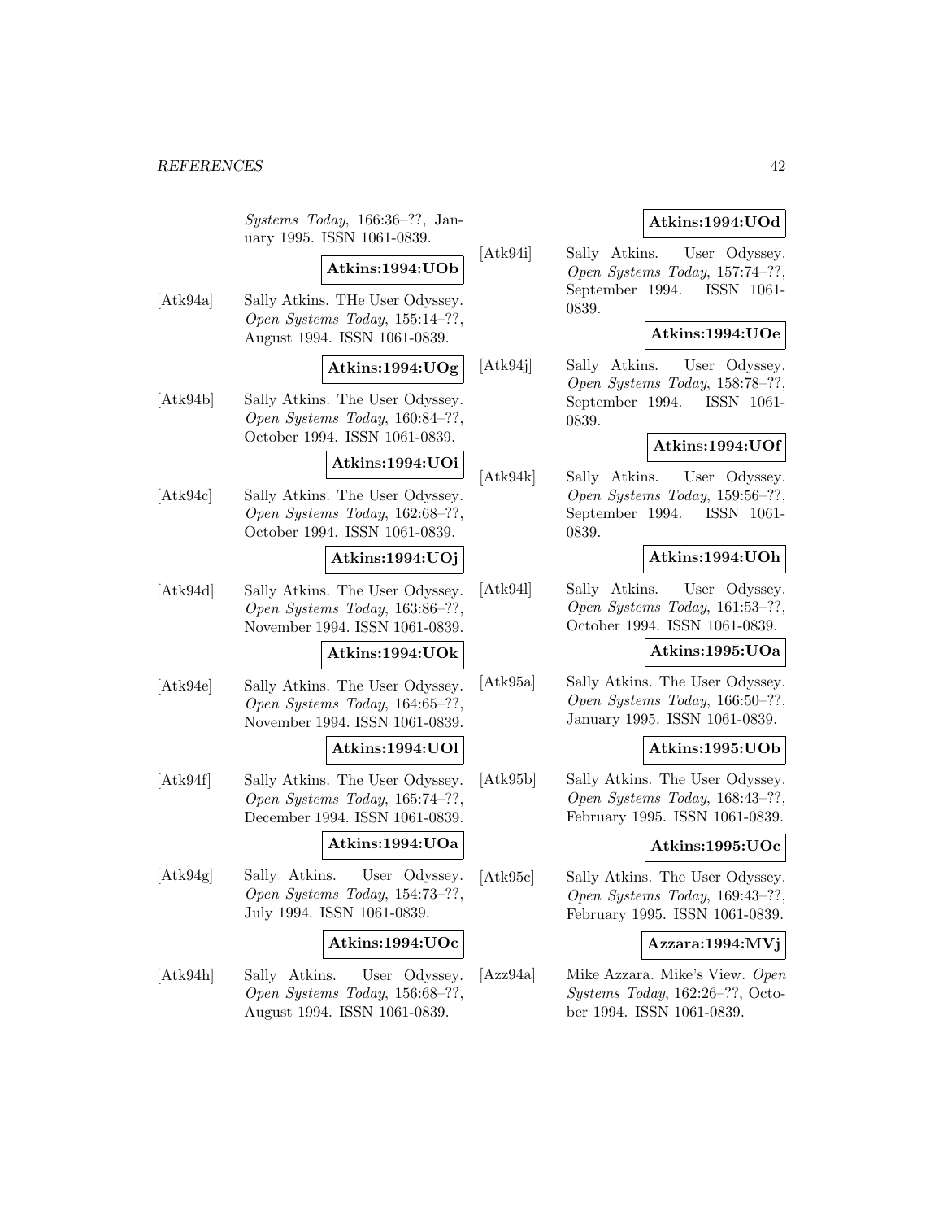*Systems Today*, 166:36–??, January 1995. ISSN 1061-0839.

**Atkins:1994:UOb**

[Atk94a] Sally Atkins. THe User Odyssey. *Open Systems Today*, 155:14–??, August 1994. ISSN 1061-0839.

**Atkins:1994:UOg**

[Atk94b] Sally Atkins. The User Odyssey. *Open Systems Today*, 160:84–??, October 1994. ISSN 1061-0839.

**Atkins:1994:UOi**

[Atk94c] Sally Atkins. The User Odyssey. *Open Systems Today*, 162:68–??, October 1994. ISSN 1061-0839.

**Atkins:1994:UOj**

[Atk94d] Sally Atkins. The User Odyssey. *Open Systems Today*, 163:86–??, November 1994. ISSN 1061-0839.

**Atkins:1994:UOk**

[Atk94e] Sally Atkins. The User Odyssey. *Open Systems Today*, 164:65–??, November 1994. ISSN 1061-0839.

**Atkins:1994:UOl**

[Atk94f] Sally Atkins. The User Odyssey. *Open Systems Today*, 165:74–??, December 1994. ISSN 1061-0839.

**Atkins:1994:UOa**

[Atk94g] Sally Atkins. User Odyssey. *Open Systems Today*, 154:73–??, July 1994. ISSN 1061-0839.

**Atkins:1994:UOc**

[Atk94h] Sally Atkins. User Odyssey. *Open Systems Today*, 156:68–??, August 1994. ISSN 1061-0839.

**Atkins:1994:UOd**

[Atk94i] Sally Atkins. User Odyssey. *Open Systems Today*, 157:74–??, September 1994. ISSN 1061-0839.

**Atkins:1994:UOe**

[Atk94j] Sally Atkins. User Odyssey. *Open Systems Today*, 158:78–??, September 1994. ISSN 1061-0839.

**Atkins:1994:UOf**

[Atk94k] Sally Atkins. User Odyssey. *Open Systems Today*, 159:56–??, September 1994. ISSN 1061-0839.

**Atkins:1994:UOh**

[Atk94l] Sally Atkins. User Odyssey. *Open Systems Today*, 161:53–??, October 1994. ISSN 1061-0839.

**Atkins:1995:UOa**

[Atk95a] Sally Atkins. The User Odyssey. *Open Systems Today*, 166:50–??, January 1995. ISSN 1061-0839.

**Atkins:1995:UOb**

[Atk95b] Sally Atkins. The User Odyssey. *Open Systems Today*, 168:43–??, February 1995. ISSN 1061-0839.

**Atkins:1995:UOc**

[Atk95c] Sally Atkins. The User Odyssey. *Open Systems Today*, 169:43–??, February 1995. ISSN 1061-0839.

**Azzara:1994:MVj**

[Azz94a] Mike Azzara. Mike's View. *Open Systems Today*, 162:26–??, October 1994. ISSN 1061-0839.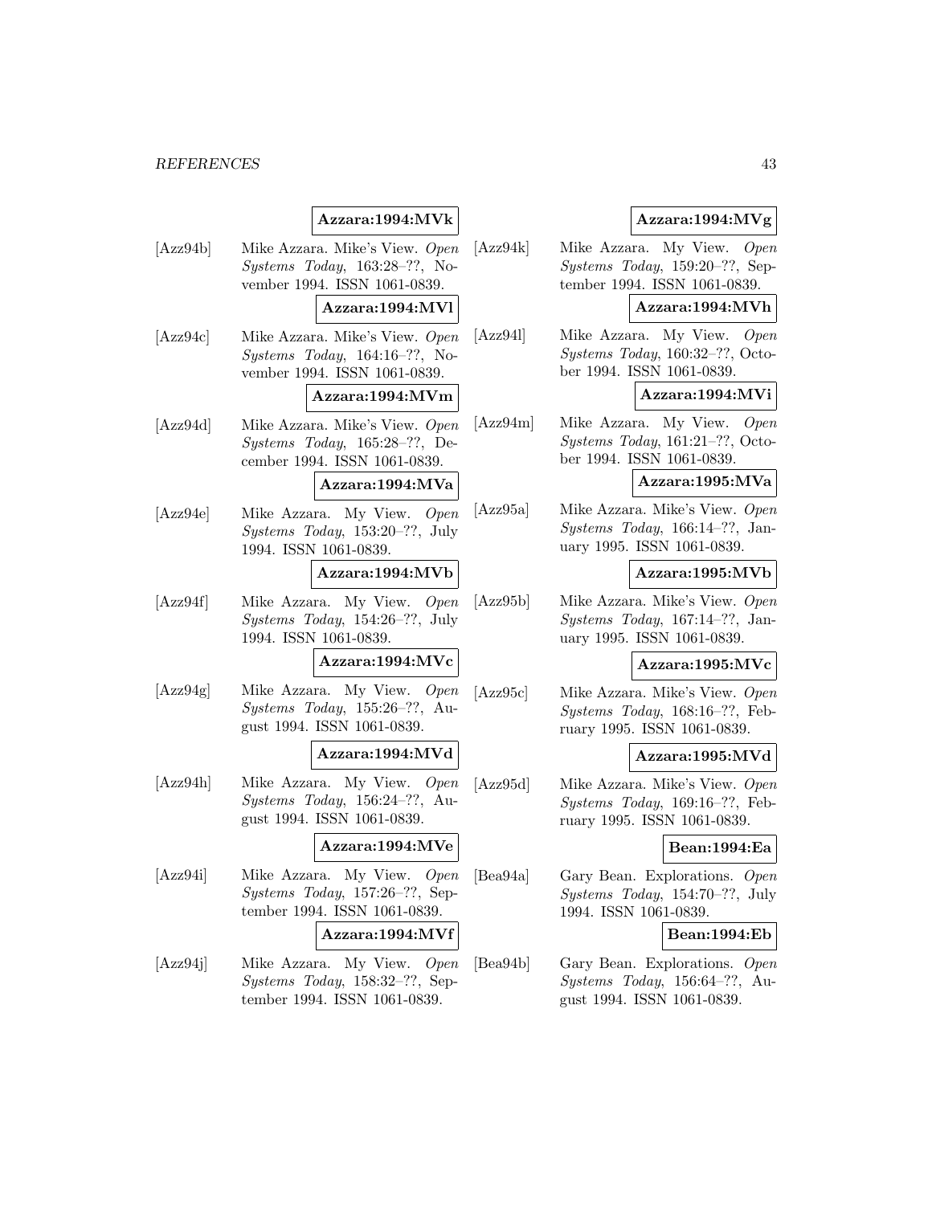**Azzara:1994:MVk**

[Azz94b] Mike Azzara. Mike's View. *Open Systems Today*, 163:28–??, November 1994. ISSN 1061-0839.

**Azzara:1994:MVl**

[Azz94c] Mike Azzara. Mike's View. *Open Systems Today*, 164:16–??, November 1994. ISSN 1061-0839.

**Azzara:1994:MVm**

[Azz94d] Mike Azzara. Mike's View. *Open Systems Today*, 165:28–??, December 1994. ISSN 1061-0839.

**Azzara:1994:MVa**

[Azz94e] Mike Azzara. My View. *Open Systems Today*, 153:20–??, July 1994. ISSN 1061-0839.

**Azzara:1994:MVb**

[Azz94f] Mike Azzara. My View. *Open Systems Today*, 154:26–??, July 1994. ISSN 1061-0839.

**Azzara:1994:MVc**

[Azz94g] Mike Azzara. My View. *Open Systems Today*, 155:26–??, August 1994. ISSN 1061-0839.

**Azzara:1994:MVd**

[Azz94h] Mike Azzara. My View. *Open Systems Today*, 156:24–??, August 1994. ISSN 1061-0839.

**Azzara:1994:MVe**

[Azz94i] Mike Azzara. My View. *Open Systems Today*, 157:26–??, September 1994. ISSN 1061-0839.

**Azzara:1994:MVf**

[Azz94j] Mike Azzara. My View. *Open Systems Today*, 158:32–??, September 1994. ISSN 1061-0839.

**Azzara:1994:MVg**

[Azz94k] Mike Azzara. My View. *Open Systems Today*, 159:20–??, September 1994. ISSN 1061-0839.

**Azzara:1994:MVh**

[Azz94l] Mike Azzara. My View. *Open Systems Today*, 160:32–??, October 1994. ISSN 1061-0839.

**Azzara:1994:MVi**

[Azz94m] Mike Azzara. My View. *Open Systems Today*, 161:21–??, October 1994. ISSN 1061-0839.

**Azzara:1995:MVa**

[Azz95a] Mike Azzara. Mike's View. *Open Systems Today*, 166:14–??, January 1995. ISSN 1061-0839.

**Azzara:1995:MVb**

[Azz95b] Mike Azzara. Mike's View. *Open Systems Today*, 167:14–??, January 1995. ISSN 1061-0839.

**Azzara:1995:MVc**

[Azz95c] Mike Azzara. Mike's View. *Open Systems Today*, 168:16–??, February 1995. ISSN 1061-0839.

**Azzara:1995:MVd**

[Azz95d] Mike Azzara. Mike's View. *Open Systems Today*, 169:16–??, February 1995. ISSN 1061-0839.

**Bean:1994:Ea**

[Bea94a] Gary Bean. Explorations. *Open Systems Today*, 154:70–??, July 1994. ISSN 1061-0839.

**Bean:1994:Eb**

[Bea94b] Gary Bean. Explorations. *Open Systems Today*, 156:64–??, August 1994. ISSN 1061-0839.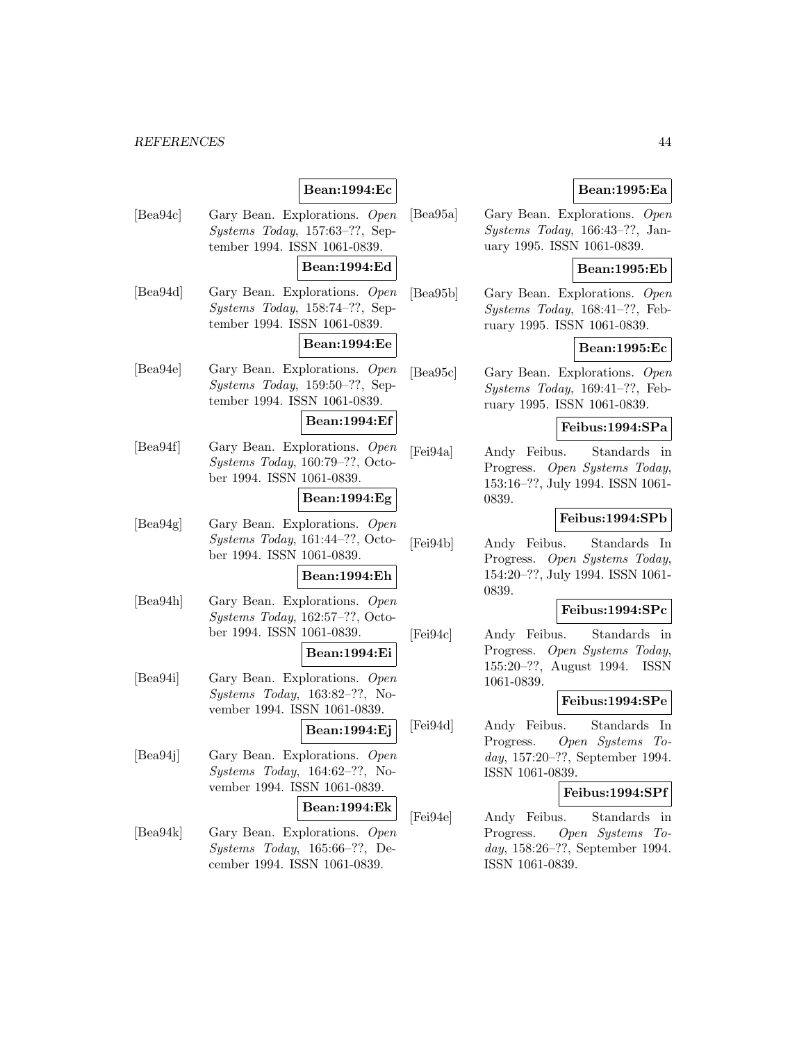**Bean:1994:Ec**

[Bea94c] Gary Bean. Explorations. *Open Systems Today*, 157:63–??, September 1994. ISSN 1061-0839.

**Bean:1994:Ed**

[Bea94d] Gary Bean. Explorations. *Open Systems Today*, 158:74–??, September 1994. ISSN 1061-0839.

**Bean:1994:Ee**

[Bea94e] Gary Bean. Explorations. *Open Systems Today*, 159:50–??, September 1994. ISSN 1061-0839.

**Bean:1994:Ef**

[Bea94f] Gary Bean. Explorations. *Open Systems Today*, 160:79–??, October 1994. ISSN 1061-0839.

**Bean:1994:Eg**

[Bea94g] Gary Bean. Explorations. *Open Systems Today*, 161:44–??, October 1994. ISSN 1061-0839.

**Bean:1994:Eh**

[Bea94h] Gary Bean. Explorations. *Open Systems Today*, 162:57–??, October 1994. ISSN 1061-0839.

**Bean:1994:Ei**

[Bea94i] Gary Bean. Explorations. *Open Systems Today*, 163:82–??, November 1994. ISSN 1061-0839.

**Bean:1994:Ej**

[Bea94j] Gary Bean. Explorations. *Open Systems Today*, 164:62–??, November 1994. ISSN 1061-0839.

**Bean:1994:Ek**

[Bea94k] Gary Bean. Explorations. *Open Systems Today*, 165:66–??, December 1994. ISSN 1061-0839.

**Bean:1995:Ea**

[Bea95a] Gary Bean. Explorations. *Open Systems Today*, 166:43–??, January 1995. ISSN 1061-0839.

**Bean:1995:Eb**

[Bea95b] Gary Bean. Explorations. *Open Systems Today*, 168:41–??, February 1995. ISSN 1061-0839.

**Bean:1995:Ec**

[Bea95c] Gary Bean. Explorations. *Open Systems Today*, 169:41–??, February 1995. ISSN 1061-0839.

**Feibus:1994:SPa**

[Fei94a] Andy Feibus. Standards in Progress. *Open Systems Today*, 153:16–??, July 1994. ISSN 1061-0839.

**Feibus:1994:SPb**

[Fei94b] Andy Feibus. Standards In Progress. *Open Systems Today*, 154:20–??, July 1994. ISSN 1061-0839.

**Feibus:1994:SPc**

[Fei94c] Andy Feibus. Standards in Progress. *Open Systems Today*, 155:20–??, August 1994. ISSN 1061-0839.

**Feibus:1994:SPe**

[Fei94d] Andy Feibus. Standards In Progress. *Open Systems Today*, 157:20–??, September 1994. ISSN 1061-0839.

**Feibus:1994:SPf**

[Fei94e] Andy Feibus. Standards in Progress. *Open Systems Today*, 158:26–??, September 1994. ISSN 1061-0839.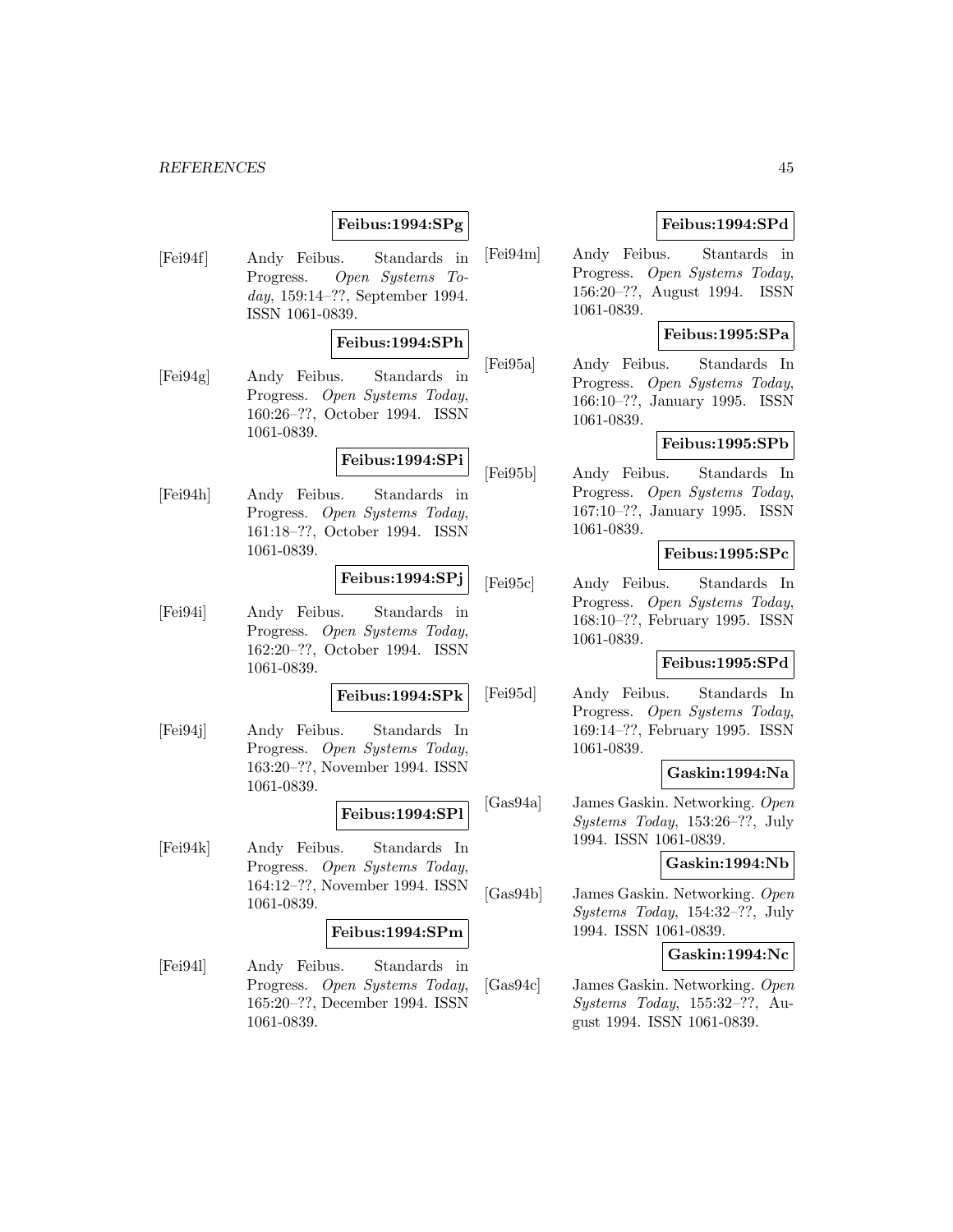**Feibus:1994:SPg**

[Fei94f] Andy Feibus. Standards in Progress. *Open Systems Today*, 159:14–??, September 1994. ISSN 1061-0839.

**Feibus:1994:SPh**

[Fei94g] Andy Feibus. Standards in Progress. *Open Systems Today*, 160:26–??, October 1994. ISSN 1061-0839.

**Feibus:1994:SPi**

[Fei94h] Andy Feibus. Standards in Progress. *Open Systems Today*, 161:18–??, October 1994. ISSN 1061-0839.

**Feibus:1994:SPj**

[Fei94i] Andy Feibus. Standards in Progress. *Open Systems Today*, 162:20–??, October 1994. ISSN 1061-0839.

**Feibus:1994:SPk**

[Fei94j] Andy Feibus. Standards In Progress. *Open Systems Today*, 163:20–??, November 1994. ISSN 1061-0839.

**Feibus:1994:SPl**

[Fei94k] Andy Feibus. Standards In Progress. *Open Systems Today*, 164:12–??, November 1994. ISSN 1061-0839.

**Feibus:1994:SPm**

[Fei94l] Andy Feibus. Standards in Progress. *Open Systems Today*, 165:20–??, December 1994. ISSN 1061-0839.

**Feibus:1994:SPd**

[Fei94m] Andy Feibus. Stantards in Progress. *Open Systems Today*, 156:20–??, August 1994. ISSN 1061-0839.

**Feibus:1995:SPa**

[Fei95a] Andy Feibus. Standards In Progress. *Open Systems Today*, 166:10–??, January 1995. ISSN 1061-0839.

**Feibus:1995:SPb**

[Fei95b] Andy Feibus. Standards In Progress. *Open Systems Today*, 167:10–??, January 1995. ISSN 1061-0839.

**Feibus:1995:SPc**

[Fei95c] Andy Feibus. Standards In Progress. *Open Systems Today*, 168:10–??, February 1995. ISSN 1061-0839.

**Feibus:1995:SPd**

[Fei95d] Andy Feibus. Standards In Progress. *Open Systems Today*, 169:14–??, February 1995. ISSN 1061-0839.

**Gaskin:1994:Na**

[Gas94a] James Gaskin. Networking. *Open Systems Today*, 153:26–??, July 1994. ISSN 1061-0839.

**Gaskin:1994:Nb**

[Gas94b] James Gaskin. Networking. *Open Systems Today*, 154:32–??, July 1994. ISSN 1061-0839.

**Gaskin:1994:Nc**

[Gas94c] James Gaskin. Networking. *Open Systems Today*, 155:32–??, August 1994. ISSN 1061-0839.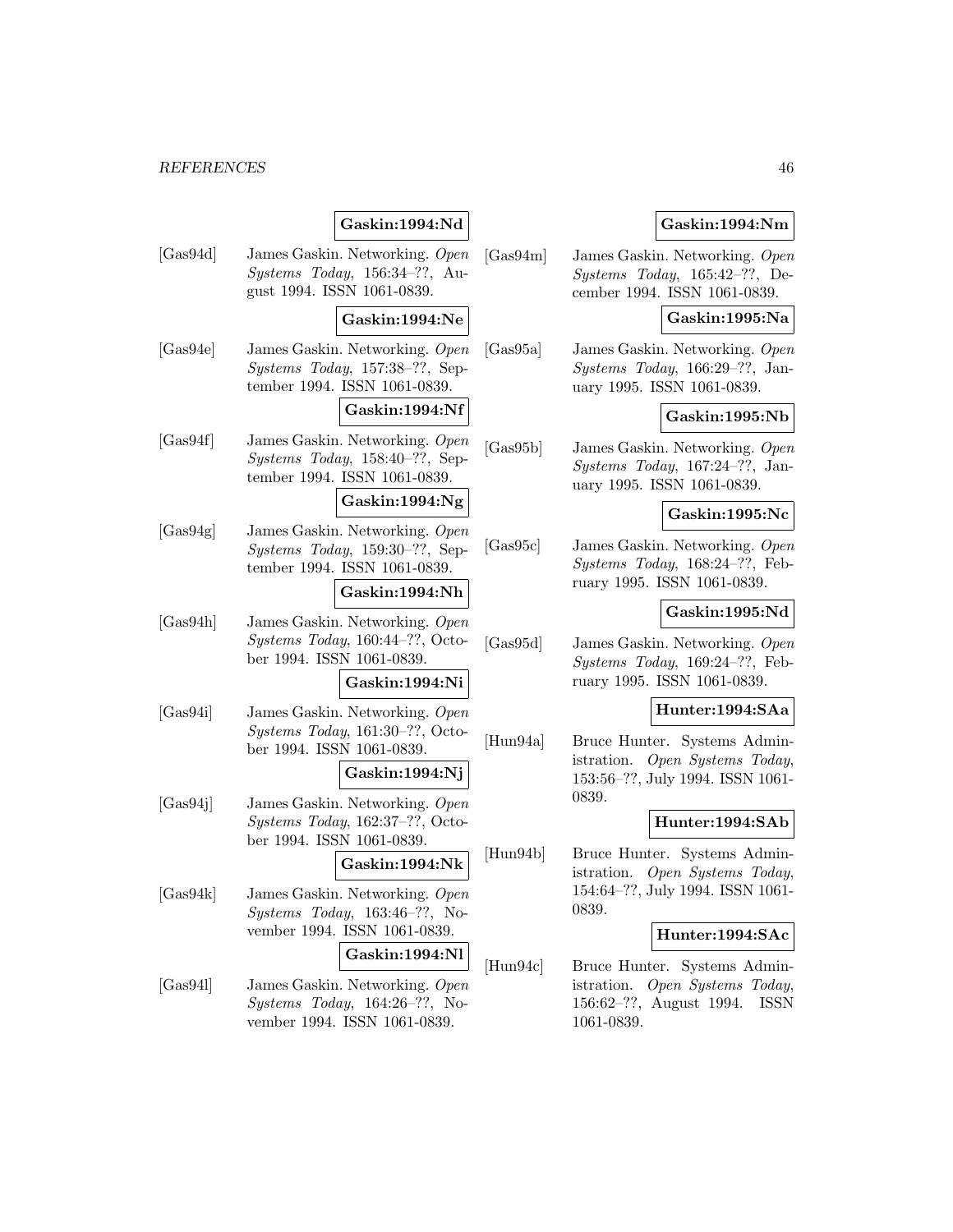**Gaskin:1994:Nd**

[Gas94d] James Gaskin. Networking. *Open Systems Today*, 156:34–??, August 1994. ISSN 1061-0839.

**Gaskin:1994:Ne**

[Gas94e] James Gaskin. Networking. *Open Systems Today*, 157:38–??, September 1994. ISSN 1061-0839.

**Gaskin:1994:Nf**

[Gas94f] James Gaskin. Networking. *Open Systems Today*, 158:40–??, September 1994. ISSN 1061-0839.

**Gaskin:1994:Ng**

[Gas94g] James Gaskin. Networking. *Open Systems Today*, 159:30–??, September 1994. ISSN 1061-0839.

**Gaskin:1994:Nh**

[Gas94h] James Gaskin. Networking. *Open Systems Today*, 160:44–??, October 1994. ISSN 1061-0839.

**Gaskin:1994:Ni**

[Gas94i] James Gaskin. Networking. *Open Systems Today*, 161:30–??, October 1994. ISSN 1061-0839.

**Gaskin:1994:Nj**

[Gas94j] James Gaskin. Networking. *Open Systems Today*, 162:37–??, October 1994. ISSN 1061-0839.

**Gaskin:1994:Nk**

[Gas94k] James Gaskin. Networking. *Open Systems Today*, 163:46–??, November 1994. ISSN 1061-0839.

**Gaskin:1994:Nl**

[Gas94l] James Gaskin. Networking. *Open Systems Today*, 164:26–??, November 1994. ISSN 1061-0839.

**Gaskin:1994:Nm**

[Gas94m] James Gaskin. Networking. *Open Systems Today*, 165:42–??, December 1994. ISSN 1061-0839.

**Gaskin:1995:Na**

[Gas95a] James Gaskin. Networking. *Open Systems Today*, 166:29–??, January 1995. ISSN 1061-0839.

**Gaskin:1995:Nb**

[Gas95b] James Gaskin. Networking. *Open Systems Today*, 167:24–??, January 1995. ISSN 1061-0839.

**Gaskin:1995:Nc**

[Gas95c] James Gaskin. Networking. *Open Systems Today*, 168:24–??, February 1995. ISSN 1061-0839.

**Gaskin:1995:Nd**

[Gas95d] James Gaskin. Networking. *Open Systems Today*, 169:24–??, February 1995. ISSN 1061-0839.

**Hunter:1994:SAa**

[Hun94a] Bruce Hunter. Systems Administration. *Open Systems Today*, 153:56–??, July 1994. ISSN 1061-0839.

**Hunter:1994:SAb**

[Hun94b] Bruce Hunter. Systems Administration. *Open Systems Today*, 154:64–??, July 1994. ISSN 1061-0839.

**Hunter:1994:SAc**

[Hun94c] Bruce Hunter. Systems Administration. *Open Systems Today*, 156:62–??, August 1994. ISSN 1061-0839.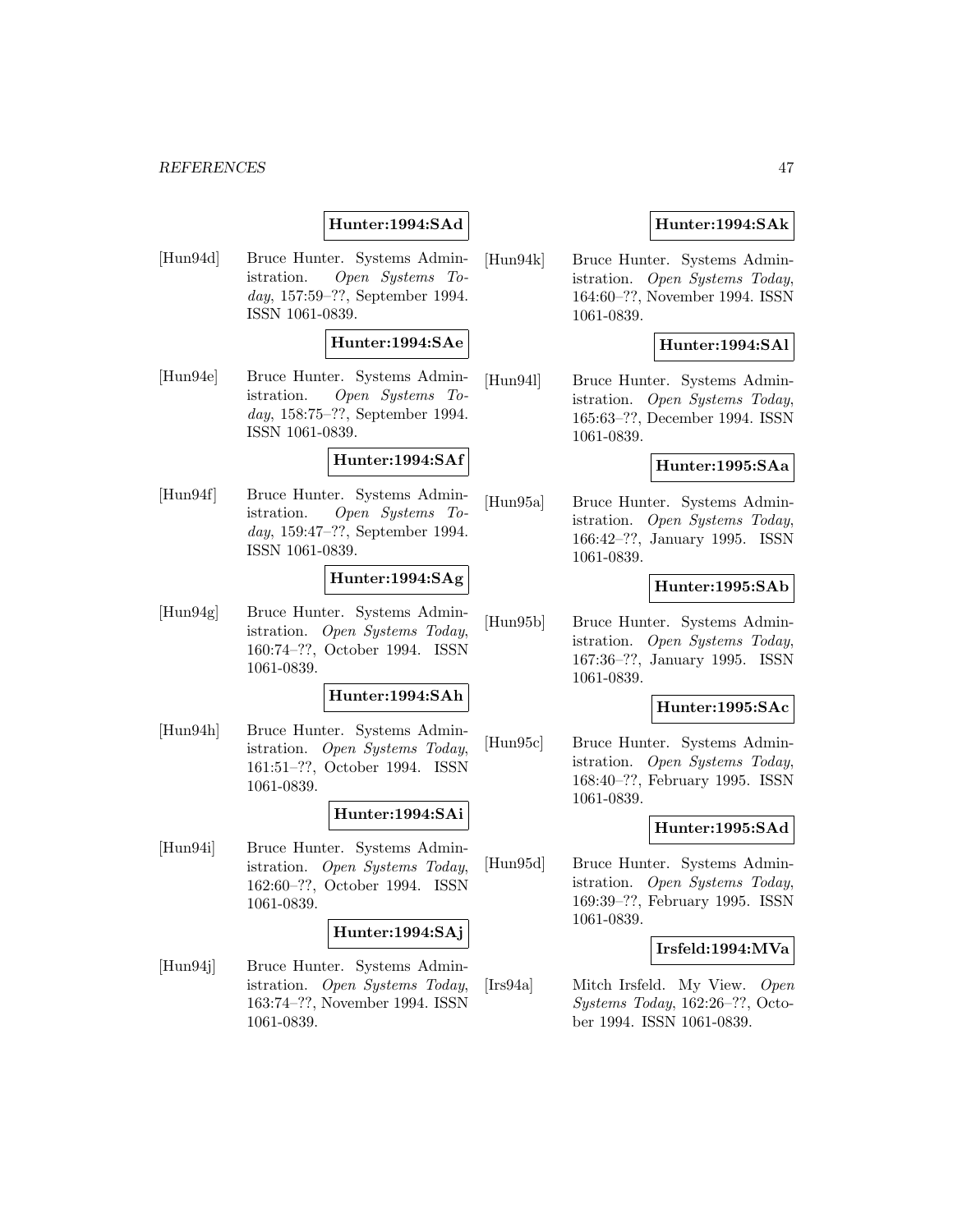**Hunter:1994:SAd**

[Hun94d] Bruce Hunter. Systems Administration. *Open Systems Today*, 157:59–??, September 1994. ISSN 1061-0839.

**Hunter:1994:SAe**

[Hun94e] Bruce Hunter. Systems Administration. *Open Systems Today*, 158:75–??, September 1994. ISSN 1061-0839.

**Hunter:1994:SAf**

[Hun94f] Bruce Hunter. Systems Administration. *Open Systems Today*, 159:47–??, September 1994. ISSN 1061-0839.

**Hunter:1994:SAg**

[Hun94g] Bruce Hunter. Systems Administration. *Open Systems Today*, 160:74–??, October 1994. ISSN 1061-0839.

**Hunter:1994:SAh**

[Hun94h] Bruce Hunter. Systems Administration. *Open Systems Today*, 161:51–??, October 1994. ISSN 1061-0839.

**Hunter:1994:SAi**

[Hun94i] Bruce Hunter. Systems Administration. *Open Systems Today*, 162:60–??, October 1994. ISSN 1061-0839.

**Hunter:1994:SAj**

[Hun94j] Bruce Hunter. Systems Administration. *Open Systems Today*, 163:74–??, November 1994. ISSN 1061-0839.

**Hunter:1994:SAk**

[Hun94k] Bruce Hunter. Systems Administration. *Open Systems Today*, 164:60–??, November 1994. ISSN 1061-0839.

**Hunter:1994:SAl**

[Hun94l] Bruce Hunter. Systems Administration. *Open Systems Today*, 165:63–??, December 1994. ISSN 1061-0839.

**Hunter:1995:SAa**

[Hun95a] Bruce Hunter. Systems Administration. *Open Systems Today*, 166:42–??, January 1995. ISSN 1061-0839.

**Hunter:1995:SAb**

[Hun95b] Bruce Hunter. Systems Administration. *Open Systems Today*, 167:36–??, January 1995. ISSN 1061-0839.

**Hunter:1995:SAc**

[Hun95c] Bruce Hunter. Systems Administration. *Open Systems Today*, 168:40–??, February 1995. ISSN 1061-0839.

**Hunter:1995:SAd**

[Hun95d] Bruce Hunter. Systems Administration. *Open Systems Today*, 169:39–??, February 1995. ISSN 1061-0839.

**Irsfeld:1994:MVa**

[Irs94a] Mitch Irsfeld. My View. *Open Systems Today*, 162:26–??, October 1994. ISSN 1061-0839.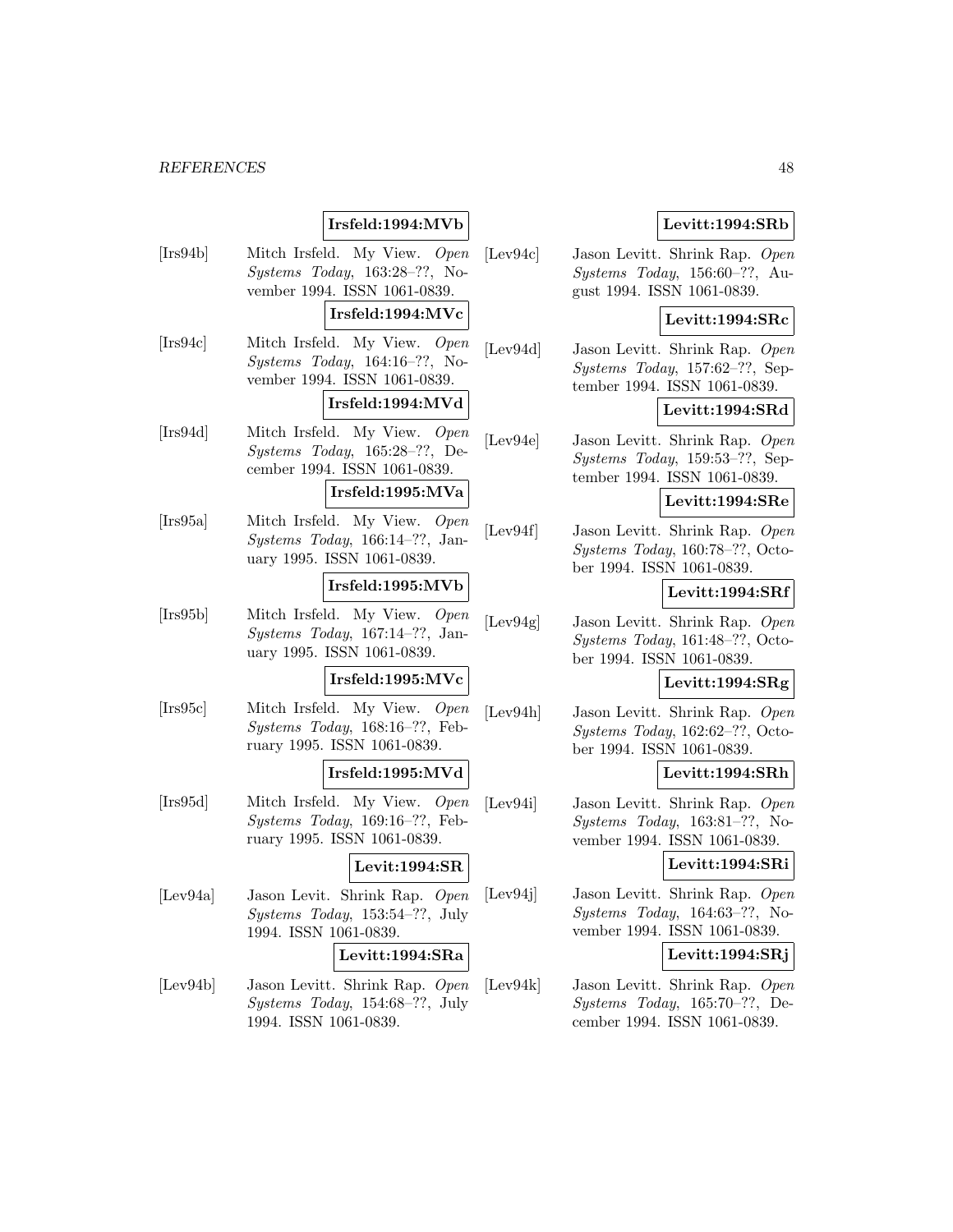**Irsfeld:1994:MVb**

[Irs94b] Mitch Irsfeld. My View. *Open Systems Today*, 163:28–??, November 1994. ISSN 1061-0839.

**Irsfeld:1994:MVc**

[Irs94c] Mitch Irsfeld. My View. *Open Systems Today*, 164:16–??, November 1994. ISSN 1061-0839.

**Irsfeld:1994:MVd**

[Irs94d] Mitch Irsfeld. My View. *Open Systems Today*, 165:28–??, December 1994. ISSN 1061-0839.

**Irsfeld:1995:MVa**

[Irs95a] Mitch Irsfeld. My View. *Open Systems Today*, 166:14–??, January 1995. ISSN 1061-0839.

**Irsfeld:1995:MVb**

[Irs95b] Mitch Irsfeld. My View. *Open Systems Today*, 167:14–??, January 1995. ISSN 1061-0839.

**Irsfeld:1995:MVc**

[Irs95c] Mitch Irsfeld. My View. *Open Systems Today*, 168:16–??, February 1995. ISSN 1061-0839.

**Irsfeld:1995:MVd**

[Irs95d] Mitch Irsfeld. My View. *Open Systems Today*, 169:16–??, February 1995. ISSN 1061-0839.

**Levit:1994:SR**

[Lev94a] Jason Levit. Shrink Rap. *Open Systems Today*, 153:54–??, July 1994. ISSN 1061-0839.

**Levitt:1994:SRa**

[Lev94b] Jason Levitt. Shrink Rap. *Open Systems Today*, 154:68–??, July 1994. ISSN 1061-0839.

**Levitt:1994:SRb**

[Lev94c] Jason Levitt. Shrink Rap. *Open Systems Today*, 156:60–??, August 1994. ISSN 1061-0839.

**Levitt:1994:SRc**

[Lev94d] Jason Levitt. Shrink Rap. *Open Systems Today*, 157:62–??, September 1994. ISSN 1061-0839.

**Levitt:1994:SRd**

[Lev94e] Jason Levitt. Shrink Rap. *Open Systems Today*, 159:53–??, September 1994. ISSN 1061-0839.

**Levitt:1994:SRe**

[Lev94f] Jason Levitt. Shrink Rap. *Open Systems Today*, 160:78–??, October 1994. ISSN 1061-0839.

**Levitt:1994:SRf**

[Lev94g] Jason Levitt. Shrink Rap. *Open Systems Today*, 161:48–??, October 1994. ISSN 1061-0839.

**Levitt:1994:SRg**

[Lev94h] Jason Levitt. Shrink Rap. *Open Systems Today*, 162:62–??, October 1994. ISSN 1061-0839.

**Levitt:1994:SRh**

[Lev94i] Jason Levitt. Shrink Rap. *Open Systems Today*, 163:81–??, November 1994. ISSN 1061-0839.

**Levitt:1994:SRi**

[Lev94j] Jason Levitt. Shrink Rap. *Open Systems Today*, 164:63–??, November 1994. ISSN 1061-0839.

**Levitt:1994:SRj**

[Lev94k] Jason Levitt. Shrink Rap. *Open Systems Today*, 165:70–??, December 1994. ISSN 1061-0839.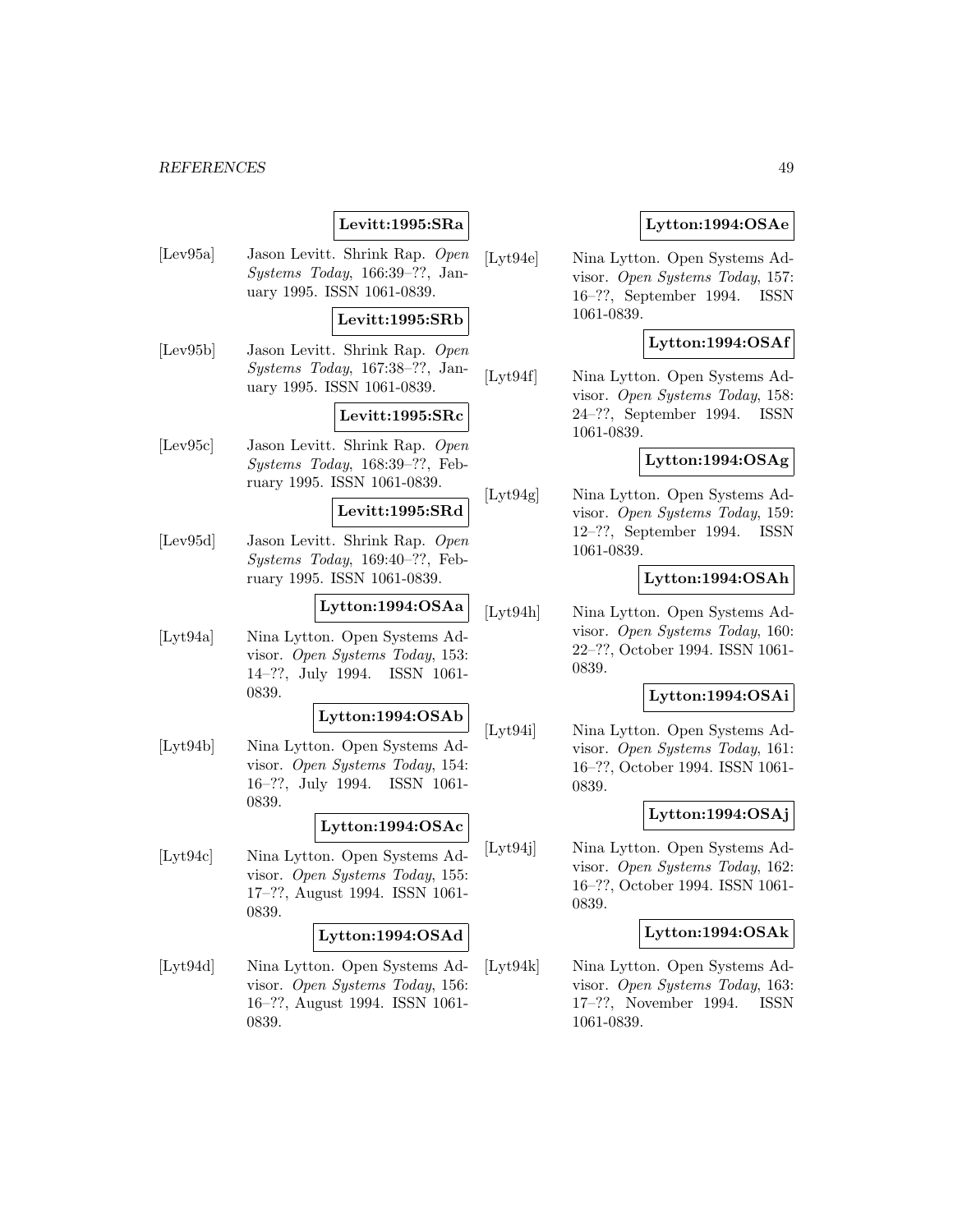**Levitt:1995:SRa**

[Lev95a] Jason Levitt. Shrink Rap. *Open Systems Today*, 166:39–??, January 1995. ISSN 1061-0839.

**Levitt:1995:SRb**

[Lev95b] Jason Levitt. Shrink Rap. *Open Systems Today*, 167:38–??, January 1995. ISSN 1061-0839.

**Levitt:1995:SRc**

[Lev95c] Jason Levitt. Shrink Rap. *Open Systems Today*, 168:39–??, February 1995. ISSN 1061-0839.

**Levitt:1995:SRd**

[Lev95d] Jason Levitt. Shrink Rap. *Open Systems Today*, 169:40–??, February 1995. ISSN 1061-0839.

**Lytton:1994:OSAa**

[Lyt94a] Nina Lytton. Open Systems Advisor. *Open Systems Today*, 153: 14–??, July 1994. ISSN 1061-0839.

**Lytton:1994:OSAb**

[Lyt94b] Nina Lytton. Open Systems Advisor. *Open Systems Today*, 154: 16–??, July 1994. ISSN 1061-0839.

**Lytton:1994:OSAc**

[Lyt94c] Nina Lytton. Open Systems Advisor. *Open Systems Today*, 155: 17–??, August 1994. ISSN 1061-0839.

**Lytton:1994:OSAd**

[Lyt94d] Nina Lytton. Open Systems Advisor. *Open Systems Today*, 156: 16–??, August 1994. ISSN 1061-0839.

**Lytton:1994:OSAe**

[Lyt94e] Nina Lytton. Open Systems Advisor. *Open Systems Today*, 157: 16–??, September 1994. ISSN 1061-0839.

**Lytton:1994:OSAf**

[Lyt94f] Nina Lytton. Open Systems Advisor. *Open Systems Today*, 158: 24–??, September 1994. ISSN 1061-0839.

**Lytton:1994:OSAg**

[Lyt94g] Nina Lytton. Open Systems Advisor. *Open Systems Today*, 159: 12–??, September 1994. ISSN 1061-0839.

**Lytton:1994:OSAh**

[Lyt94h] Nina Lytton. Open Systems Advisor. *Open Systems Today*, 160: 22–??, October 1994. ISSN 1061-0839.

**Lytton:1994:OSAi**

[Lyt94i] Nina Lytton. Open Systems Advisor. *Open Systems Today*, 161: 16–??, October 1994. ISSN 1061-0839.

**Lytton:1994:OSAj**

[Lyt94j] Nina Lytton. Open Systems Advisor. *Open Systems Today*, 162: 16–??, October 1994. ISSN 1061-0839.

**Lytton:1994:OSAk**

[Lyt94k] Nina Lytton. Open Systems Advisor. *Open Systems Today*, 163: 17–??, November 1994. ISSN 1061-0839.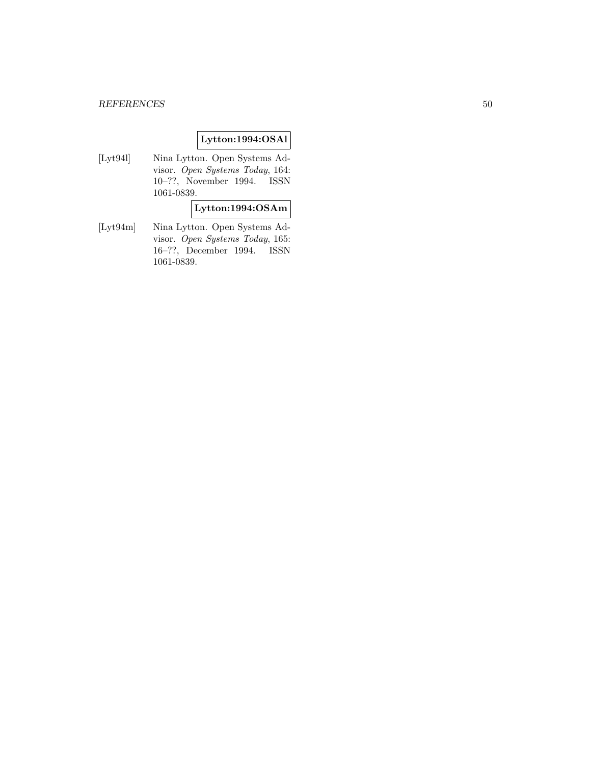**Lytton:1994:OSAl**

[Lyt94l] Nina Lytton. Open Systems Advisor. *Open Systems Today*, 164: 10–??, November 1994. ISSN 1061-0839.

**Lytton:1994:OSAm**

[Lyt94m] Nina Lytton. Open Systems Advisor. *Open Systems Today*, 165: 16–??, December 1994. ISSN 1061-0839.